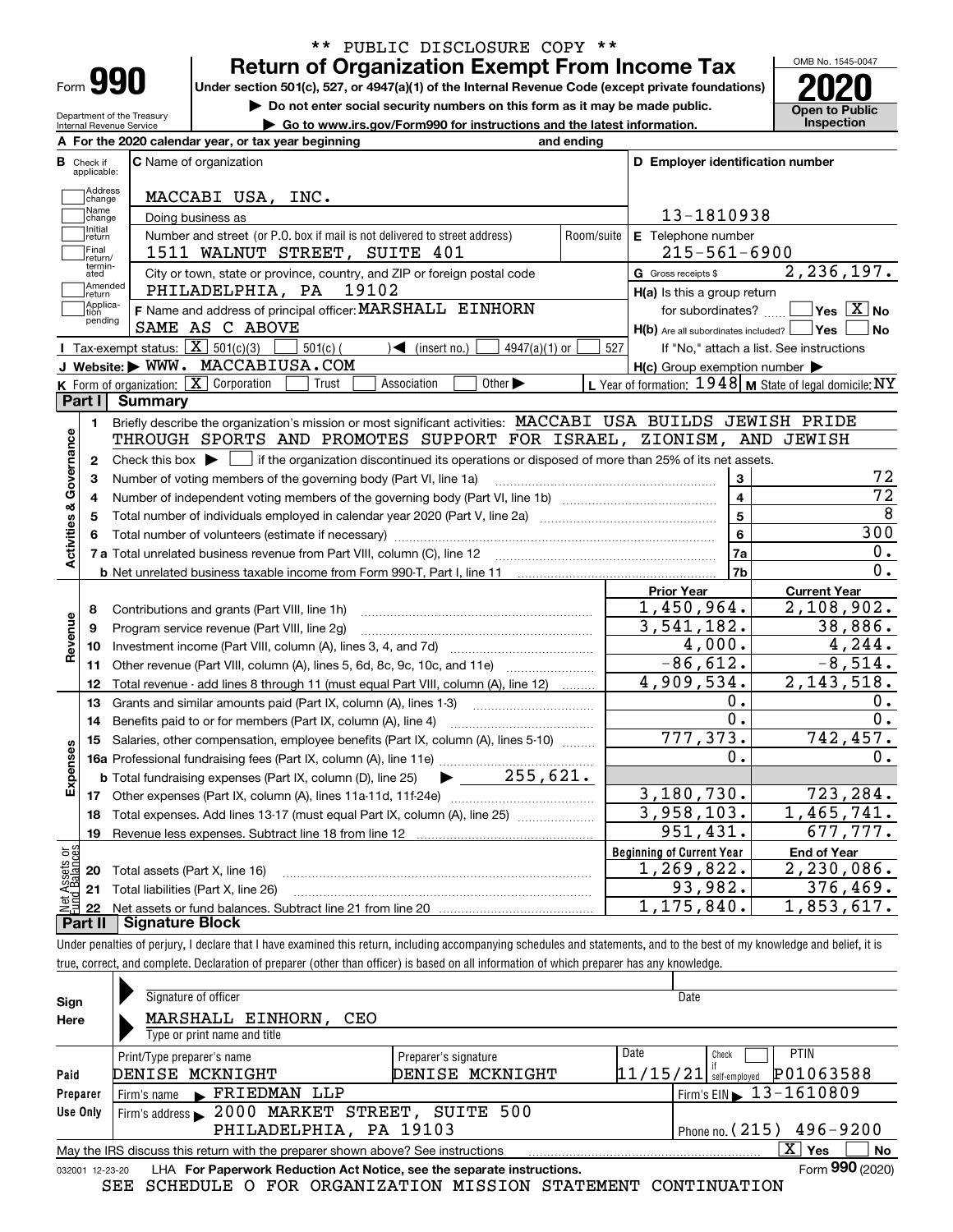** PUBLIC DISCLOSURE COPY **

# Form 990 — Return of Organization Exempt From Income Tax

Under section 501(c), 527, or 4947(a)(1) of the Internal Revenue Code (except private foundations)

▶ Do not enter social security numbers on this form as it may be made public.

▶ Go to www.irs.gov/Form990 for instructions and the latest information.

OMB No. 1545-0047

**2020**

**Open to Public Inspection**

Department of the Treasury
Internal Revenue Service

**A** For the 2020 calendar year, or tax year beginning and ending

**B** Check if applicable: Address change, Name change, Initial return, Final return/terminated, Amended return, Application pending

**C** Name of organization: MACCABI USA, INC.

Doing business as

Number and street (or P.O. box if mail is not delivered to street address) Room/suite: 1511 WALNUT STREET, SUITE 401

City or town, state or province, country, and ZIP or foreign postal code: PHILADELPHIA, PA 19102

**D** Employer identification number: 13-1810938

**E** Telephone number: 215-561-6900

**G** Gross receipts $ 2,236,197.

**F** Name and address of principal officer: MARSHALL EINHORN
SAME AS C ABOVE

**H(a)** Is this a group return for subordinates? Yes [ ] No [X]

**H(b)** Are all subordinates included? Yes [ ] No [ ]
If "No," attach a list. See instructions

**H(c)** Group exemption number ▶

**I** Tax-exempt status: [X] 501(c)(3) [ ] 501(c) ( ) ◀ (insert no.) [ ] 4947(a)(1) or [ ] 527

**J** Website: ▶ WWW. MACCABIUSA.COM

**K** Form of organization: [X] Corporation [ ] Trust [ ] Association [ ] Other ▶

**L** Year of formation: 1948 **M** State of legal domicile: NY

## Part I Summary

**Activities & Governance**

1. Briefly describe the organization's mission or most significant activities: MACCABI USA BUILDS JEWISH PRIDE THROUGH SPORTS AND PROMOTES SUPPORT FOR ISRAEL, ZIONISM, AND JEWISH
2. Check this box ▶ [ ] if the organization discontinued its operations or disposed of more than 25% of its net assets.

| | | | |
|---|---|---|---|
| 3 | Number of voting members of the governing body (Part VI, line 1a) | 3 | 72 |
| 4 | Number of independent voting members of the governing body (Part VI, line 1b) | 4 | 72 |
| 5 | Total number of individuals employed in calendar year 2020 (Part V, line 2a) | 5 | 8 |
| 6 | Total number of volunteers (estimate if necessary) | 6 | 300 |
| 7a | Total unrelated business revenue from Part VIII, column (C), line 12 | 7a | 0. |
| b | Net unrelated business taxable income from Form 990-T, Part I, line 11 | 7b | 0. |

| | | Prior Year | Current Year |
|---|---|---|---|
| **Revenue** | | | |
| 8 | Contributions and grants (Part VIII, line 1h) | 1,450,964. | 2,108,902. |
| 9 | Program service revenue (Part VIII, line 2g) | 3,541,182. | 38,886. |
| 10 | Investment income (Part VIII, column (A), lines 3, 4, and 7d) | 4,000. | 4,244. |
| 11 | Other revenue (Part VIII, column (A), lines 5, 6d, 8c, 9c, 10c, and 11e) | -86,612. | -8,514. |
| 12 | Total revenue - add lines 8 through 11 (must equal Part VIII, column (A), line 12) | 4,909,534. | 2,143,518. |
| **Expenses** | | | |
| 13 | Grants and similar amounts paid (Part IX, column (A), lines 1-3) | 0. | 0. |
| 14 | Benefits paid to or for members (Part IX, column (A), line 4) | 0. | 0. |
| 15 | Salaries, other compensation, employee benefits (Part IX, column (A), lines 5-10) | 777,373. | 742,457. |
| 16a | Professional fundraising fees (Part IX, column (A), line 11e) | 0. | 0. |
| b | Total fundraising expenses (Part IX, column (D), line 25) ▶ 255,621. | | |
| 17 | Other expenses (Part IX, column (A), lines 11a-11d, 11f-24e) | 3,180,730. | 723,284. |
| 18 | Total expenses. Add lines 13-17 (must equal Part IX, column (A), line 25) | 3,958,103. | 1,465,741. |
| 19 | Revenue less expenses. Subtract line 18 from line 12 | 951,431. | 677,777. |

| **Net Assets or Fund Balances** | | Beginning of Current Year | End of Year |
|---|---|---|---|
| 20 | Total assets (Part X, line 16) | 1,269,822. | 2,230,086. |
| 21 | Total liabilities (Part X, line 26) | 93,982. | 376,469. |
| 22 | Net assets or fund balances. Subtract line 21 from line 20 | 1,175,840. | 1,853,617. |

## Part II Signature Block

Under penalties of perjury, I declare that I have examined this return, including accompanying schedules and statements, and to the best of my knowledge and belief, it is true, correct, and complete. Declaration of preparer (other than officer) is based on all information of which preparer has any knowledge.

**Sign Here**

Signature of officer — Date

MARSHALL EINHORN, CEO
Type or print name and title

**Paid Preparer Use Only**

| Print/Type preparer's name | Preparer's signature | Date | Check if self-employed | PTIN |
|---|---|---|---|---|
| DENISE MCKNIGHT | DENISE MCKNIGHT | 11/15/21 | [ ] | P01063588 |

Firm's name ▶ FRIEDMAN LLP — Firm's EIN ▶ 13-1610809

Firm's address ▶ 2000 MARKET STREET, SUITE 500, PHILADELPHIA, PA 19103 — Phone no. (215) 496-9200

May the IRS discuss this return with the preparer shown above? See instructions [X] Yes [ ] No

032001 12-23-20 LHA For Paperwork Reduction Act Notice, see the separate instructions. Form **990** (2020)

SEE SCHEDULE O FOR ORGANIZATION MISSION STATEMENT CONTINUATION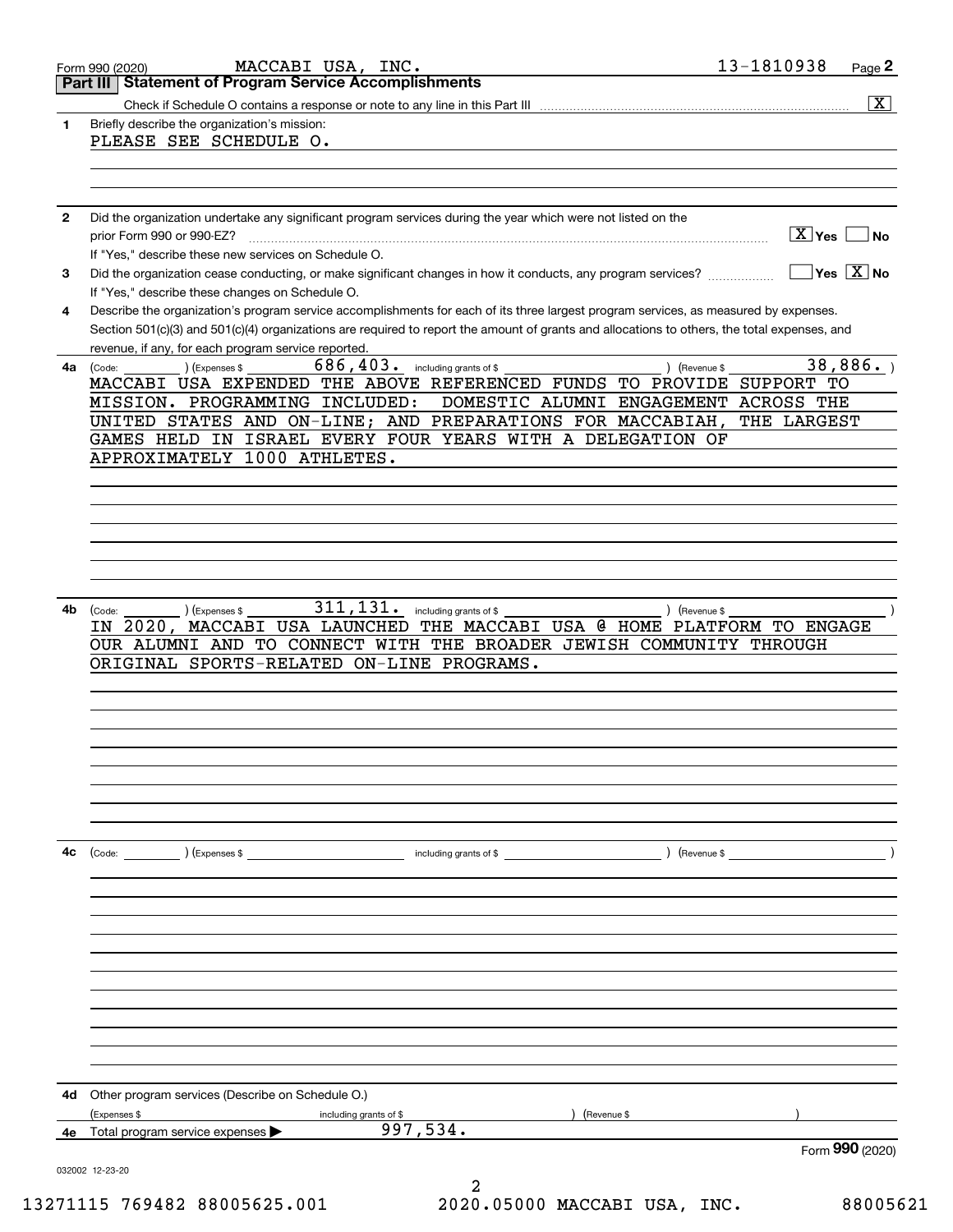Form 990 (2020) MACCABI USA, INC. 13-1810938 Page 2

## Part III Statement of Program Service Accomplishments

Check if Schedule O contains a response or note to any line in this Part III [X]

**1** Briefly describe the organization's mission:

PLEASE SEE SCHEDULE O.

**2** Did the organization undertake any significant program services during the year which were not listed on the prior Form 990 or 990-EZ? [X] Yes [ ] No

If "Yes," describe these new services on Schedule O.

**3** Did the organization cease conducting, or make significant changes in how it conducts, any program services? [ ] Yes [X] No

If "Yes," describe these changes on Schedule O.

**4** Describe the organization's program service accomplishments for each of its three largest program services, as measured by expenses. Section 501(c)(3) and 501(c)(4) organizations are required to report the amount of grants and allocations to others, the total expenses, and revenue, if any, for each program service reported.

**4a** (Code: ) (Expenses $ 686,403. including grants of $ ) (Revenue $ 38,886. )

MACCABI USA EXPENDED THE ABOVE REFERENCED FUNDS TO PROVIDE SUPPORT TO MISSION. PROGRAMMING INCLUDED: DOMESTIC ALUMNI ENGAGEMENT ACROSS THE UNITED STATES AND ON-LINE; AND PREPARATIONS FOR MACCABIAH, THE LARGEST GAMES HELD IN ISRAEL EVERY FOUR YEARS WITH A DELEGATION OF APPROXIMATELY 1000 ATHLETES.

**4b** (Code: ) (Expenses $ 311,131. including grants of $ ) (Revenue $ )

IN 2020, MACCABI USA LAUNCHED THE MACCABI USA @ HOME PLATFORM TO ENGAGE OUR ALUMNI AND TO CONNECT WITH THE BROADER JEWISH COMMUNITY THROUGH ORIGINAL SPORTS-RELATED ON-LINE PROGRAMS.

**4c** (Code: ) (Expenses $ including grants of $ ) (Revenue $ )

**4d** Other program services (Describe on Schedule O.)

(Expenses $ including grants of $ ) (Revenue $ )

**4e** Total program service expenses ▶ 997,534.

Form **990** (2020)

032002 12-23-20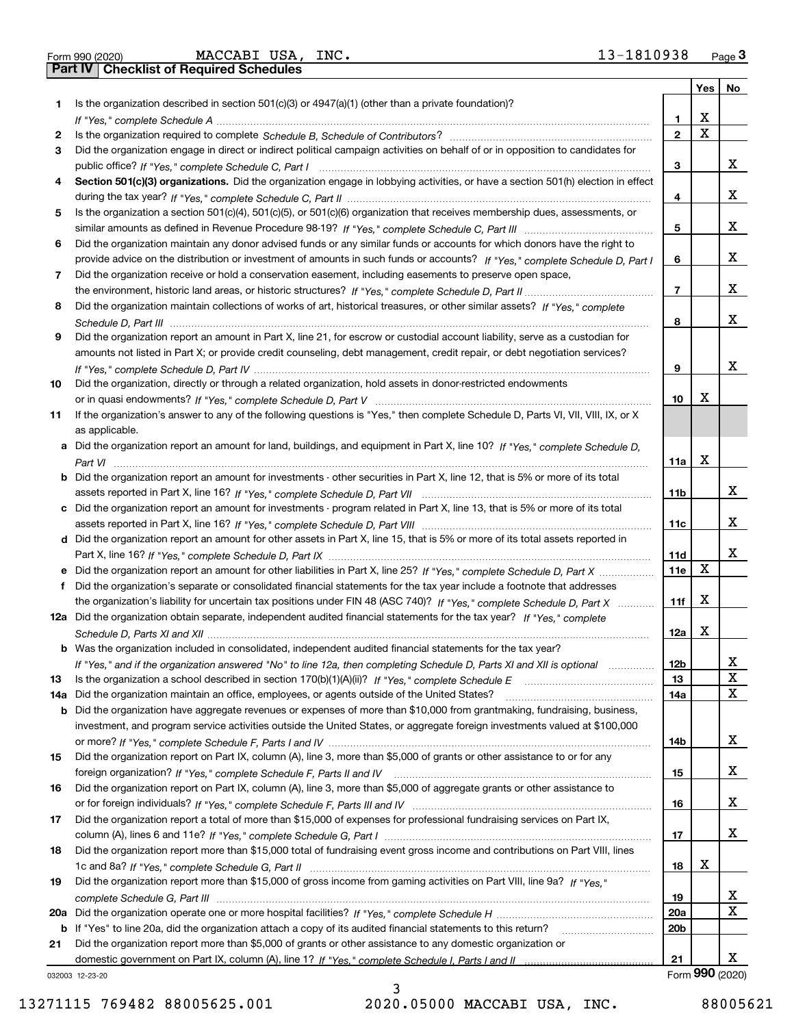Form 990 (2020) MACCABI USA, INC. 13-1810938 Page 3

**Part IV | Checklist of Required Schedules**

| | | | Yes | No |
|---|---|---|---|---|
| 1 | Is the organization described in section 501(c)(3) or 4947(a)(1) (other than a private foundation)? *If "Yes," complete Schedule A* | 1 | X | |
| 2 | Is the organization required to complete *Schedule B, Schedule of Contributors*? | 2 | X | |
| 3 | Did the organization engage in direct or indirect political campaign activities on behalf of or in opposition to candidates for public office? *If "Yes," complete Schedule C, Part I* | 3 | | X |
| 4 | **Section 501(c)(3) organizations.** Did the organization engage in lobbying activities, or have a section 501(h) election in effect during the tax year? *If "Yes," complete Schedule C, Part II* | 4 | | X |
| 5 | Is the organization a section 501(c)(4), 501(c)(5), or 501(c)(6) organization that receives membership dues, assessments, or similar amounts as defined in Revenue Procedure 98-19? *If "Yes," complete Schedule C, Part III* | 5 | | X |
| 6 | Did the organization maintain any donor advised funds or any similar funds or accounts for which donors have the right to provide advice on the distribution or investment of amounts in such funds or accounts? *If "Yes," complete Schedule D, Part I* | 6 | | X |
| 7 | Did the organization receive or hold a conservation easement, including easements to preserve open space, the environment, historic land areas, or historic structures? *If "Yes," complete Schedule D, Part II* | 7 | | X |
| 8 | Did the organization maintain collections of works of art, historical treasures, or other similar assets? *If "Yes," complete Schedule D, Part III* | 8 | | X |
| 9 | Did the organization report an amount in Part X, line 21, for escrow or custodial account liability, serve as a custodian for amounts not listed in Part X; or provide credit counseling, debt management, credit repair, or debt negotiation services? *If "Yes," complete Schedule D, Part IV* | 9 | | X |
| 10 | Did the organization, directly or through a related organization, hold assets in donor-restricted endowments or in quasi endowments? *If "Yes," complete Schedule D, Part V* | 10 | X | |
| 11 | If the organization's answer to any of the following questions is "Yes," then complete Schedule D, Parts VI, VII, VIII, IX, or X as applicable. | | | |
| a | Did the organization report an amount for land, buildings, and equipment in Part X, line 10? *If "Yes," complete Schedule D, Part VI* | 11a | X | |
| b | Did the organization report an amount for investments - other securities in Part X, line 12, that is 5% or more of its total assets reported in Part X, line 16? *If "Yes," complete Schedule D, Part VII* | 11b | | X |
| c | Did the organization report an amount for investments - program related in Part X, line 13, that is 5% or more of its total assets reported in Part X, line 16? *If "Yes," complete Schedule D, Part VIII* | 11c | | X |
| d | Did the organization report an amount for other assets in Part X, line 15, that is 5% or more of its total assets reported in Part X, line 16? *If "Yes," complete Schedule D, Part IX* | 11d | | X |
| e | Did the organization report an amount for other liabilities in Part X, line 25? *If "Yes," complete Schedule D, Part X* | 11e | X | |
| f | Did the organization's separate or consolidated financial statements for the tax year include a footnote that addresses the organization's liability for uncertain tax positions under FIN 48 (ASC 740)? *If "Yes," complete Schedule D, Part X* | 11f | X | |
| 12a | Did the organization obtain separate, independent audited financial statements for the tax year? *If "Yes," complete Schedule D, Parts XI and XII* | 12a | X | |
| b | Was the organization included in consolidated, independent audited financial statements for the tax year? *If "Yes," and if the organization answered "No" to line 12a, then completing Schedule D, Parts XI and XII is optional* | 12b | | X |
| 13 | Is the organization a school described in section 170(b)(1)(A)(ii)? *If "Yes," complete Schedule E* | 13 | | X |
| 14a | Did the organization maintain an office, employees, or agents outside of the United States? | 14a | | X |
| b | Did the organization have aggregate revenues or expenses of more than $10,000 from grantmaking, fundraising, business, investment, and program service activities outside the United States, or aggregate foreign investments valued at $100,000 or more? *If "Yes," complete Schedule F, Parts I and IV* | 14b | | X |
| 15 | Did the organization report on Part IX, column (A), line 3, more than $5,000 of grants or other assistance to or for any foreign organization? *If "Yes," complete Schedule F, Parts II and IV* | 15 | | X |
| 16 | Did the organization report on Part IX, column (A), line 3, more than $5,000 of aggregate grants or other assistance to or for foreign individuals? *If "Yes," complete Schedule F, Parts III and IV* | 16 | | X |
| 17 | Did the organization report a total of more than $15,000 of expenses for professional fundraising services on Part IX, column (A), lines 6 and 11e? *If "Yes," complete Schedule G, Part I* | 17 | | X |
| 18 | Did the organization report more than $15,000 total of fundraising event gross income and contributions on Part VIII, lines 1c and 8a? *If "Yes," complete Schedule G, Part II* | 18 | X | |
| 19 | Did the organization report more than $15,000 of gross income from gaming activities on Part VIII, line 9a? *If "Yes," complete Schedule G, Part III* | 19 | | X |
| 20a | Did the organization operate one or more hospital facilities? *If "Yes," complete Schedule H* | 20a | | X |
| b | If "Yes" to line 20a, did the organization attach a copy of its audited financial statements to this return? | 20b | | |
| 21 | Did the organization report more than $5,000 of grants or other assistance to any domestic organization or domestic government on Part IX, column (A), line 1? *If "Yes," complete Schedule I, Parts I and II* | 21 | | X |

032003 12-23-20 Form **990** (2020)

13271115 769482 88005625.001 2020.05000 MACCABI USA, INC. 88005621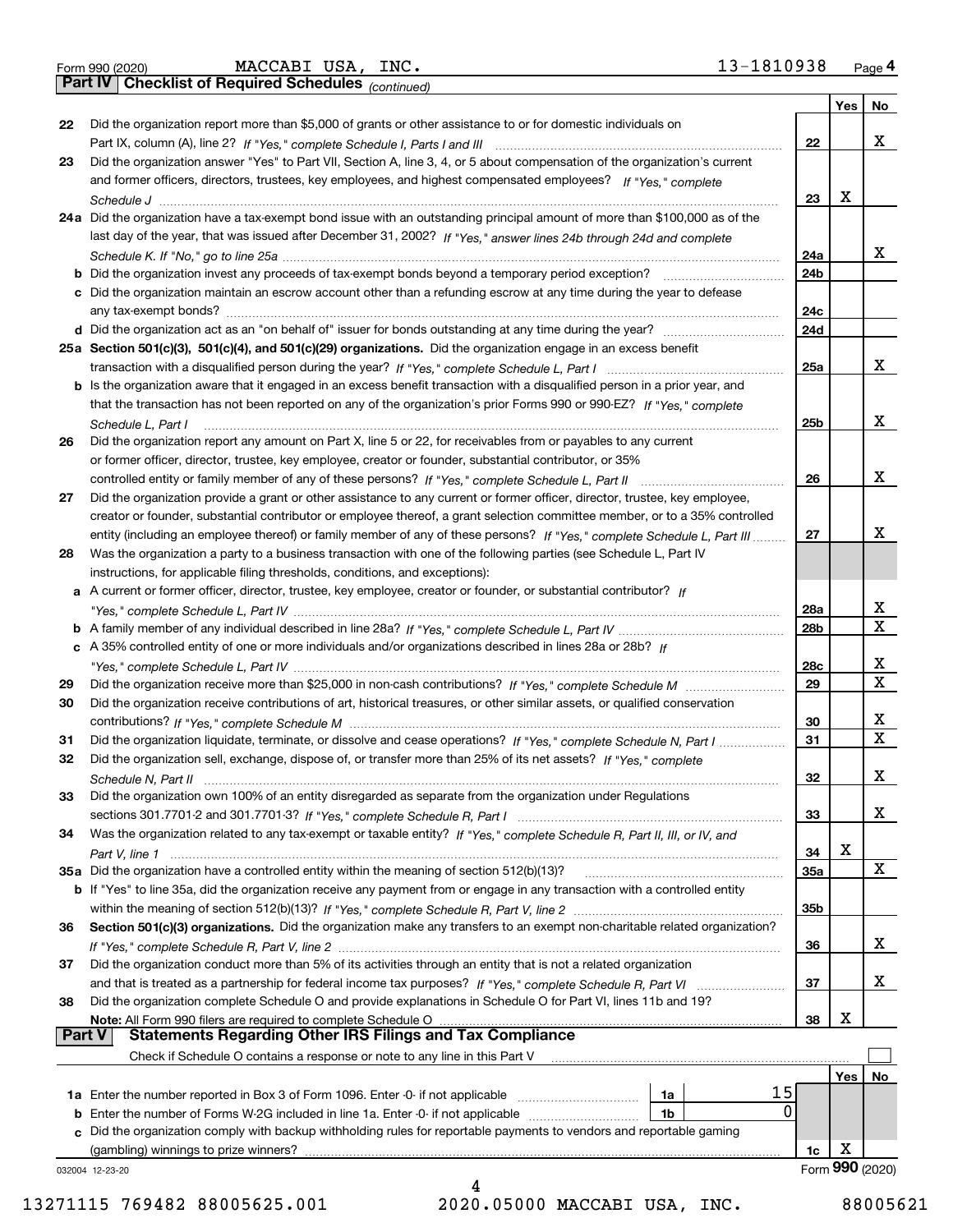Form 990 (2020) MACCABI USA, INC. 13-1810938 Page 4

## Part IV Checklist of Required Schedules *(continued)*

| | | | Yes | No |
|---|---|---|---|---|
| 22 | Did the organization report more than $5,000 of grants or other assistance to or for domestic individuals on Part IX, column (A), line 2? *If "Yes," complete Schedule I, Parts I and III* | 22 | | X |
| 23 | Did the organization answer "Yes" to Part VII, Section A, line 3, 4, or 5 about compensation of the organization's current and former officers, directors, trustees, key employees, and highest compensated employees? *If "Yes," complete Schedule J* | 23 | X | |
| 24a | Did the organization have a tax-exempt bond issue with an outstanding principal amount of more than $100,000 as of the last day of the year, that was issued after December 31, 2002? *If "Yes," answer lines 24b through 24d and complete Schedule K. If "No," go to line 25a* | 24a | | X |
| b | Did the organization invest any proceeds of tax-exempt bonds beyond a temporary period exception? | 24b | | |
| c | Did the organization maintain an escrow account other than a refunding escrow at any time during the year to defease any tax-exempt bonds? | 24c | | |
| d | Did the organization act as an "on behalf of" issuer for bonds outstanding at any time during the year? | 24d | | |
| 25a | **Section 501(c)(3), 501(c)(4), and 501(c)(29) organizations.** Did the organization engage in an excess benefit transaction with a disqualified person during the year? *If "Yes," complete Schedule L, Part I* | 25a | | X |
| b | Is the organization aware that it engaged in an excess benefit transaction with a disqualified person in a prior year, and that the transaction has not been reported on any of the organization's prior Forms 990 or 990-EZ? *If "Yes," complete Schedule L, Part I* | 25b | | X |
| 26 | Did the organization report any amount on Part X, line 5 or 22, for receivables from or payables to any current or former officer, director, trustee, key employee, creator or founder, substantial contributor, or 35% controlled entity or family member of any of these persons? *If "Yes," complete Schedule L, Part II* | 26 | | X |
| 27 | Did the organization provide a grant or other assistance to any current or former officer, director, trustee, key employee, creator or founder, substantial contributor or employee thereof, a grant selection committee member, or to a 35% controlled entity (including an employee thereof) or family member of any of these persons? *If "Yes," complete Schedule L, Part III* | 27 | | X |
| 28 | Was the organization a party to a business transaction with one of the following parties (see Schedule L, Part IV instructions, for applicable filing thresholds, conditions, and exceptions): | | | |
| a | A current or former officer, director, trustee, key employee, creator or founder, or substantial contributor? *If "Yes," complete Schedule L, Part IV* | 28a | | X |
| b | A family member of any individual described in line 28a? *If "Yes," complete Schedule L, Part IV* | 28b | | X |
| c | A 35% controlled entity of one or more individuals and/or organizations described in lines 28a or 28b? *If "Yes," complete Schedule L, Part IV* | 28c | | X |
| 29 | Did the organization receive more than $25,000 in non-cash contributions? *If "Yes," complete Schedule M* | 29 | | X |
| 30 | Did the organization receive contributions of art, historical treasures, or other similar assets, or qualified conservation contributions? *If "Yes," complete Schedule M* | 30 | | X |
| 31 | Did the organization liquidate, terminate, or dissolve and cease operations? *If "Yes," complete Schedule N, Part I* | 31 | | X |
| 32 | Did the organization sell, exchange, dispose of, or transfer more than 25% of its net assets? *If "Yes," complete Schedule N, Part II* | 32 | | X |
| 33 | Did the organization own 100% of an entity disregarded as separate from the organization under Regulations sections 301.7701-2 and 301.7701-3? *If "Yes," complete Schedule R, Part I* | 33 | | X |
| 34 | Was the organization related to any tax-exempt or taxable entity? *If "Yes," complete Schedule R, Part II, III, or IV, and Part V, line 1* | 34 | X | |
| 35a | Did the organization have a controlled entity within the meaning of section 512(b)(13)? | 35a | | X |
| b | If "Yes" to line 35a, did the organization receive any payment from or engage in any transaction with a controlled entity within the meaning of section 512(b)(13)? *If "Yes," complete Schedule R, Part V, line 2* | 35b | | |
| 36 | **Section 501(c)(3) organizations.** Did the organization make any transfers to an exempt non-charitable related organization? *If "Yes," complete Schedule R, Part V, line 2* | 36 | | X |
| 37 | Did the organization conduct more than 5% of its activities through an entity that is not a related organization and that is treated as a partnership for federal income tax purposes? *If "Yes," complete Schedule R, Part VI* | 37 | | X |
| 38 | Did the organization complete Schedule O and provide explanations in Schedule O for Part VI, lines 11b and 19? **Note:** All Form 990 filers are required to complete Schedule O | 38 | X | |

## Part V Statements Regarding Other IRS Filings and Tax Compliance

Check if Schedule O contains a response or note to any line in this Part V ☐

| | | | | | Yes | No |
|---|---|---|---|---|---|---|
| 1a | Enter the number reported in Box 3 of Form 1096. Enter -0- if not applicable | 1a | 15 | | | |
| b | Enter the number of Forms W-2G included in line 1a. Enter -0- if not applicable | 1b | 0 | | | |
| c | Did the organization comply with backup withholding rules for reportable payments to vendors and reportable gaming (gambling) winnings to prize winners? | | | 1c | X | |

032004 12-23-20 Form **990** (2020)

13271115 769482 88005625.001 2020.05000 MACCABI USA, INC. 88005621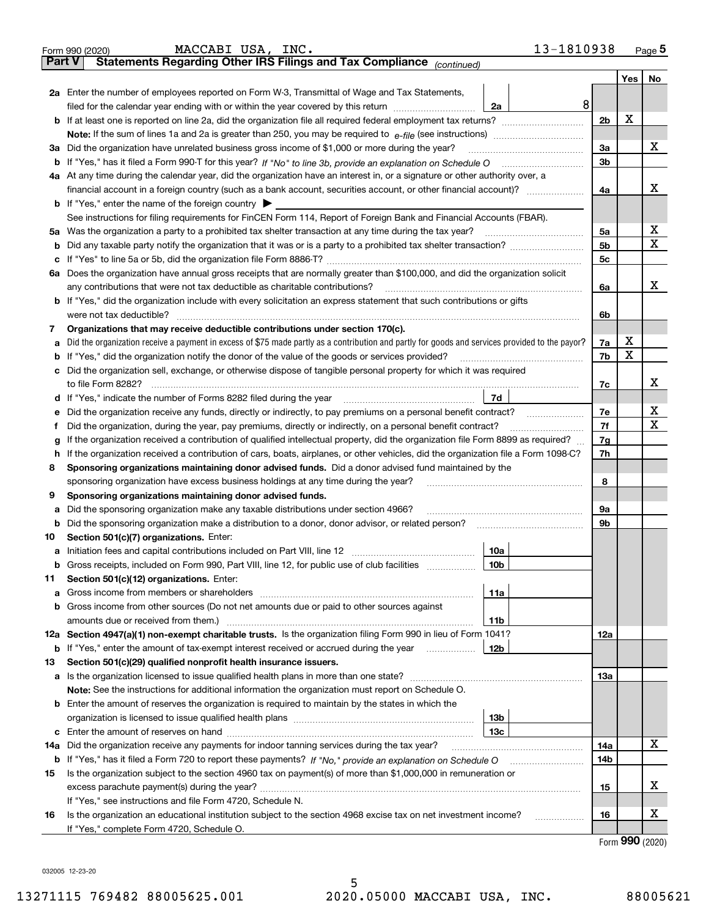Form 990 (2020) MACCABI USA, INC. 13-1810938 Page **5**

## Part V Statements Regarding Other IRS Filings and Tax Compliance *(continued)*

| | | | | | Yes | No |
|---|---|---|---|---|---|---|
| **2a** | Enter the number of employees reported on Form W-3, Transmittal of Wage and Tax Statements, filed for the calendar year ending with or within the year covered by this return | 2a | 8 | | | |
| **b** | If at least one is reported on line 2a, did the organization file all required federal employment tax returns? | | | 2b | X | |
| | **Note:** If the sum of lines 1a and 2a is greater than 250, you may be required to *e-file* (see instructions) | | | | | |
| **3a** | Did the organization have unrelated business gross income of $1,000 or more during the year? | | | 3a | | X |
| **b** | If "Yes," has it filed a Form 990-T for this year? *If "No" to line 3b, provide an explanation on Schedule O* | | | 3b | | |
| **4a** | At any time during the calendar year, did the organization have an interest in, or a signature or other authority over, a financial account in a foreign country (such as a bank account, securities account, or other financial account)? | | | 4a | | X |
| **b** | If "Yes," enter the name of the foreign country ▶ | | | | | |
| | See instructions for filing requirements for FinCEN Form 114, Report of Foreign Bank and Financial Accounts (FBAR). | | | | | |
| **5a** | Was the organization a party to a prohibited tax shelter transaction at any time during the tax year? | | | 5a | | X |
| **b** | Did any taxable party notify the organization that it was or is a party to a prohibited tax shelter transaction? | | | 5b | | X |
| **c** | If "Yes" to line 5a or 5b, did the organization file Form 8886-T? | | | 5c | | |
| **6a** | Does the organization have annual gross receipts that are normally greater than $100,000, and did the organization solicit any contributions that were not tax deductible as charitable contributions? | | | 6a | | X |
| **b** | If "Yes," did the organization include with every solicitation an express statement that such contributions or gifts were not tax deductible? | | | 6b | | |
| **7** | **Organizations that may receive deductible contributions under section 170(c).** | | | | | |
| **a** | Did the organization receive a payment in excess of $75 made partly as a contribution and partly for goods and services provided to the payor? | | | 7a | X | |
| **b** | If "Yes," did the organization notify the donor of the value of the goods or services provided? | | | 7b | X | |
| **c** | Did the organization sell, exchange, or otherwise dispose of tangible personal property for which it was required to file Form 8282? | | | 7c | | X |
| **d** | If "Yes," indicate the number of Forms 8282 filed during the year | 7d | | | | |
| **e** | Did the organization receive any funds, directly or indirectly, to pay premiums on a personal benefit contract? | | | 7e | | X |
| **f** | Did the organization, during the year, pay premiums, directly or indirectly, on a personal benefit contract? | | | 7f | | X |
| **g** | If the organization received a contribution of qualified intellectual property, did the organization file Form 8899 as required? | | | 7g | | |
| **h** | If the organization received a contribution of cars, boats, airplanes, or other vehicles, did the organization file a Form 1098-C? | | | 7h | | |
| **8** | **Sponsoring organizations maintaining donor advised funds.** Did a donor advised fund maintained by the sponsoring organization have excess business holdings at any time during the year? | | | 8 | | |
| **9** | **Sponsoring organizations maintaining donor advised funds.** | | | | | |
| **a** | Did the sponsoring organization make any taxable distributions under section 4966? | | | 9a | | |
| **b** | Did the sponsoring organization make a distribution to a donor, donor advisor, or related person? | | | 9b | | |
| **10** | **Section 501(c)(7) organizations.** Enter: | | | | | |
| **a** | Initiation fees and capital contributions included on Part VIII, line 12 | 10a | | | | |
| **b** | Gross receipts, included on Form 990, Part VIII, line 12, for public use of club facilities | 10b | | | | |
| **11** | **Section 501(c)(12) organizations.** Enter: | | | | | |
| **a** | Gross income from members or shareholders | 11a | | | | |
| **b** | Gross income from other sources (Do not net amounts due or paid to other sources against amounts due or received from them.) | 11b | | | | |
| **12a** | **Section 4947(a)(1) non-exempt charitable trusts.** Is the organization filing Form 990 in lieu of Form 1041? | | | 12a | | |
| **b** | If "Yes," enter the amount of tax-exempt interest received or accrued during the year | 12b | | | | |
| **13** | **Section 501(c)(29) qualified nonprofit health insurance issuers.** | | | | | |
| **a** | Is the organization licensed to issue qualified health plans in more than one state? | | | 13a | | |
| | **Note:** See the instructions for additional information the organization must report on Schedule O. | | | | | |
| **b** | Enter the amount of reserves the organization is required to maintain by the states in which the organization is licensed to issue qualified health plans | 13b | | | | |
| **c** | Enter the amount of reserves on hand | 13c | | | | |
| **14a** | Did the organization receive any payments for indoor tanning services during the tax year? | | | 14a | | X |
| **b** | If "Yes," has it filed a Form 720 to report these payments? *If "No," provide an explanation on Schedule O* | | | 14b | | |
| **15** | Is the organization subject to the section 4960 tax on payment(s) of more than $1,000,000 in remuneration or excess parachute payment(s) during the year? | | | 15 | | X |
| | If "Yes," see instructions and file Form 4720, Schedule N. | | | | | |
| **16** | Is the organization an educational institution subject to the section 4968 excise tax on net investment income? | | | 16 | | X |
| | If "Yes," complete Form 4720, Schedule O. | | | | | |

Form **990** (2020)

032005 12-23-20

13271115 769482 88005625.001 2020.05000 MACCABI USA, INC. 88005621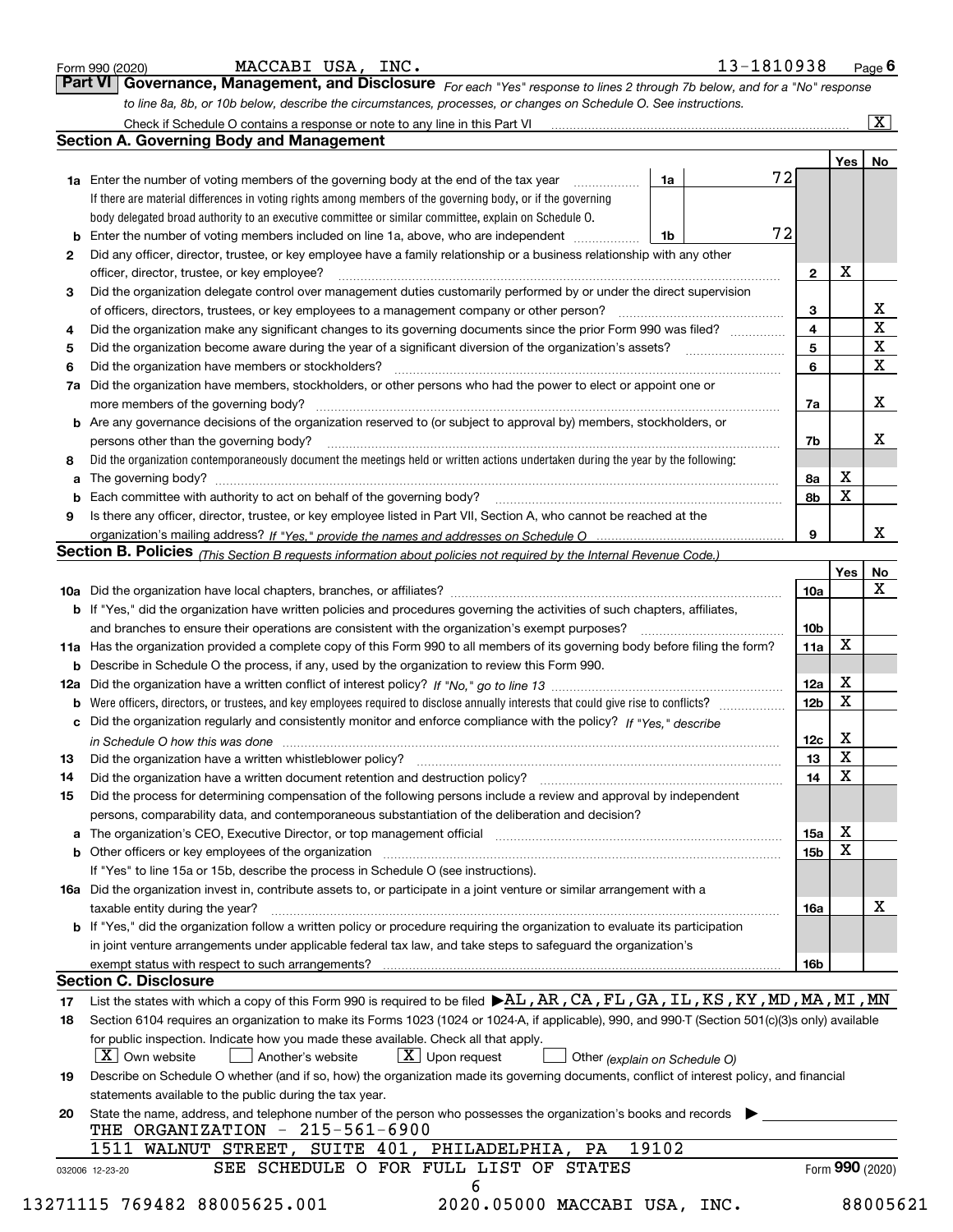Form 990 (2020) MACCABI USA, INC. 13-1810938 Page 6

## Part VI Governance, Management, and Disclosure

*For each "Yes" response to lines 2 through 7b below, and for a "No" response to line 8a, 8b, or 10b below, describe the circumstances, processes, or changes on Schedule O. See instructions.*

Check if Schedule O contains a response or note to any line in this Part VI .... [X]

### Section A. Governing Body and Management

| | | | | Yes | No |
|---|---|---|---|---|---|
| **1a** | Enter the number of voting members of the governing body at the end of the tax year. If there are material differences in voting rights among members of the governing body, or if the governing body delegated broad authority to an executive committee or similar committee, explain on Schedule O. | 1a | 72 | | |
| **b** | Enter the number of voting members included on line 1a, above, who are independent | 1b | 72 | | |
| **2** | Did any officer, director, trustee, or key employee have a family relationship or a business relationship with any other officer, director, trustee, or key employee? | 2 | | X | |
| **3** | Did the organization delegate control over management duties customarily performed by or under the direct supervision of officers, directors, trustees, or key employees to a management company or other person? | 3 | | | X |
| **4** | Did the organization make any significant changes to its governing documents since the prior Form 990 was filed? | 4 | | | X |
| **5** | Did the organization become aware during the year of a significant diversion of the organization's assets? | 5 | | | X |
| **6** | Did the organization have members or stockholders? | 6 | | | X |
| **7a** | Did the organization have members, stockholders, or other persons who had the power to elect or appoint one or more members of the governing body? | 7a | | | X |
| **b** | Are any governance decisions of the organization reserved to (or subject to approval by) members, stockholders, or persons other than the governing body? | 7b | | | X |
| **8** | Did the organization contemporaneously document the meetings held or written actions undertaken during the year by the following: | | | | |
| **a** | The governing body? | 8a | | X | |
| **b** | Each committee with authority to act on behalf of the governing body? | 8b | | X | |
| **9** | Is there any officer, director, trustee, or key employee listed in Part VII, Section A, who cannot be reached at the organization's mailing address? *If "Yes," provide the names and addresses on Schedule O* | 9 | | | X |

### Section B. Policies *(This Section B requests information about policies not required by the Internal Revenue Code.)*

| | | | Yes | No |
|---|---|---|---|---|
| **10a** | Did the organization have local chapters, branches, or affiliates? | 10a | | X |
| **b** | If "Yes," did the organization have written policies and procedures governing the activities of such chapters, affiliates, and branches to ensure their operations are consistent with the organization's exempt purposes? | 10b | | |
| **11a** | Has the organization provided a complete copy of this Form 990 to all members of its governing body before filing the form? | 11a | X | |
| **b** | Describe in Schedule O the process, if any, used by the organization to review this Form 990. | | | |
| **12a** | Did the organization have a written conflict of interest policy? *If "No," go to line 13* | 12a | X | |
| **b** | Were officers, directors, or trustees, and key employees required to disclose annually interests that could give rise to conflicts? | 12b | X | |
| **c** | Did the organization regularly and consistently monitor and enforce compliance with the policy? *If "Yes," describe in Schedule O how this was done* | 12c | X | |
| **13** | Did the organization have a written whistleblower policy? | 13 | X | |
| **14** | Did the organization have a written document retention and destruction policy? | 14 | X | |
| **15** | Did the process for determining compensation of the following persons include a review and approval by independent persons, comparability data, and contemporaneous substantiation of the deliberation and decision? | | | |
| **a** | The organization's CEO, Executive Director, or top management official | 15a | X | |
| **b** | Other officers or key employees of the organization | 15b | X | |
| | If "Yes" to line 15a or 15b, describe the process in Schedule O (see instructions). | | | |
| **16a** | Did the organization invest in, contribute assets to, or participate in a joint venture or similar arrangement with a taxable entity during the year? | 16a | | X |
| **b** | If "Yes," did the organization follow a written policy or procedure requiring the organization to evaluate its participation in joint venture arrangements under applicable federal tax law, and take steps to safeguard the organization's exempt status with respect to such arrangements? | 16b | | |

### Section C. Disclosure

**17** List the states with which a copy of this Form 990 is required to be filed ▶ AL,AR,CA,FL,GA,IL,KS,KY,MD,MA,MI,MN

**18** Section 6104 requires an organization to make its Forms 1023 (1024 or 1024-A, if applicable), 990, and 990-T (Section 501(c)(3)s only) available for public inspection. Indicate how you made these available. Check all that apply.

[X] Own website [ ] Another's website [X] Upon request [ ] Other *(explain on Schedule O)*

**19** Describe on Schedule O whether (and if so, how) the organization made its governing documents, conflict of interest policy, and financial statements available to the public during the tax year.

**20** State the name, address, and telephone number of the person who possesses the organization's books and records ▶

THE ORGANIZATION - 215-561-6900
1511 WALNUT STREET, SUITE 401, PHILADELPHIA, PA 19102

SEE SCHEDULE O FOR FULL LIST OF STATES

032006 12-23-20 Form **990** (2020)

13271115 769482 88005625.001 2020.05000 MACCABI USA, INC. 88005621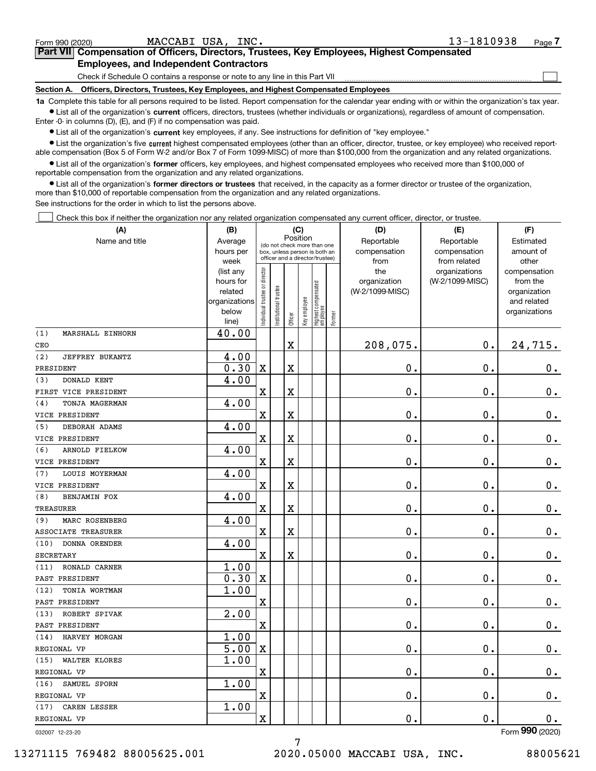Form 990 (2020) MACCABI USA, INC. 13-1810938 Page 7

## Part VII Compensation of Officers, Directors, Trustees, Key Employees, Highest Compensated Employees, and Independent Contractors

Check if Schedule O contains a response or note to any line in this Part VII

### Section A. Officers, Directors, Trustees, Key Employees, and Highest Compensated Employees

**1a** Complete this table for all persons required to be listed. Report compensation for the calendar year ending with or within the organization's tax year.

- List all of the organization's **current** officers, directors, trustees (whether individuals or organizations), regardless of amount of compensation. Enter -0- in columns (D), (E), and (F) if no compensation was paid.
- List all of the organization's **current** key employees, if any. See instructions for definition of "key employee."
- List the organization's five **current** highest compensated employees (other than an officer, director, trustee, or key employee) who received reportable compensation (Box 5 of Form W-2 and/or Box 7 of Form 1099-MISC) of more than $100,000 from the organization and any related organizations.
- List all of the organization's **former** officers, key employees, and highest compensated employees who received more than $100,000 of reportable compensation from the organization and any related organizations.
- List all of the organization's **former directors or trustees** that received, in the capacity as a former director or trustee of the organization, more than $10,000 of reportable compensation from the organization and any related organizations.

See instructions for the order in which to list the persons above.

Check this box if neither the organization nor any related organization compensated any current officer, director, or trustee.

| (A) Name and title | (B) Average hours per week (list any hours for related organizations below line) | (C) Individual trustee or director | Institutional trustee | Officer | Key employee | Highest compensated employee | Former | (D) Reportable compensation from the organization (W-2/1099-MISC) | (E) Reportable compensation from related organizations (W-2/1099-MISC) | (F) Estimated amount of other compensation from the organization and related organizations |
|---|---|---|---|---|---|---|---|---|---|---|
| (1) MARSHALL EINHORN<br>CEO | 40.00 | | | X | | | | 208,075. | 0. | 24,715. |
| (2) JEFFREY BUKANTZ<br>PRESIDENT | 4.00<br>0.30 | X | | X | | | | 0. | 0. | 0. |
| (3) DONALD KENT<br>FIRST VICE PRESIDENT | 4.00 | X | | X | | | | 0. | 0. | 0. |
| (4) TONJA MAGERMAN<br>VICE PRESIDENT | 4.00 | X | | X | | | | 0. | 0. | 0. |
| (5) DEBORAH ADAMS<br>VICE PRESIDENT | 4.00 | X | | X | | | | 0. | 0. | 0. |
| (6) ARNOLD FIELKOW<br>VICE PRESIDENT | 4.00 | X | | X | | | | 0. | 0. | 0. |
| (7) LOUIS MOYERMAN<br>VICE PRESIDENT | 4.00 | X | | X | | | | 0. | 0. | 0. |
| (8) BENJAMIN FOX<br>TREASURER | 4.00 | X | | X | | | | 0. | 0. | 0. |
| (9) MARC ROSENBERG<br>ASSOCIATE TREASURER | 4.00 | X | | X | | | | 0. | 0. | 0. |
| (10) DONNA ORENDER<br>SECRETARY | 4.00 | X | | X | | | | 0. | 0. | 0. |
| (11) RONALD CARNER<br>PAST PRESIDENT | 1.00<br>0.30 | X | | | | | | 0. | 0. | 0. |
| (12) TONIA WORTMAN<br>PAST PRESIDENT | 1.00 | X | | | | | | 0. | 0. | 0. |
| (13) ROBERT SPIVAK<br>PAST PRESIDENT | 2.00 | X | | | | | | 0. | 0. | 0. |
| (14) HARVEY MORGAN<br>REGIONAL VP | 1.00<br>5.00 | X | | | | | | 0. | 0. | 0. |
| (15) WALTER KLORES<br>REGIONAL VP | 1.00 | X | | | | | | 0. | 0. | 0. |
| (16) SAMUEL SPORN<br>REGIONAL VP | 1.00 | X | | | | | | 0. | 0. | 0. |
| (17) CAREN LESSER<br>REGIONAL VP | 1.00 | X | | | | | | 0. | 0. | 0. |

032007 12-23-20 Form **990** (2020)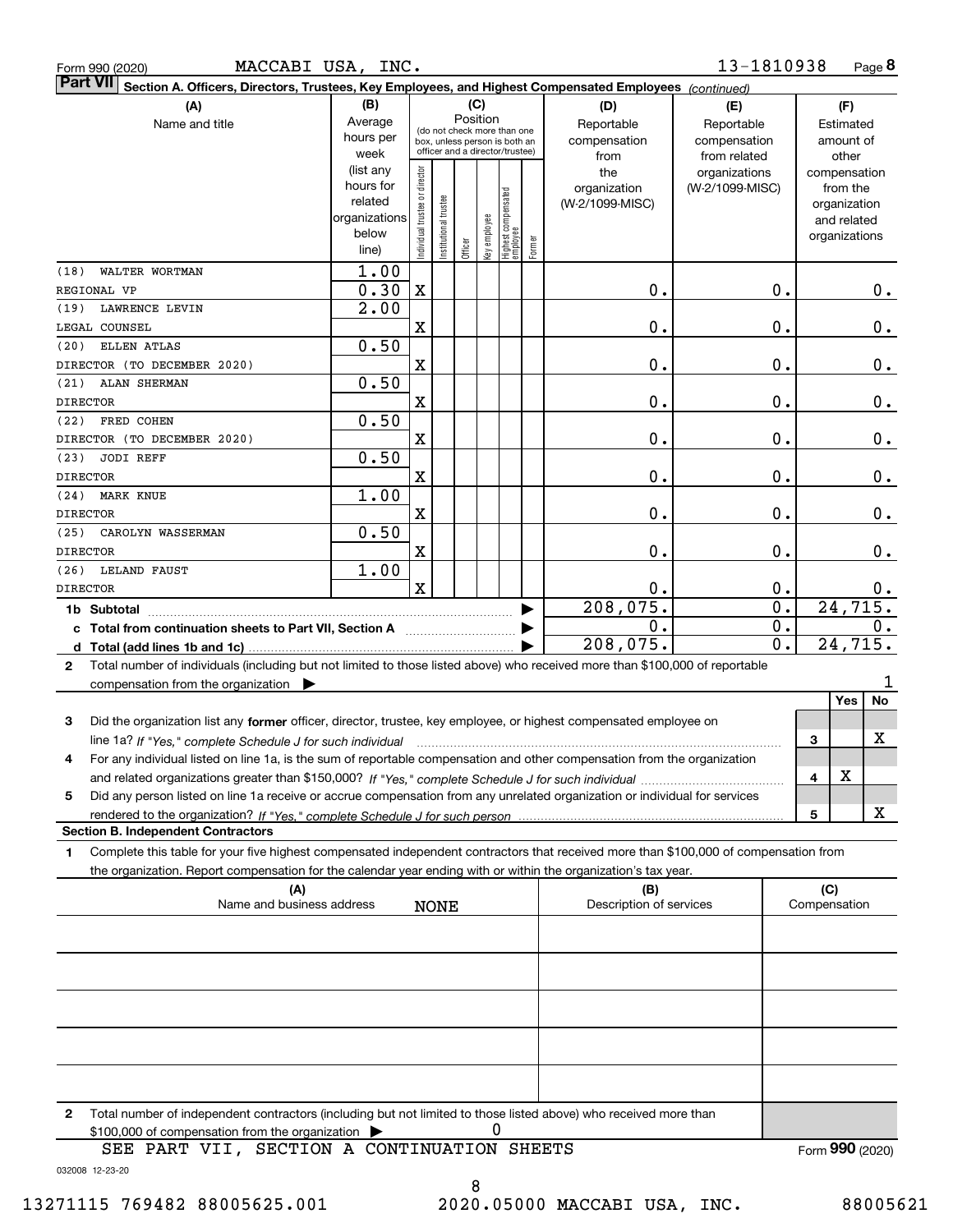Form 990 (2020) MACCABI USA, INC. 13-1810938 Page 8

**Part VII** **Section A. Officers, Directors, Trustees, Key Employees, and Highest Compensated Employees** *(continued)*

| (A) Name and title | (B) Average hours per week (list any hours for related organizations below line) | (C) Position: Individual trustee or director | Institutional trustee | Officer | Key employee | Highest compensated employee | Former | (D) Reportable compensation from the organization (W-2/1099-MISC) | (E) Reportable compensation from related organizations (W-2/1099-MISC) | (F) Estimated amount of other compensation from the organization and related organizations |
|---|---|---|---|---|---|---|---|---|---|---|
| (18) WALTER WORTMAN<br>REGIONAL VP | 1.00<br>0.30 | X | | | | | | 0. | 0. | 0. |
| (19) LAWRENCE LEVIN<br>LEGAL COUNSEL | 2.00 | X | | | | | | 0. | 0. | 0. |
| (20) ELLEN ATLAS<br>DIRECTOR (TO DECEMBER 2020) | 0.50 | X | | | | | | 0. | 0. | 0. |
| (21) ALAN SHERMAN<br>DIRECTOR | 0.50 | X | | | | | | 0. | 0. | 0. |
| (22) FRED COHEN<br>DIRECTOR (TO DECEMBER 2020) | 0.50 | X | | | | | | 0. | 0. | 0. |
| (23) JODI REFF<br>DIRECTOR | 0.50 | X | | | | | | 0. | 0. | 0. |
| (24) MARK KNUE<br>DIRECTOR | 1.00 | X | | | | | | 0. | 0. | 0. |
| (25) CAROLYN WASSERMAN<br>DIRECTOR | 0.50 | X | | | | | | 0. | 0. | 0. |
| (26) LELAND FAUST<br>DIRECTOR | 1.00 | X | | | | | | 0. | 0. | 0. |
| **1b Subtotal** | | | | | | | | 208,075. | 0. | 24,715. |
| **c Total from continuation sheets to Part VII, Section A** | | | | | | | | 0. | 0. | 0. |
| **d Total (add lines 1b and 1c)** | | | | | | | | 208,075. | 0. | 24,715. |

2 Total number of individuals (including but not limited to those listed above) who received more than $100,000 of reportable compensation from the organization ▶ 1

| | | | Yes | No |
|---|---|---|---|---|
| 3 | Did the organization list any **former** officer, director, trustee, key employee, or highest compensated employee on line 1a? *If "Yes," complete Schedule J for such individual* | 3 | | X |
| 4 | For any individual listed on line 1a, is the sum of reportable compensation and other compensation from the organization and related organizations greater than $150,000? *If "Yes," complete Schedule J for such individual* | 4 | X | |
| 5 | Did any person listed on line 1a receive or accrue compensation from any unrelated organization or individual for services rendered to the organization? *If "Yes," complete Schedule J for such person* | 5 | | X |

**Section B. Independent Contractors**

1 Complete this table for your five highest compensated independent contractors that received more than $100,000 of compensation from the organization. Report compensation for the calendar year ending with or within the organization's tax year.

| (A) Name and business address | (B) Description of services | (C) Compensation |
|---|---|---|
| NONE | | |
| | | |
| | | |
| | | |
| | | |

2 Total number of independent contractors (including but not limited to those listed above) who received more than $100,000 of compensation from the organization ▶ 0

SEE PART VII, SECTION A CONTINUATION SHEETS

Form **990** (2020)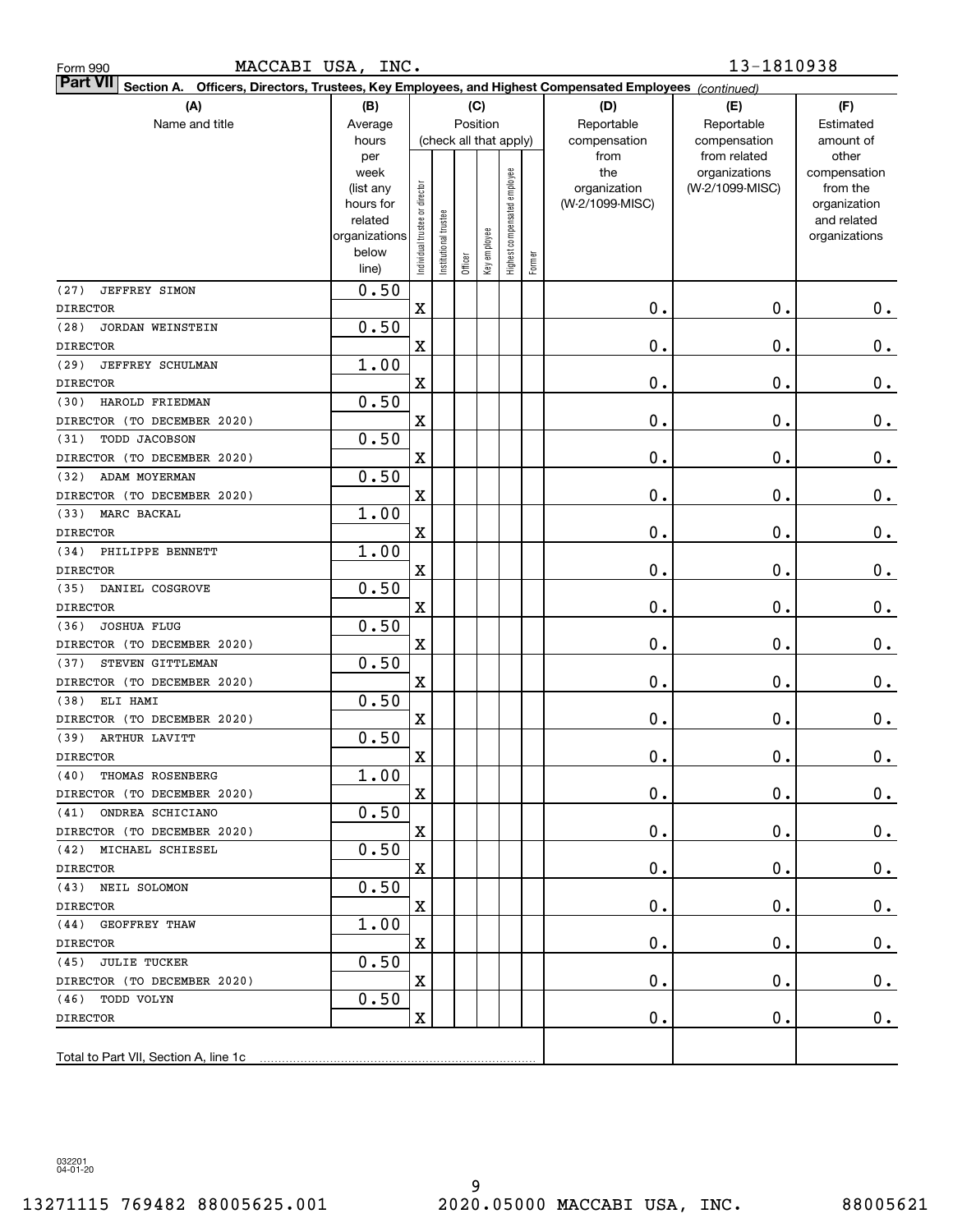Form 990 MACCABI USA, INC. 13-1810938

**Part VII Section A. Officers, Directors, Trustees, Key Employees, and Highest Compensated Employees** *(continued)*

| (A) Name and title | (B) Average hours per week (list any hours for related organizations below line) | (C) Position: Individual trustee or director | Institutional trustee | Officer | Key employee | Highest compensated employee | Former | (D) Reportable compensation from the organization (W-2/1099-MISC) | (E) Reportable compensation from related organizations (W-2/1099-MISC) | (F) Estimated amount of other compensation from the organization and related organizations |
|---|---|---|---|---|---|---|---|---|---|---|
| (27) JEFFREY SIMON<br>DIRECTOR | 0.50 | X | | | | | | 0. | 0. | 0. |
| (28) JORDAN WEINSTEIN<br>DIRECTOR | 0.50 | X | | | | | | 0. | 0. | 0. |
| (29) JEFFREY SCHULMAN<br>DIRECTOR | 1.00 | X | | | | | | 0. | 0. | 0. |
| (30) HAROLD FRIEDMAN<br>DIRECTOR (TO DECEMBER 2020) | 0.50 | X | | | | | | 0. | 0. | 0. |
| (31) TODD JACOBSON<br>DIRECTOR (TO DECEMBER 2020) | 0.50 | X | | | | | | 0. | 0. | 0. |
| (32) ADAM MOYERMAN<br>DIRECTOR (TO DECEMBER 2020) | 0.50 | X | | | | | | 0. | 0. | 0. |
| (33) MARC BACKAL<br>DIRECTOR | 1.00 | X | | | | | | 0. | 0. | 0. |
| (34) PHILIPPE BENNETT<br>DIRECTOR | 1.00 | X | | | | | | 0. | 0. | 0. |
| (35) DANIEL COSGROVE<br>DIRECTOR | 0.50 | X | | | | | | 0. | 0. | 0. |
| (36) JOSHUA FLUG<br>DIRECTOR (TO DECEMBER 2020) | 0.50 | X | | | | | | 0. | 0. | 0. |
| (37) STEVEN GITTLEMAN<br>DIRECTOR (TO DECEMBER 2020) | 0.50 | X | | | | | | 0. | 0. | 0. |
| (38) ELI HAMI<br>DIRECTOR (TO DECEMBER 2020) | 0.50 | X | | | | | | 0. | 0. | 0. |
| (39) ARTHUR LAVITT<br>DIRECTOR | 0.50 | X | | | | | | 0. | 0. | 0. |
| (40) THOMAS ROSENBERG<br>DIRECTOR (TO DECEMBER 2020) | 1.00 | X | | | | | | 0. | 0. | 0. |
| (41) ONDREA SCHICIANO<br>DIRECTOR (TO DECEMBER 2020) | 0.50 | X | | | | | | 0. | 0. | 0. |
| (42) MICHAEL SCHIESEL<br>DIRECTOR | 0.50 | X | | | | | | 0. | 0. | 0. |
| (43) NEIL SOLOMON<br>DIRECTOR | 0.50 | X | | | | | | 0. | 0. | 0. |
| (44) GEOFFREY THAW<br>DIRECTOR | 1.00 | X | | | | | | 0. | 0. | 0. |
| (45) JULIE TUCKER<br>DIRECTOR (TO DECEMBER 2020) | 0.50 | X | | | | | | 0. | 0. | 0. |
| (46) TODD VOLYN<br>DIRECTOR | 0.50 | X | | | | | | 0. | 0. | 0. |
| Total to Part VII, Section A, line 1c | | | | | | | | | | |

032201 04-01-20

13271115 769482 88005625.001 2020.05000 MACCABI USA, INC. 88005621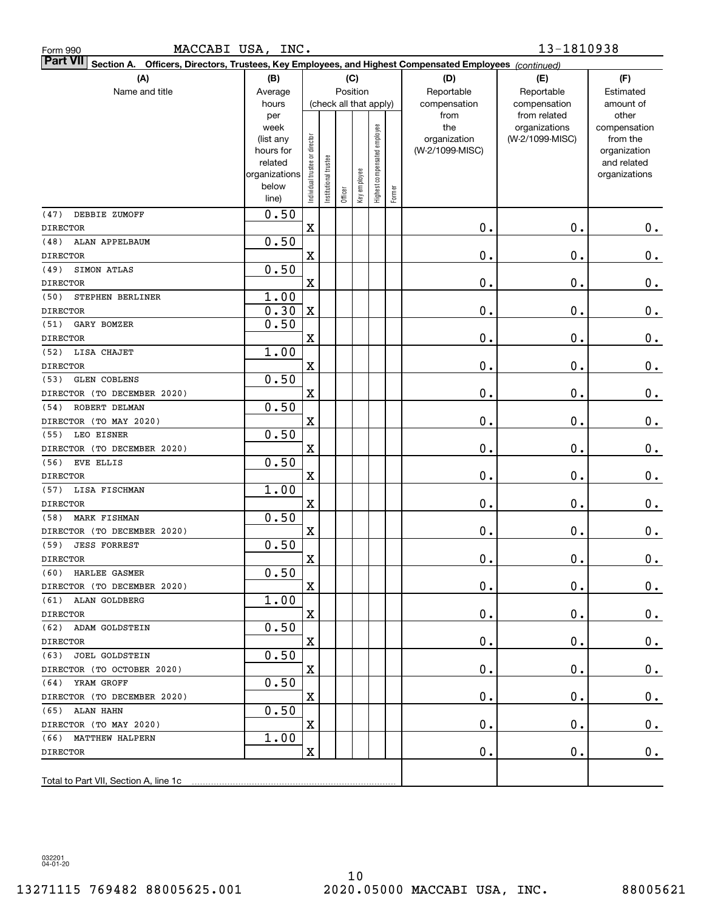Form 990 MACCABI USA, INC. 13-1810938

**Part VII Section A. Officers, Directors, Trustees, Key Employees, and Highest Compensated Employees** *(continued)*

| (A) Name and title | (B) Average hours per week (list any hours for related organizations below line) | (C) Individual trustee or director | Institutional trustee | Officer | Key employee | Highest compensated employee | Former | (D) Reportable compensation from the organization (W-2/1099-MISC) | (E) Reportable compensation from related organizations (W-2/1099-MISC) | (F) Estimated amount of other compensation from the organization and related organizations |
|---|---|---|---|---|---|---|---|---|---|---|
| (47) DEBBIE ZUMOFF<br>DIRECTOR | 0.50 | X | | | | | | 0. | 0. | 0. |
| (48) ALAN APPELBAUM<br>DIRECTOR | 0.50 | X | | | | | | 0. | 0. | 0. |
| (49) SIMON ATLAS<br>DIRECTOR | 0.50 | X | | | | | | 0. | 0. | 0. |
| (50) STEPHEN BERLINER<br>DIRECTOR | 1.00<br>0.30 | X | | | | | | 0. | 0. | 0. |
| (51) GARY BOMZER<br>DIRECTOR | 0.50 | X | | | | | | 0. | 0. | 0. |
| (52) LISA CHAJET<br>DIRECTOR | 1.00 | X | | | | | | 0. | 0. | 0. |
| (53) GLEN COBLENS<br>DIRECTOR (TO DECEMBER 2020) | 0.50 | X | | | | | | 0. | 0. | 0. |
| (54) ROBERT DELMAN<br>DIRECTOR (TO MAY 2020) | 0.50 | X | | | | | | 0. | 0. | 0. |
| (55) LEO EISNER<br>DIRECTOR (TO DECEMBER 2020) | 0.50 | X | | | | | | 0. | 0. | 0. |
| (56) EVE ELLIS<br>DIRECTOR | 0.50 | X | | | | | | 0. | 0. | 0. |
| (57) LISA FISCHMAN<br>DIRECTOR | 1.00 | X | | | | | | 0. | 0. | 0. |
| (58) MARK FISHMAN<br>DIRECTOR (TO DECEMBER 2020) | 0.50 | X | | | | | | 0. | 0. | 0. |
| (59) JESS FORREST<br>DIRECTOR | 0.50 | X | | | | | | 0. | 0. | 0. |
| (60) HARLEE GASMER<br>DIRECTOR (TO DECEMBER 2020) | 0.50 | X | | | | | | 0. | 0. | 0. |
| (61) ALAN GOLDBERG<br>DIRECTOR | 1.00 | X | | | | | | 0. | 0. | 0. |
| (62) ADAM GOLDSTEIN<br>DIRECTOR | 0.50 | X | | | | | | 0. | 0. | 0. |
| (63) JOEL GOLDSTEIN<br>DIRECTOR (TO OCTOBER 2020) | 0.50 | X | | | | | | 0. | 0. | 0. |
| (64) YRAM GROFF<br>DIRECTOR (TO DECEMBER 2020) | 0.50 | X | | | | | | 0. | 0. | 0. |
| (65) ALAN HAHN<br>DIRECTOR (TO MAY 2020) | 0.50 | X | | | | | | 0. | 0. | 0. |
| (66) MATTHEW HALPERN<br>DIRECTOR | 1.00 | X | | | | | | 0. | 0. | 0. |
| Total to Part VII, Section A, line 1c | | | | | | | | | | |

032201 04-01-20

13271115 769482 88005625.001 2020.05000 MACCABI USA, INC. 88005621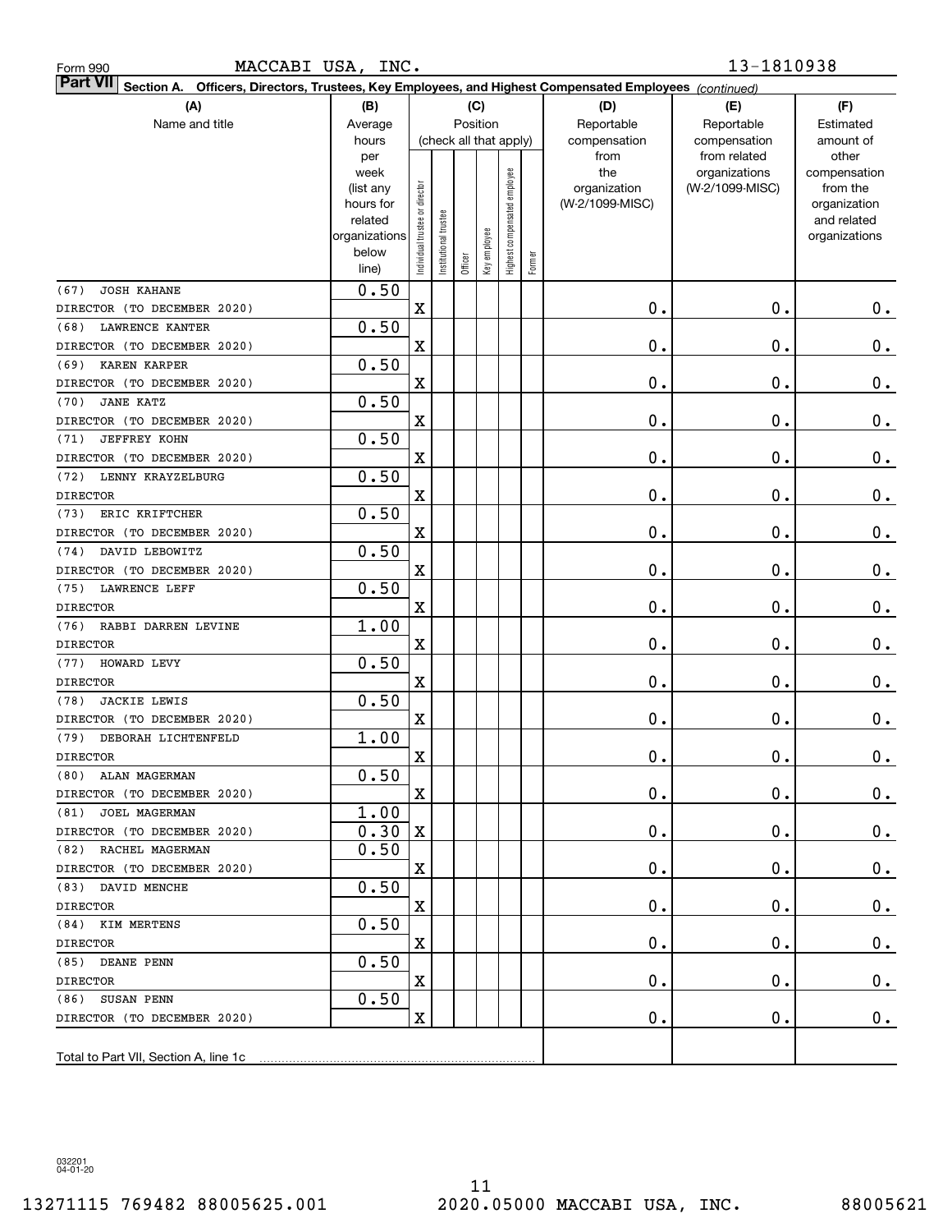Form 990 MACCABI USA, INC. 13-1810938

**Part VII Section A. Officers, Directors, Trustees, Key Employees, and Highest Compensated Employees** *(continued)*

| (A) Name and title | (B) Average hours per week (list any hours for related organizations below line) | (C) Individual trustee or director | Institutional trustee | Officer | Key employee | Highest compensated employee | Former | (D) Reportable compensation from the organization (W-2/1099-MISC) | (E) Reportable compensation from related organizations (W-2/1099-MISC) | (F) Estimated amount of other compensation from the organization and related organizations |
|---|---|---|---|---|---|---|---|---|---|---|
| (67) JOSH KAHANE DIRECTOR (TO DECEMBER 2020) | 0.50 | X | | | | | | 0. | 0. | 0. |
| (68) LAWRENCE KANTER DIRECTOR (TO DECEMBER 2020) | 0.50 | X | | | | | | 0. | 0. | 0. |
| (69) KAREN KARPER DIRECTOR (TO DECEMBER 2020) | 0.50 | X | | | | | | 0. | 0. | 0. |
| (70) JANE KATZ DIRECTOR (TO DECEMBER 2020) | 0.50 | X | | | | | | 0. | 0. | 0. |
| (71) JEFFREY KOHN DIRECTOR (TO DECEMBER 2020) | 0.50 | X | | | | | | 0. | 0. | 0. |
| (72) LENNY KRAYZELBURG DIRECTOR | 0.50 | X | | | | | | 0. | 0. | 0. |
| (73) ERIC KRIFTCHER DIRECTOR (TO DECEMBER 2020) | 0.50 | X | | | | | | 0. | 0. | 0. |
| (74) DAVID LEBOWITZ DIRECTOR (TO DECEMBER 2020) | 0.50 | X | | | | | | 0. | 0. | 0. |
| (75) LAWRENCE LEFF DIRECTOR | 0.50 | X | | | | | | 0. | 0. | 0. |
| (76) RABBI DARREN LEVINE DIRECTOR | 1.00 | X | | | | | | 0. | 0. | 0. |
| (77) HOWARD LEVY DIRECTOR | 0.50 | X | | | | | | 0. | 0. | 0. |
| (78) JACKIE LEWIS DIRECTOR (TO DECEMBER 2020) | 0.50 | X | | | | | | 0. | 0. | 0. |
| (79) DEBORAH LICHTENFELD DIRECTOR | 1.00 | X | | | | | | 0. | 0. | 0. |
| (80) ALAN MAGERMAN DIRECTOR (TO DECEMBER 2020) | 0.50 | X | | | | | | 0. | 0. | 0. |
| (81) JOEL MAGERMAN DIRECTOR (TO DECEMBER 2020) | 1.00 / 0.30 | X | | | | | | 0. | 0. | 0. |
| (82) RACHEL MAGERMAN DIRECTOR (TO DECEMBER 2020) | 0.50 | X | | | | | | 0. | 0. | 0. |
| (83) DAVID MENCHE DIRECTOR | 0.50 | X | | | | | | 0. | 0. | 0. |
| (84) KIM MERTENS DIRECTOR | 0.50 | X | | | | | | 0. | 0. | 0. |
| (85) DEANE PENN DIRECTOR | 0.50 | X | | | | | | 0. | 0. | 0. |
| (86) SUSAN PENN DIRECTOR (TO DECEMBER 2020) | 0.50 | X | | | | | | 0. | 0. | 0. |
| Total to Part VII, Section A, line 1c | | | | | | | | | | |

032201 04-01-20

13271115 769482 88005625.001 2020.05000 MACCABI USA, INC. 88005621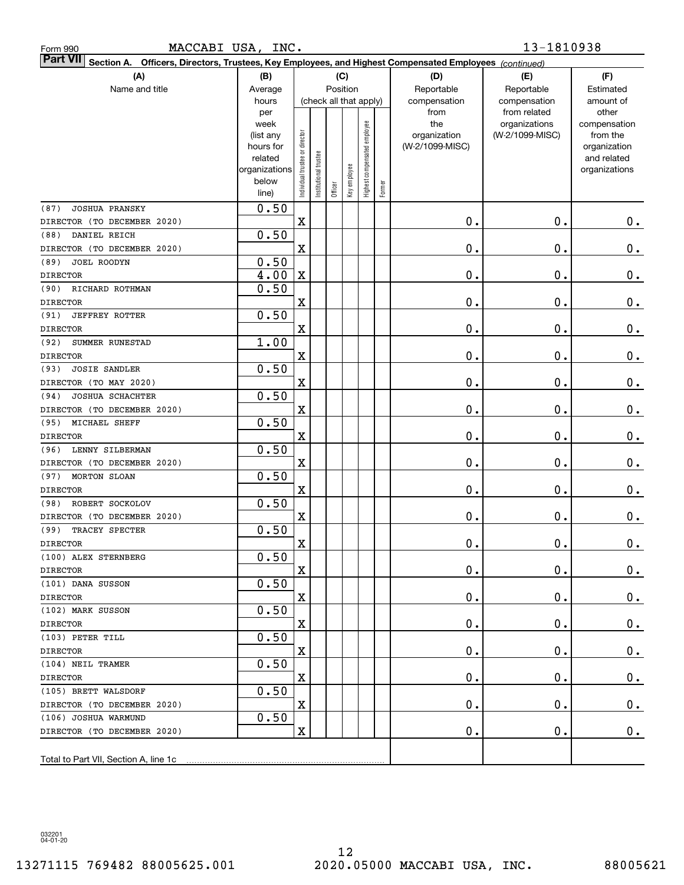Form 990 MACCABI USA, INC. 13-1810938

**Part VII** Section A. Officers, Directors, Trustees, Key Employees, and Highest Compensated Employees *(continued)*

| (A) Name and title | (B) Average hours per week (list any hours for related organizations below line) | (C) Position (check all that apply): Individual trustee or director | Institutional trustee | Officer | Key employee | Highest compensated employee | Former | (D) Reportable compensation from the organization (W-2/1099-MISC) | (E) Reportable compensation from related organizations (W-2/1099-MISC) | (F) Estimated amount of other compensation from the organization and related organizations |
|---|---|---|---|---|---|---|---|---|---|---|
| (87) JOSHUA PRANSKY<br>DIRECTOR (TO DECEMBER 2020) | 0.50 | X | | | | | | 0. | 0. | 0. |
| (88) DANIEL REICH<br>DIRECTOR (TO DECEMBER 2020) | 0.50 | X | | | | | | 0. | 0. | 0. |
| (89) JOEL ROODYN<br>DIRECTOR | 0.50<br>4.00 | X | | | | | | 0. | 0. | 0. |
| (90) RICHARD ROTHMAN<br>DIRECTOR | 0.50 | X | | | | | | 0. | 0. | 0. |
| (91) JEFFREY ROTTER<br>DIRECTOR | 0.50 | X | | | | | | 0. | 0. | 0. |
| (92) SUMMER RUNESTAD<br>DIRECTOR | 1.00 | X | | | | | | 0. | 0. | 0. |
| (93) JOSIE SANDLER<br>DIRECTOR (TO MAY 2020) | 0.50 | X | | | | | | 0. | 0. | 0. |
| (94) JOSHUA SCHACHTER<br>DIRECTOR (TO DECEMBER 2020) | 0.50 | X | | | | | | 0. | 0. | 0. |
| (95) MICHAEL SHEFF<br>DIRECTOR | 0.50 | X | | | | | | 0. | 0. | 0. |
| (96) LENNY SILBERMAN<br>DIRECTOR (TO DECEMBER 2020) | 0.50 | X | | | | | | 0. | 0. | 0. |
| (97) MORTON SLOAN<br>DIRECTOR | 0.50 | X | | | | | | 0. | 0. | 0. |
| (98) ROBERT SOCKOLOV<br>DIRECTOR (TO DECEMBER 2020) | 0.50 | X | | | | | | 0. | 0. | 0. |
| (99) TRACEY SPECTER<br>DIRECTOR | 0.50 | X | | | | | | 0. | 0. | 0. |
| (100) ALEX STERNBERG<br>DIRECTOR | 0.50 | X | | | | | | 0. | 0. | 0. |
| (101) DANA SUSSON<br>DIRECTOR | 0.50 | X | | | | | | 0. | 0. | 0. |
| (102) MARK SUSSON<br>DIRECTOR | 0.50 | X | | | | | | 0. | 0. | 0. |
| (103) PETER TILL<br>DIRECTOR | 0.50 | X | | | | | | 0. | 0. | 0. |
| (104) NEIL TRAMER<br>DIRECTOR | 0.50 | X | | | | | | 0. | 0. | 0. |
| (105) BRETT WALSDORF<br>DIRECTOR (TO DECEMBER 2020) | 0.50 | X | | | | | | 0. | 0. | 0. |
| (106) JOSHUA WARMUND<br>DIRECTOR (TO DECEMBER 2020) | 0.50 | X | | | | | | 0. | 0. | 0. |
| Total to Part VII, Section A, line 1c | | | | | | | | | | |

032201 04-01-20

13271115 769482 88005625.001 2020.05000 MACCABI USA, INC. 88005621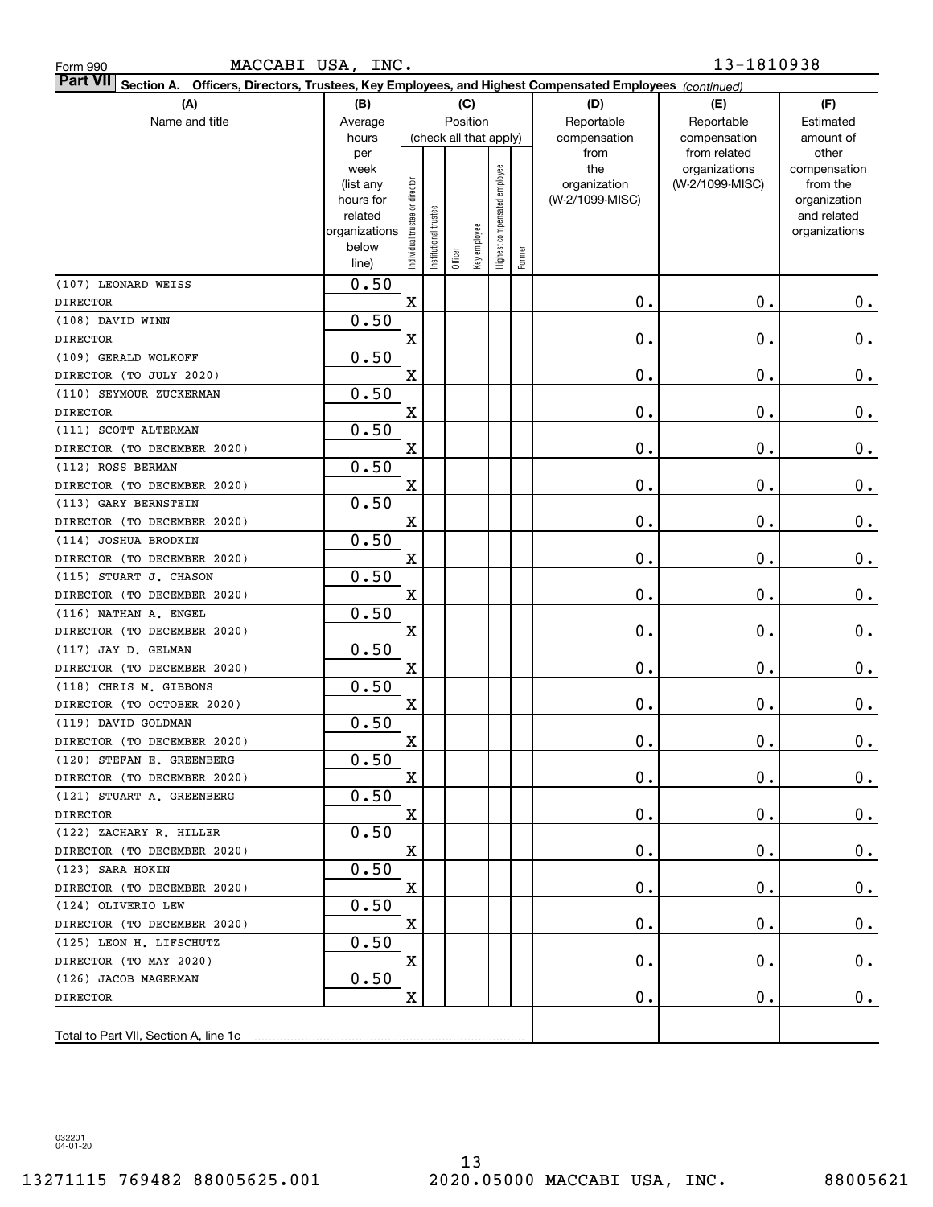Form 990 MACCABI USA, INC. 13-1810938

**Part VII Section A. Officers, Directors, Trustees, Key Employees, and Highest Compensated Employees** *(continued)*

| (A) Name and title | (B) Average hours per week (list any hours for related organizations below line) | (C) Position (check all that apply): Individual trustee or director | Institutional trustee | Officer | Key employee | Highest compensated employee | Former | (D) Reportable compensation from the organization (W-2/1099-MISC) | (E) Reportable compensation from related organizations (W-2/1099-MISC) | (F) Estimated amount of other compensation from the organization and related organizations |
|---|---|---|---|---|---|---|---|---|---|---|
| (107) LEONARD WEISS<br>DIRECTOR | 0.50 | X | | | | | | 0. | 0. | 0. |
| (108) DAVID WINN<br>DIRECTOR | 0.50 | X | | | | | | 0. | 0. | 0. |
| (109) GERALD WOLKOFF<br>DIRECTOR (TO JULY 2020) | 0.50 | X | | | | | | 0. | 0. | 0. |
| (110) SEYMOUR ZUCKERMAN<br>DIRECTOR | 0.50 | X | | | | | | 0. | 0. | 0. |
| (111) SCOTT ALTERMAN<br>DIRECTOR (TO DECEMBER 2020) | 0.50 | X | | | | | | 0. | 0. | 0. |
| (112) ROSS BERMAN<br>DIRECTOR (TO DECEMBER 2020) | 0.50 | X | | | | | | 0. | 0. | 0. |
| (113) GARY BERNSTEIN<br>DIRECTOR (TO DECEMBER 2020) | 0.50 | X | | | | | | 0. | 0. | 0. |
| (114) JOSHUA BRODKIN<br>DIRECTOR (TO DECEMBER 2020) | 0.50 | X | | | | | | 0. | 0. | 0. |
| (115) STUART J. CHASON<br>DIRECTOR (TO DECEMBER 2020) | 0.50 | X | | | | | | 0. | 0. | 0. |
| (116) NATHAN A. ENGEL<br>DIRECTOR (TO DECEMBER 2020) | 0.50 | X | | | | | | 0. | 0. | 0. |
| (117) JAY D. GELMAN<br>DIRECTOR (TO DECEMBER 2020) | 0.50 | X | | | | | | 0. | 0. | 0. |
| (118) CHRIS M. GIBBONS<br>DIRECTOR (TO OCTOBER 2020) | 0.50 | X | | | | | | 0. | 0. | 0. |
| (119) DAVID GOLDMAN<br>DIRECTOR (TO DECEMBER 2020) | 0.50 | X | | | | | | 0. | 0. | 0. |
| (120) STEFAN E. GREENBERG<br>DIRECTOR (TO DECEMBER 2020) | 0.50 | X | | | | | | 0. | 0. | 0. |
| (121) STUART A. GREENBERG<br>DIRECTOR | 0.50 | X | | | | | | 0. | 0. | 0. |
| (122) ZACHARY R. HILLER<br>DIRECTOR (TO DECEMBER 2020) | 0.50 | X | | | | | | 0. | 0. | 0. |
| (123) SARA HOKIN<br>DIRECTOR (TO DECEMBER 2020) | 0.50 | X | | | | | | 0. | 0. | 0. |
| (124) OLIVERIO LEW<br>DIRECTOR (TO DECEMBER 2020) | 0.50 | X | | | | | | 0. | 0. | 0. |
| (125) LEON H. LIFSCHUTZ<br>DIRECTOR (TO MAY 2020) | 0.50 | X | | | | | | 0. | 0. | 0. |
| (126) JACOB MAGERMAN<br>DIRECTOR | 0.50 | X | | | | | | 0. | 0. | 0. |
| Total to Part VII, Section A, line 1c | | | | | | | | | | |

032201 04-01-20

13271115 769482 88005625.001 2020.05000 MACCABI USA, INC. 88005621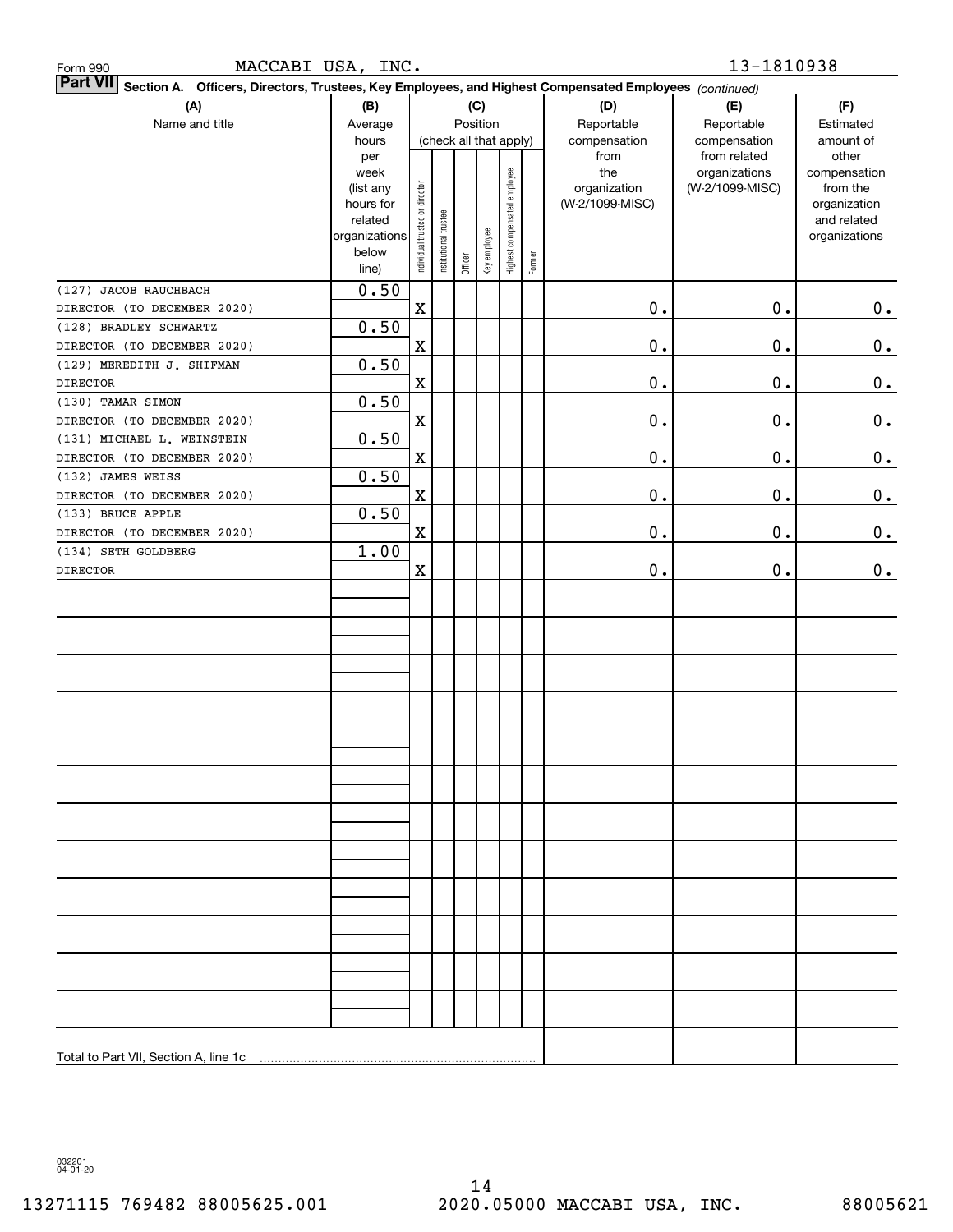Form 990 MACCABI USA, INC. 13-1810938

**Part VII** Section A. Officers, Directors, Trustees, Key Employees, and Highest Compensated Employees *(continued)*

| (A) Name and title | (B) Average hours per week (list any hours for related organizations below line) | (C) Position: Individual trustee or director | Institutional trustee | Officer | Key employee | Highest compensated employee | Former | (D) Reportable compensation from the organization (W-2/1099-MISC) | (E) Reportable compensation from related organizations (W-2/1099-MISC) | (F) Estimated amount of other compensation from the organization and related organizations |
|---|---|---|---|---|---|---|---|---|---|---|
| (127) JACOB RAUCHBACH<br>DIRECTOR (TO DECEMBER 2020) | 0.50 | X | | | | | | 0. | 0. | 0. |
| (128) BRADLEY SCHWARTZ<br>DIRECTOR (TO DECEMBER 2020) | 0.50 | X | | | | | | 0. | 0. | 0. |
| (129) MEREDITH J. SHIFMAN<br>DIRECTOR | 0.50 | X | | | | | | 0. | 0. | 0. |
| (130) TAMAR SIMON<br>DIRECTOR (TO DECEMBER 2020) | 0.50 | X | | | | | | 0. | 0. | 0. |
| (131) MICHAEL L. WEINSTEIN<br>DIRECTOR (TO DECEMBER 2020) | 0.50 | X | | | | | | 0. | 0. | 0. |
| (132) JAMES WEISS<br>DIRECTOR (TO DECEMBER 2020) | 0.50 | X | | | | | | 0. | 0. | 0. |
| (133) BRUCE APPLE<br>DIRECTOR (TO DECEMBER 2020) | 0.50 | X | | | | | | 0. | 0. | 0. |
| (134) SETH GOLDBERG<br>DIRECTOR | 1.00 | X | | | | | | 0. | 0. | 0. |
| Total to Part VII, Section A, line 1c | | | | | | | | | | |

032201 04-01-20

13271115 769482 88005625.001 2020.05000 MACCABI USA, INC. 88005621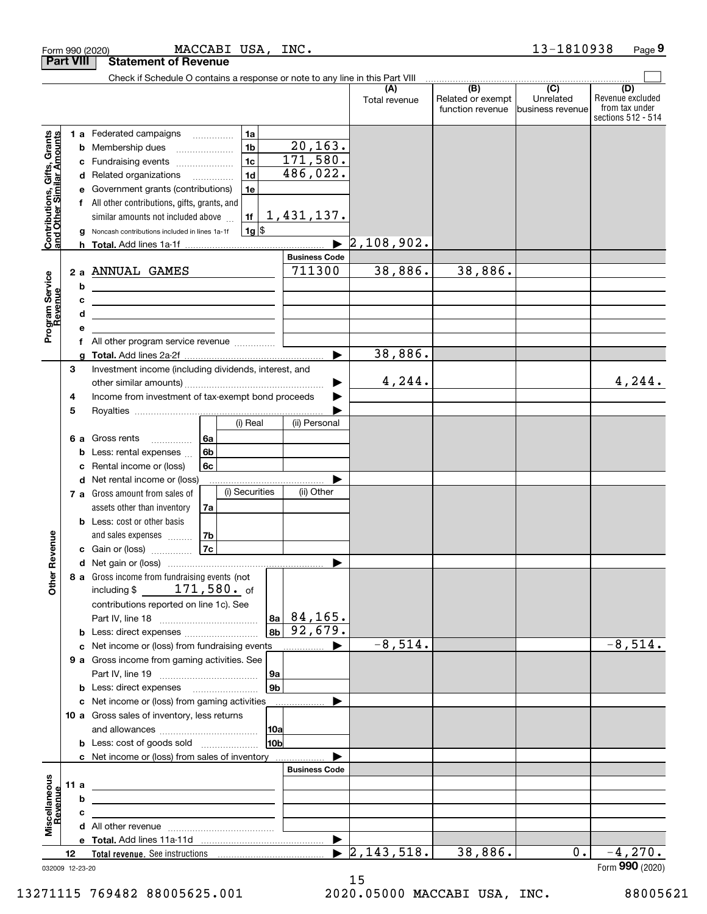Form 990 (2020) MACCABI USA, INC. 13-1810938 Page 9

## Part VIII Statement of Revenue

Check if Schedule O contains a response or note to any line in this Part VIII ☐

| | | | (A) Total revenue | (B) Related or exempt function revenue | (C) Unrelated business revenue | (D) Revenue excluded from tax under sections 512 - 514 |
|---|---|---|---|---|---|---|
| **Contributions, Gifts, Grants and Other Similar Amounts** | 1a Federated campaigns | 1a | | | | |
| | b Membership dues | 1b 20,163. | | | | |
| | c Fundraising events | 1c 171,580. | | | | |
| | d Related organizations | 1d 486,022. | | | | |
| | e Government grants (contributions) | 1e | | | | |
| | f All other contributions, gifts, grants, and similar amounts not included above | 1f 1,431,137. | | | | |
| | g Noncash contributions included in lines 1a-1f | 1g $ | | | | |
| | h **Total.** Add lines 1a-1f | ▶ | 2,108,902. | | | |
| **Program Service Revenue** | | **Business Code** | | | | |
| | 2a ANNUAL GAMES | 711300 | 38,886. | 38,886. | | |
| | b | | | | | |
| | c | | | | | |
| | d | | | | | |
| | e | | | | | |
| | f All other program service revenue | | | | | |
| | g **Total.** Add lines 2a-2f | ▶ | 38,886. | | | |
| **Other Revenue** | 3 Investment income (including dividends, interest, and other similar amounts) | ▶ | 4,244. | | | 4,244. |
| | 4 Income from investment of tax-exempt bond proceeds | ▶ | | | | |
| | 5 Royalties | ▶ | | | | |
| | | (i) Real / (ii) Personal | | | | |
| | 6a Gross rents | 6a | | | | |
| | b Less: rental expenses | 6b | | | | |
| | c Rental income or (loss) | 6c | | | | |
| | d Net rental income or (loss) | ▶ | | | | |
| | | (i) Securities / (ii) Other | | | | |
| | 7a Gross amount from sales of assets other than inventory | 7a | | | | |
| | b Less: cost or other basis and sales expenses | 7b | | | | |
| | c Gain or (loss) | 7c | | | | |
| | d Net gain or (loss) | ▶ | | | | |
| | 8a Gross income from fundraising events (not including $ 171,580. of contributions reported on line 1c). See Part IV, line 18 | 8a 84,165. | | | | |
| | b Less: direct expenses | 8b 92,679. | | | | |
| | c Net income or (loss) from fundraising events | ▶ | -8,514. | | | -8,514. |
| | 9a Gross income from gaming activities. See Part IV, line 19 | 9a | | | | |
| | b Less: direct expenses | 9b | | | | |
| | c Net income or (loss) from gaming activities | ▶ | | | | |
| | 10a Gross sales of inventory, less returns and allowances | 10a | | | | |
| | b Less: cost of goods sold | 10b | | | | |
| | c Net income or (loss) from sales of inventory | ▶ | | | | |
| **Miscellaneous Revenue** | | **Business Code** | | | | |
| | 11a | | | | | |
| | b | | | | | |
| | c | | | | | |
| | d All other revenue | | | | | |
| | e **Total.** Add lines 11a-11d | ▶ | | | | |
| | 12 **Total revenue.** See instructions | ▶ | 2,143,518. | 38,886. | 0. | -4,270. |

032009 12-23-20 Form **990** (2020)

13271115 769482 88005625.001 2020.05000 MACCABI USA, INC. 88005621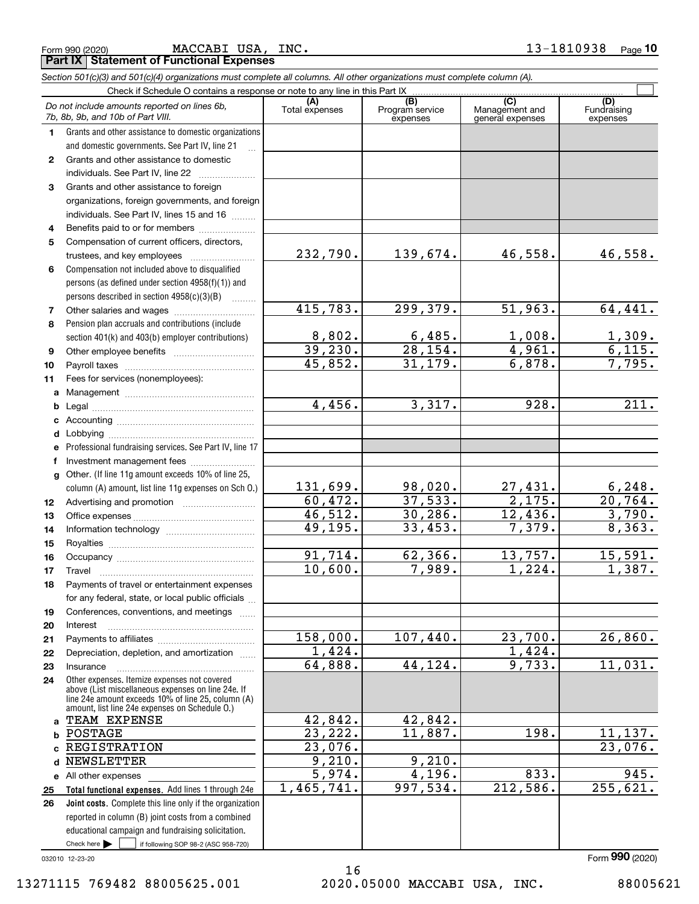Form 990 (2020) MACCABI USA, INC. 13-1810938 Page 10

**Part IX Statement of Functional Expenses**

*Section 501(c)(3) and 501(c)(4) organizations must complete all columns. All other organizations must complete column (A).*

Check if Schedule O contains a response or note to any line in this Part IX ☐

| *Do not include amounts reported on lines 6b, 7b, 8b, 9b, and 10b of Part VIII.* | (A) Total expenses | (B) Program service expenses | (C) Management and general expenses | (D) Fundraising expenses |
|---|---|---|---|---|
| 1 Grants and other assistance to domestic organizations and domestic governments. See Part IV, line 21 | | | | |
| 2 Grants and other assistance to domestic individuals. See Part IV, line 22 | | | | |
| 3 Grants and other assistance to foreign organizations, foreign governments, and foreign individuals. See Part IV, lines 15 and 16 | | | | |
| 4 Benefits paid to or for members | | | | |
| 5 Compensation of current officers, directors, trustees, and key employees | 232,790. | 139,674. | 46,558. | 46,558. |
| 6 Compensation not included above to disqualified persons (as defined under section 4958(f)(1)) and persons described in section 4958(c)(3)(B) | | | | |
| 7 Other salaries and wages | 415,783. | 299,379. | 51,963. | 64,441. |
| 8 Pension plan accruals and contributions (include section 401(k) and 403(b) employer contributions) | 8,802. | 6,485. | 1,008. | 1,309. |
| 9 Other employee benefits | 39,230. | 28,154. | 4,961. | 6,115. |
| 10 Payroll taxes | 45,852. | 31,179. | 6,878. | 7,795. |
| 11 Fees for services (nonemployees): | | | | |
| a Management | | | | |
| b Legal | 4,456. | 3,317. | 928. | 211. |
| c Accounting | | | | |
| d Lobbying | | | | |
| e Professional fundraising services. See Part IV, line 17 | | | | |
| f Investment management fees | | | | |
| g Other. (If line 11g amount exceeds 10% of line 25, column (A) amount, list line 11g expenses on Sch O.) | 131,699. | 98,020. | 27,431. | 6,248. |
| 12 Advertising and promotion | 60,472. | 37,533. | 2,175. | 20,764. |
| 13 Office expenses | 46,512. | 30,286. | 12,436. | 3,790. |
| 14 Information technology | 49,195. | 33,453. | 7,379. | 8,363. |
| 15 Royalties | | | | |
| 16 Occupancy | 91,714. | 62,366. | 13,757. | 15,591. |
| 17 Travel | 10,600. | 7,989. | 1,224. | 1,387. |
| 18 Payments of travel or entertainment expenses for any federal, state, or local public officials | | | | |
| 19 Conferences, conventions, and meetings | | | | |
| 20 Interest | | | | |
| 21 Payments to affiliates | 158,000. | 107,440. | 23,700. | 26,860. |
| 22 Depreciation, depletion, and amortization | 1,424. | | 1,424. | |
| 23 Insurance | 64,888. | 44,124. | 9,733. | 11,031. |
| 24 Other expenses. Itemize expenses not covered above (List miscellaneous expenses on line 24e. If line 24e amount exceeds 10% of line 25, column (A) amount, list line 24e expenses on Schedule O.) | | | | |
| a TEAM EXPENSE | 42,842. | 42,842. | | |
| b POSTAGE | 23,222. | 11,887. | 198. | 11,137. |
| c REGISTRATION | 23,076. | | | 23,076. |
| d NEWSLETTER | 9,210. | 9,210. | | |
| e All other expenses | 5,974. | 4,196. | 833. | 945. |
| 25 **Total functional expenses.** Add lines 1 through 24e | 1,465,741. | 997,534. | 212,586. | 255,621. |
| 26 **Joint costs.** Complete this line only if the organization reported in column (B) joint costs from a combined educational campaign and fundraising solicitation. Check here ☐ if following SOP 98-2 (ASC 958-720) | | | | |

032010 12-23-20 Form **990** (2020)

13271115 769482 88005625.001 2020.05000 MACCABI USA, INC. 88005621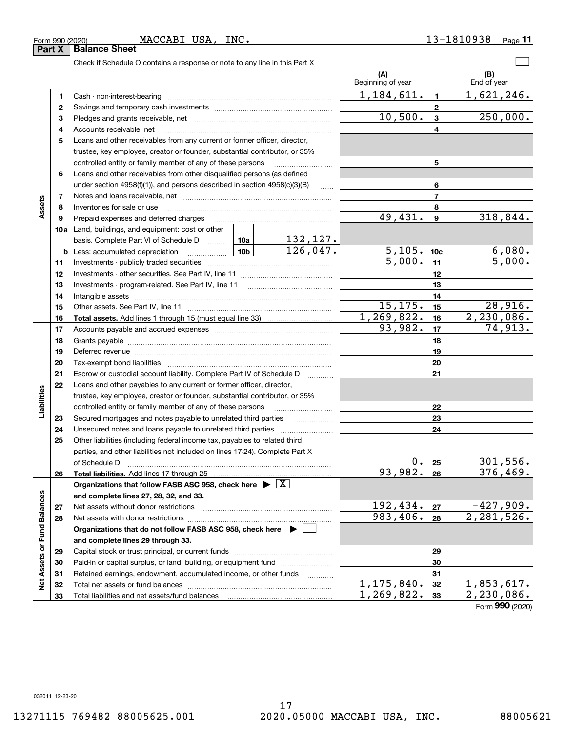Form 990 (2020) MACCABI USA, INC. 13-1810938 Page **11**

## Part X Balance Sheet

Check if Schedule O contains a response or note to any line in this Part X ☐

| | | | | (A) Beginning of year | | (B) End of year |
|---|---|---|---|---|---|---|
| **Assets** | 1 | Cash - non-interest-bearing | | 1,184,611. | 1 | 1,621,246. |
| | 2 | Savings and temporary cash investments | | | 2 | |
| | 3 | Pledges and grants receivable, net | | 10,500. | 3 | 250,000. |
| | 4 | Accounts receivable, net | | | 4 | |
| | 5 | Loans and other receivables from any current or former officer, director, trustee, key employee, creator or founder, substantial contributor, or 35% controlled entity or family member of any of these persons | | | 5 | |
| | 6 | Loans and other receivables from other disqualified persons (as defined under section 4958(f)(1)), and persons described in section 4958(c)(3)(B) | | | 6 | |
| | 7 | Notes and loans receivable, net | | | 7 | |
| | 8 | Inventories for sale or use | | | 8 | |
| | 9 | Prepaid expenses and deferred charges | | 49,431. | 9 | 318,844. |
| | 10a | Land, buildings, and equipment: cost or other basis. Complete Part VI of Schedule D | 10a 132,127. | | | |
| | b | Less: accumulated depreciation | 10b 126,047. | 5,105. | 10c | 6,080. |
| | 11 | Investments - publicly traded securities | | 5,000. | 11 | 5,000. |
| | 12 | Investments - other securities. See Part IV, line 11 | | | 12 | |
| | 13 | Investments - program-related. See Part IV, line 11 | | | 13 | |
| | 14 | Intangible assets | | | 14 | |
| | 15 | Other assets. See Part IV, line 11 | | 15,175. | 15 | 28,916. |
| | 16 | **Total assets.** Add lines 1 through 15 (must equal line 33) | | 1,269,822. | 16 | 2,230,086. |
| **Liabilities** | 17 | Accounts payable and accrued expenses | | 93,982. | 17 | 74,913. |
| | 18 | Grants payable | | | 18 | |
| | 19 | Deferred revenue | | | 19 | |
| | 20 | Tax-exempt bond liabilities | | | 20 | |
| | 21 | Escrow or custodial account liability. Complete Part IV of Schedule D | | | 21 | |
| | 22 | Loans and other payables to any current or former officer, director, trustee, key employee, creator or founder, substantial contributor, or 35% controlled entity or family member of any of these persons | | | 22 | |
| | 23 | Secured mortgages and notes payable to unrelated third parties | | | 23 | |
| | 24 | Unsecured notes and loans payable to unrelated third parties | | | 24 | |
| | 25 | Other liabilities (including federal income tax, payables to related third parties, and other liabilities not included on lines 17-24). Complete Part X of Schedule D | | 0. | 25 | 301,556. |
| | 26 | **Total liabilities.** Add lines 17 through 25 | | 93,982. | 26 | 376,469. |
| **Net Assets or Fund Balances** | | **Organizations that follow FASB ASC 958, check here ▶ ☒ and complete lines 27, 28, 32, and 33.** | | | | |
| | 27 | Net assets without donor restrictions | | 192,434. | 27 | -427,909. |
| | 28 | Net assets with donor restrictions | | 983,406. | 28 | 2,281,526. |
| | | **Organizations that do not follow FASB ASC 958, check here ▶ ☐ and complete lines 29 through 33.** | | | | |
| | 29 | Capital stock or trust principal, or current funds | | | 29 | |
| | 30 | Paid-in or capital surplus, or land, building, or equipment fund | | | 30 | |
| | 31 | Retained earnings, endowment, accumulated income, or other funds | | | 31 | |
| | 32 | Total net assets or fund balances | | 1,175,840. | 32 | 1,853,617. |
| | 33 | Total liabilities and net assets/fund balances | | 1,269,822. | 33 | 2,230,086. |

Form **990** (2020)

032011 12-23-20

13271115 769482 88005625.001 2020.05000 MACCABI USA, INC. 88005621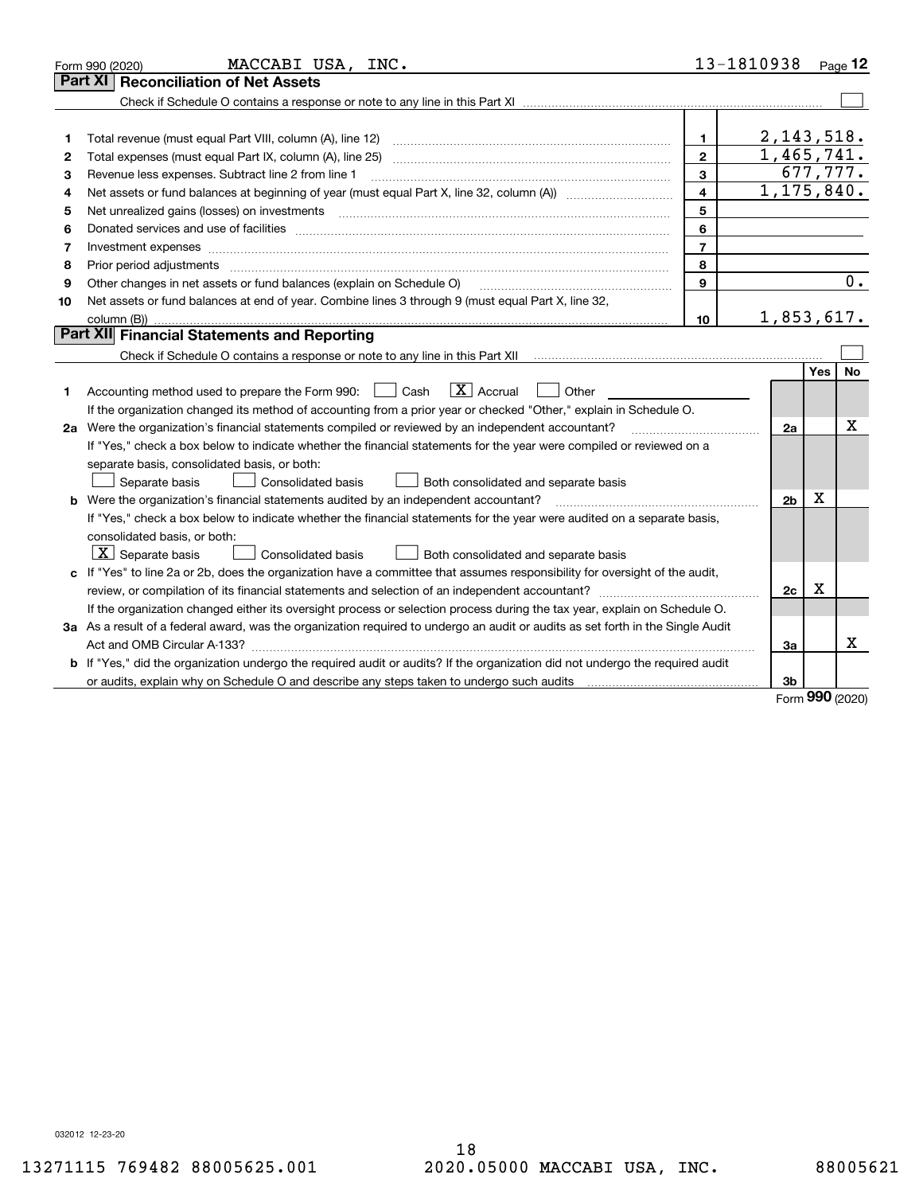Form 990 (2020) MACCABI USA, INC. 13-1810938 Page **12**

## Part XI Reconciliation of Net Assets

Check if Schedule O contains a response or note to any line in this Part XI ☐

| | | | |
|---|---|---|---|
| 1 | Total revenue (must equal Part VIII, column (A), line 12) | 1 | 2,143,518. |
| 2 | Total expenses (must equal Part IX, column (A), line 25) | 2 | 1,465,741. |
| 3 | Revenue less expenses. Subtract line 2 from line 1 | 3 | 677,777. |
| 4 | Net assets or fund balances at beginning of year (must equal Part X, line 32, column (A)) | 4 | 1,175,840. |
| 5 | Net unrealized gains (losses) on investments | 5 | |
| 6 | Donated services and use of facilities | 6 | |
| 7 | Investment expenses | 7 | |
| 8 | Prior period adjustments | 8 | |
| 9 | Other changes in net assets or fund balances (explain on Schedule O) | 9 | 0. |
| 10 | Net assets or fund balances at end of year. Combine lines 3 through 9 (must equal Part X, line 32, column (B)) | 10 | 1,853,617. |

## Part XII Financial Statements and Reporting

Check if Schedule O contains a response or note to any line in this Part XII ☐

| | | | Yes | No |
|---|---|---|---|---|
| 1 | Accounting method used to prepare the Form 990: ☐ Cash ☒ Accrual ☐ Other<br>If the organization changed its method of accounting from a prior year or checked "Other," explain in Schedule O. | | | |
| 2a | Were the organization's financial statements compiled or reviewed by an independent accountant?<br>If "Yes," check a box below to indicate whether the financial statements for the year were compiled or reviewed on a separate basis, consolidated basis, or both:<br>☐ Separate basis ☐ Consolidated basis ☐ Both consolidated and separate basis | 2a | | X |
| b | Were the organization's financial statements audited by an independent accountant?<br>If "Yes," check a box below to indicate whether the financial statements for the year were audited on a separate basis, consolidated basis, or both:<br>☒ Separate basis ☐ Consolidated basis ☐ Both consolidated and separate basis | 2b | X | |
| c | If "Yes" to line 2a or 2b, does the organization have a committee that assumes responsibility for oversight of the audit, review, or compilation of its financial statements and selection of an independent accountant?<br>If the organization changed either its oversight process or selection process during the tax year, explain on Schedule O. | 2c | X | |
| 3a | As a result of a federal award, was the organization required to undergo an audit or audits as set forth in the Single Audit Act and OMB Circular A-133? | 3a | | X |
| b | If "Yes," did the organization undergo the required audit or audits? If the organization did not undergo the required audit or audits, explain why on Schedule O and describe any steps taken to undergo such audits | 3b | | |

Form **990** (2020)

032012 12-23-20

13271115 769482 88005625.001 2020.05000 MACCABI USA, INC. 88005621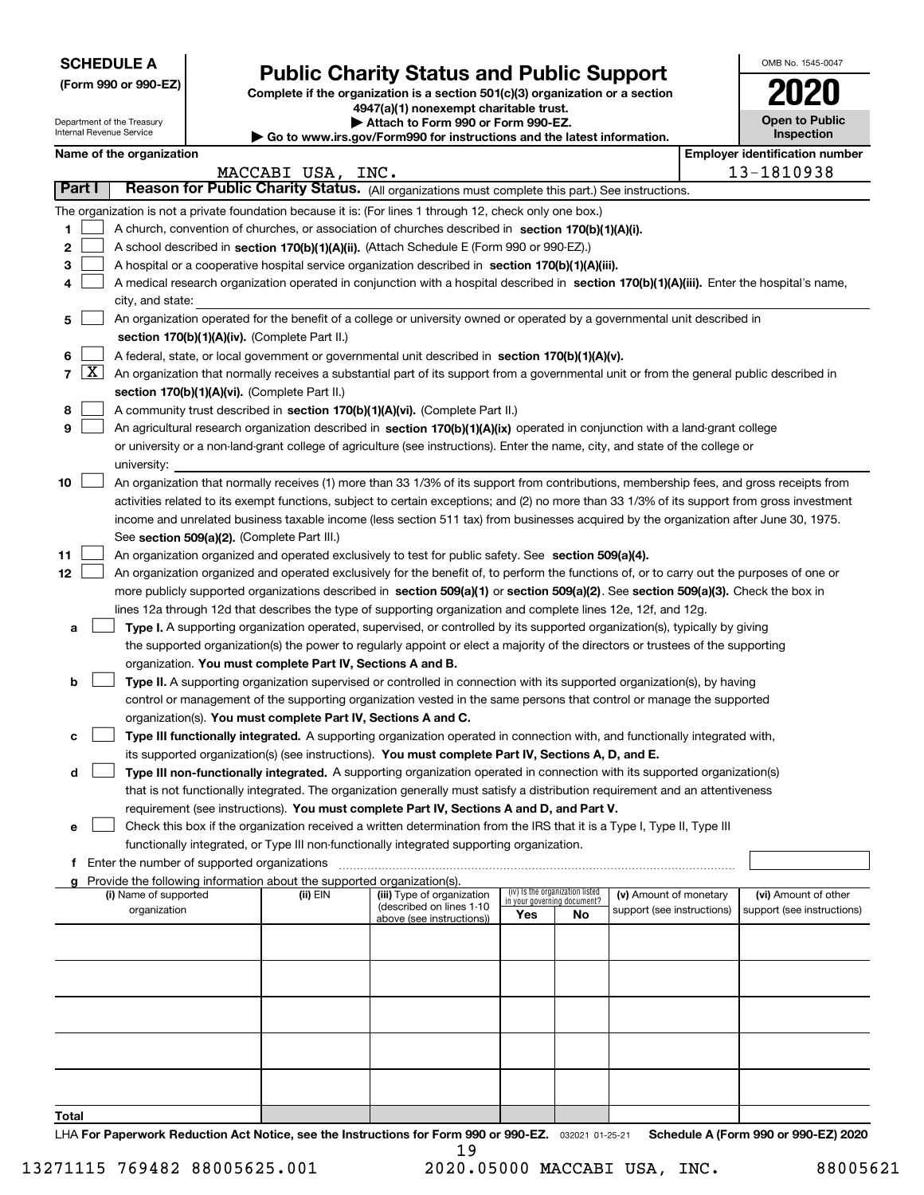**SCHEDULE A**
**(Form 990 or 990-EZ)**

Department of the Treasury
Internal Revenue Service

# Public Charity Status and Public Support

**Complete if the organization is a section 501(c)(3) organization or a section 4947(a)(1) nonexempt charitable trust.**
**▶ Attach to Form 990 or Form 990-EZ.**
**▶ Go to www.irs.gov/Form990 for instructions and the latest information.**

OMB No. 1545-0047
**2020**
**Open to Public Inspection**

**Name of the organization:** MACCABI USA, INC.
**Employer identification number:** 13-1810938

## Part I Reason for Public Charity Status. (All organizations must complete this part.) See instructions.

The organization is not a private foundation because it is: (For lines 1 through 12, check only one box.)

1. [ ] A church, convention of churches, or association of churches described in **section 170(b)(1)(A)(i).**
2. [ ] A school described in **section 170(b)(1)(A)(ii).** (Attach Schedule E (Form 990 or 990-EZ).)
3. [ ] A hospital or a cooperative hospital service organization described in **section 170(b)(1)(A)(iii).**
4. [ ] A medical research organization operated in conjunction with a hospital described in **section 170(b)(1)(A)(iii).** Enter the hospital's name, city, and state:
5. [ ] An organization operated for the benefit of a college or university owned or operated by a governmental unit described in **section 170(b)(1)(A)(iv).** (Complete Part II.)
6. [ ] A federal, state, or local government or governmental unit described in **section 170(b)(1)(A)(v).**
7. [X] An organization that normally receives a substantial part of its support from a governmental unit or from the general public described in **section 170(b)(1)(A)(vi).** (Complete Part II.)
8. [ ] A community trust described in **section 170(b)(1)(A)(vi).** (Complete Part II.)
9. [ ] An agricultural research organization described in **section 170(b)(1)(A)(ix)** operated in conjunction with a land-grant college or university or a non-land-grant college of agriculture (see instructions). Enter the name, city, and state of the college or university:
10. [ ] An organization that normally receives (1) more than 33 1/3% of its support from contributions, membership fees, and gross receipts from activities related to its exempt functions, subject to certain exceptions; and (2) no more than 33 1/3% of its support from gross investment income and unrelated business taxable income (less section 511 tax) from businesses acquired by the organization after June 30, 1975. See **section 509(a)(2).** (Complete Part III.)
11. [ ] An organization organized and operated exclusively to test for public safety. See **section 509(a)(4).**
12. [ ] An organization organized and operated exclusively for the benefit of, to perform the functions of, or to carry out the purposes of one or more publicly supported organizations described in **section 509(a)(1)** or **section 509(a)(2)**. See **section 509(a)(3).** Check the box in lines 12a through 12d that describes the type of supporting organization and complete lines 12e, 12f, and 12g.
   - a [ ] **Type I.** A supporting organization operated, supervised, or controlled by its supported organization(s), typically by giving the supported organization(s) the power to regularly appoint or elect a majority of the directors or trustees of the supporting organization. **You must complete Part IV, Sections A and B.**
   - b [ ] **Type II.** A supporting organization supervised or controlled in connection with its supported organization(s), by having control or management of the supporting organization vested in the same persons that control or manage the supported organization(s). **You must complete Part IV, Sections A and C.**
   - c [ ] **Type III functionally integrated.** A supporting organization operated in connection with, and functionally integrated with, its supported organization(s) (see instructions). **You must complete Part IV, Sections A, D, and E.**
   - d [ ] **Type III non-functionally integrated.** A supporting organization operated in connection with its supported organization(s) that is not functionally integrated. The organization generally must satisfy a distribution requirement and an attentiveness requirement (see instructions). **You must complete Part IV, Sections A and D, and Part V.**
   - e [ ] Check this box if the organization received a written determination from the IRS that it is a Type I, Type II, Type III functionally integrated, or Type III non-functionally integrated supporting organization.
   - f Enter the number of supported organizations
   - g Provide the following information about the supported organization(s).

| (i) Name of supported organization | (ii) EIN | (iii) Type of organization (described on lines 1-10 above (see instructions)) | (iv) Is the organization listed in your governing document? Yes | No | (v) Amount of monetary support (see instructions) | (vi) Amount of other support (see instructions) |
|---|---|---|---|---|---|---|
| | | | | | | |
| | | | | | | |
| | | | | | | |
| | | | | | | |
| | | | | | | |
| **Total** | | | | | | |

LHA **For Paperwork Reduction Act Notice, see the Instructions for Form 990 or 990-EZ.** 032021 01-25-21 **Schedule A (Form 990 or 990-EZ) 2020**

13271115 769482 88005625.001 2020.05000 MACCABI USA, INC. 88005621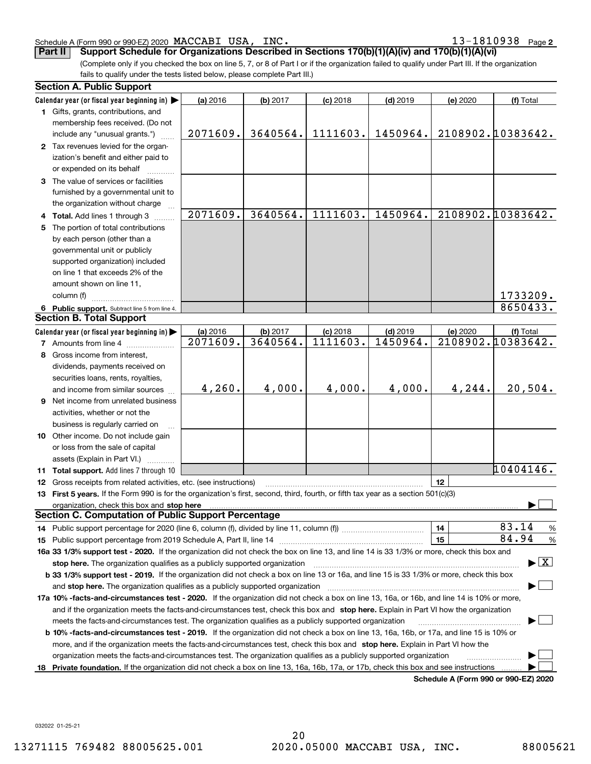Schedule A (Form 990 or 990-EZ) 2020 MACCABI USA, INC. 13-1810938 Page **2**

## Part II Support Schedule for Organizations Described in Sections 170(b)(1)(A)(iv) and 170(b)(1)(A)(vi)

(Complete only if you checked the box on line 5, 7, or 8 of Part I or if the organization failed to qualify under Part III. If the organization fails to qualify under the tests listed below, please complete Part III.)

### Section A. Public Support

| Calendar year (or fiscal year beginning in) ▶ | (a) 2016 | (b) 2017 | (c) 2018 | (d) 2019 | (e) 2020 | (f) Total |
|---|---|---|---|---|---|---|
| **1** Gifts, grants, contributions, and membership fees received. (Do not include any "unusual grants.") | 2071609. | 3640564. | 1111603. | 1450964. | 2108902. | 10383642. |
| **2** Tax revenues levied for the organization's benefit and either paid to or expended on its behalf | | | | | | |
| **3** The value of services or facilities furnished by a governmental unit to the organization without charge | | | | | | |
| **4 Total.** Add lines 1 through 3 | 2071609. | 3640564. | 1111603. | 1450964. | 2108902. | 10383642. |
| **5** The portion of total contributions by each person (other than a governmental unit or publicly supported organization) included on line 1 that exceeds 2% of the amount shown on line 11, column (f) | | | | | | 1733209. |
| **6 Public support.** Subtract line 5 from line 4. | | | | | | 8650433. |

### Section B. Total Support

| Calendar year (or fiscal year beginning in) ▶ | (a) 2016 | (b) 2017 | (c) 2018 | (d) 2019 | (e) 2020 | (f) Total |
|---|---|---|---|---|---|---|
| **7** Amounts from line 4 | 2071609. | 3640564. | 1111603. | 1450964. | 2108902. | 10383642. |
| **8** Gross income from interest, dividends, payments received on securities loans, rents, royalties, and income from similar sources | 4,260. | 4,000. | 4,000. | 4,000. | 4,244. | 20,504. |
| **9** Net income from unrelated business activities, whether or not the business is regularly carried on | | | | | | |
| **10** Other income. Do not include gain or loss from the sale of capital assets (Explain in Part VI.) | | | | | | |
| **11 Total support.** Add lines 7 through 10 | | | | | | 10404146. |

**12** Gross receipts from related activities, etc. (see instructions) **12**

**13 First 5 years.** If the Form 990 is for the organization's first, second, third, fourth, or fifth tax year as a section 501(c)(3) organization, check this box and **stop here** ▶ ☐

### Section C. Computation of Public Support Percentage

**14** Public support percentage for 2020 (line 6, column (f), divided by line 11, column (f)) **14** 83.14 %

**15** Public support percentage from 2019 Schedule A, Part II, line 14 **15** 84.94 %

**16a 33 1/3% support test - 2020.** If the organization did not check the box on line 13, and line 14 is 33 1/3% or more, check this box and **stop here.** The organization qualifies as a publicly supported organization ▶ ☒

**b 33 1/3% support test - 2019.** If the organization did not check a box on line 13 or 16a, and line 15 is 33 1/3% or more, check this box and **stop here.** The organization qualifies as a publicly supported organization ▶ ☐

**17a 10% -facts-and-circumstances test - 2020.** If the organization did not check a box on line 13, 16a, or 16b, and line 14 is 10% or more, and if the organization meets the facts-and-circumstances test, check this box and **stop here.** Explain in Part VI how the organization meets the facts-and-circumstances test. The organization qualifies as a publicly supported organization ▶ ☐

**b 10% -facts-and-circumstances test - 2019.** If the organization did not check a box on line 13, 16a, 16b, or 17a, and line 15 is 10% or more, and if the organization meets the facts-and-circumstances test, check this box and **stop here.** Explain in Part VI how the organization meets the facts-and-circumstances test. The organization qualifies as a publicly supported organization ▶ ☐

**18 Private foundation.** If the organization did not check a box on line 13, 16a, 16b, 17a, or 17b, check this box and see instructions ▶ ☐

**Schedule A (Form 990 or 990-EZ) 2020**

032022 01-25-21

13271115 769482 88005625.001 2020.05000 MACCABI USA, INC. 88005621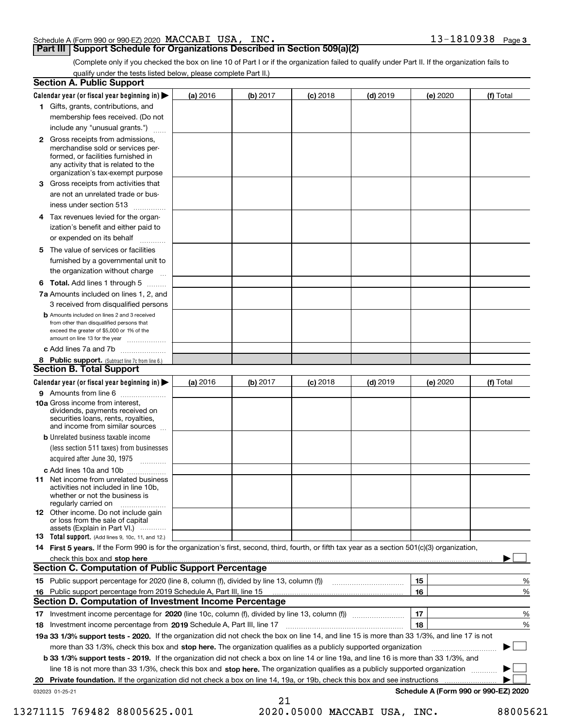Schedule A (Form 990 or 990-EZ) 2020 MACCABI USA, INC. 13-1810938 Page 3

## Part III Support Schedule for Organizations Described in Section 509(a)(2)

(Complete only if you checked the box on line 10 of Part I or if the organization failed to qualify under Part II. If the organization fails to qualify under the tests listed below, please complete Part II.)

### Section A. Public Support

| Calendar year (or fiscal year beginning in) ▶ | (a) 2016 | (b) 2017 | (c) 2018 | (d) 2019 | (e) 2020 | (f) Total |
|---|---|---|---|---|---|---|
| 1 Gifts, grants, contributions, and membership fees received. (Do not include any "unusual grants.") | | | | | | |
| 2 Gross receipts from admissions, merchandise sold or services performed, or facilities furnished in any activity that is related to the organization's tax-exempt purpose | | | | | | |
| 3 Gross receipts from activities that are not an unrelated trade or business under section 513 | | | | | | |
| 4 Tax revenues levied for the organization's benefit and either paid to or expended on its behalf | | | | | | |
| 5 The value of services or facilities furnished by a governmental unit to the organization without charge | | | | | | |
| 6 **Total.** Add lines 1 through 5 | | | | | | |
| 7a Amounts included on lines 1, 2, and 3 received from disqualified persons | | | | | | |
| b Amounts included on lines 2 and 3 received from other than disqualified persons that exceed the greater of $5,000 or 1% of the amount on line 13 for the year | | | | | | |
| c Add lines 7a and 7b | | | | | | |
| 8 **Public support.** (Subtract line 7c from line 6.) | | | | | | |

### Section B. Total Support

| Calendar year (or fiscal year beginning in) ▶ | (a) 2016 | (b) 2017 | (c) 2018 | (d) 2019 | (e) 2020 | (f) Total |
|---|---|---|---|---|---|---|
| 9 Amounts from line 6 | | | | | | |
| 10a Gross income from interest, dividends, payments received on securities loans, rents, royalties, and income from similar sources | | | | | | |
| b Unrelated business taxable income (less section 511 taxes) from businesses acquired after June 30, 1975 | | | | | | |
| c Add lines 10a and 10b | | | | | | |
| 11 Net income from unrelated business activities not included in line 10b, whether or not the business is regularly carried on | | | | | | |
| 12 Other income. Do not include gain or loss from the sale of capital assets (Explain in Part VI.) | | | | | | |
| 13 **Total support.** (Add lines 9, 10c, 11, and 12.) | | | | | | |

14 **First 5 years.** If the Form 990 is for the organization's first, second, third, fourth, or fifth tax year as a section 501(c)(3) organization, check this box and **stop here** ▶ ☐

### Section C. Computation of Public Support Percentage

| | | | |
|---|---|---|---|
| 15 | Public support percentage for 2020 (line 8, column (f), divided by line 13, column (f)) | 15 | % |
| 16 | Public support percentage from 2019 Schedule A, Part III, line 15 | 16 | % |

### Section D. Computation of Investment Income Percentage

| | | | |
|---|---|---|---|
| 17 | Investment income percentage for **2020** (line 10c, column (f), divided by line 13, column (f)) | 17 | % |
| 18 | Investment income percentage from **2019** Schedule A, Part III, line 17 | 18 | % |

**19a 33 1/3% support tests - 2020.** If the organization did not check the box on line 14, and line 15 is more than 33 1/3%, and line 17 is not more than 33 1/3%, check this box and **stop here.** The organization qualifies as a publicly supported organization ▶ ☐

**b 33 1/3% support tests - 2019.** If the organization did not check a box on line 14 or line 19a, and line 16 is more than 33 1/3%, and line 18 is not more than 33 1/3%, check this box and **stop here.** The organization qualifies as a publicly supported organization ▶ ☐

**20 Private foundation.** If the organization did not check a box on line 14, 19a, or 19b, check this box and see instructions ▶ ☐

032023 01-25-21 **Schedule A (Form 990 or 990-EZ) 2020**

13271115 769482 88005625.001 2020.05000 MACCABI USA, INC. 88005621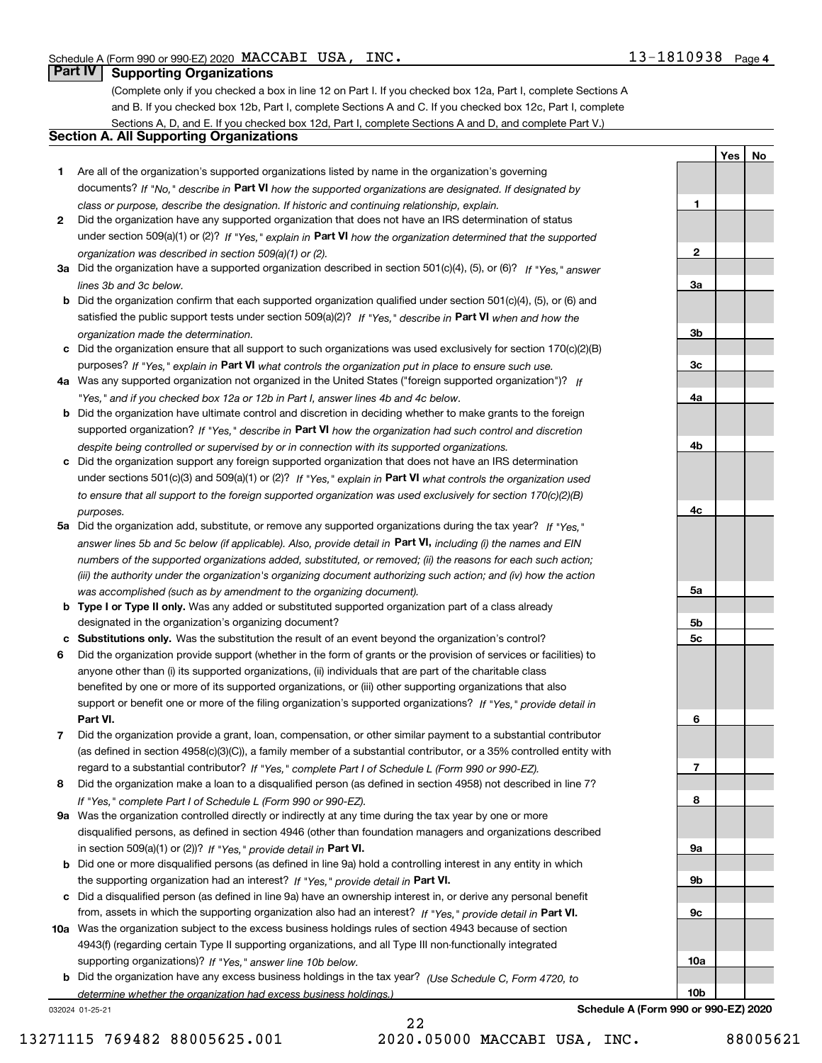Schedule A (Form 990 or 990-EZ) 2020 MACCABI USA, INC. 13-1810938 Page 4

## Part IV Supporting Organizations

(Complete only if you checked a box in line 12 on Part I. If you checked box 12a, Part I, complete Sections A and B. If you checked box 12b, Part I, complete Sections A and C. If you checked box 12c, Part I, complete Sections A, D, and E. If you checked box 12d, Part I, complete Sections A and D, and complete Part V.)

### Section A. All Supporting Organizations

| | | | Yes | No |
|---|---|---|---|---|
| **1** | Are all of the organization's supported organizations listed by name in the organization's governing documents? *If "No," describe in* **Part VI** *how the supported organizations are designated. If designated by class or purpose, describe the designation. If historic and continuing relationship, explain.* | 1 | | |
| **2** | Did the organization have any supported organization that does not have an IRS determination of status under section 509(a)(1) or (2)? *If "Yes," explain in* **Part VI** *how the organization determined that the supported organization was described in section 509(a)(1) or (2).* | 2 | | |
| **3a** | Did the organization have a supported organization described in section 501(c)(4), (5), or (6)? *If "Yes," answer lines 3b and 3c below.* | 3a | | |
| **b** | Did the organization confirm that each supported organization qualified under section 501(c)(4), (5), or (6) and satisfied the public support tests under section 509(a)(2)? *If "Yes," describe in* **Part VI** *when and how the organization made the determination.* | 3b | | |
| **c** | Did the organization ensure that all support to such organizations was used exclusively for section 170(c)(2)(B) purposes? *If "Yes," explain in* **Part VI** *what controls the organization put in place to ensure such use.* | 3c | | |
| **4a** | Was any supported organization not organized in the United States ("foreign supported organization")? *If "Yes," and if you checked box 12a or 12b in Part I, answer lines 4b and 4c below.* | 4a | | |
| **b** | Did the organization have ultimate control and discretion in deciding whether to make grants to the foreign supported organization? *If "Yes," describe in* **Part VI** *how the organization had such control and discretion despite being controlled or supervised by or in connection with its supported organizations.* | 4b | | |
| **c** | Did the organization support any foreign supported organization that does not have an IRS determination under sections 501(c)(3) and 509(a)(1) or (2)? *If "Yes," explain in* **Part VI** *what controls the organization used to ensure that all support to the foreign supported organization was used exclusively for section 170(c)(2)(B) purposes.* | 4c | | |
| **5a** | Did the organization add, substitute, or remove any supported organizations during the tax year? *If "Yes," answer lines 5b and 5c below (if applicable). Also, provide detail in* **Part VI,** *including (i) the names and EIN numbers of the supported organizations added, substituted, or removed; (ii) the reasons for each such action; (iii) the authority under the organization's organizing document authorizing such action; and (iv) how the action was accomplished (such as by amendment to the organizing document).* | 5a | | |
| **b** | **Type I or Type II only.** Was any added or substituted supported organization part of a class already designated in the organization's organizing document? | 5b | | |
| **c** | **Substitutions only.** Was the substitution the result of an event beyond the organization's control? | 5c | | |
| **6** | Did the organization provide support (whether in the form of grants or the provision of services or facilities) to anyone other than (i) its supported organizations, (ii) individuals that are part of the charitable class benefited by one or more of its supported organizations, or (iii) other supporting organizations that also support or benefit one or more of the filing organization's supported organizations? *If "Yes," provide detail in* **Part VI.** | 6 | | |
| **7** | Did the organization provide a grant, loan, compensation, or other similar payment to a substantial contributor (as defined in section 4958(c)(3)(C)), a family member of a substantial contributor, or a 35% controlled entity with regard to a substantial contributor? *If "Yes," complete Part I of Schedule L (Form 990 or 990-EZ).* | 7 | | |
| **8** | Did the organization make a loan to a disqualified person (as defined in section 4958) not described in line 7? *If "Yes," complete Part I of Schedule L (Form 990 or 990-EZ).* | 8 | | |
| **9a** | Was the organization controlled directly or indirectly at any time during the tax year by one or more disqualified persons, as defined in section 4946 (other than foundation managers and organizations described in section 509(a)(1) or (2))? *If "Yes," provide detail in* **Part VI.** | 9a | | |
| **b** | Did one or more disqualified persons (as defined in line 9a) hold a controlling interest in any entity in which the supporting organization had an interest? *If "Yes," provide detail in* **Part VI.** | 9b | | |
| **c** | Did a disqualified person (as defined in line 9a) have an ownership interest in, or derive any personal benefit from, assets in which the supporting organization also had an interest? *If "Yes," provide detail in* **Part VI.** | 9c | | |
| **10a** | Was the organization subject to the excess business holdings rules of section 4943 because of section 4943(f) (regarding certain Type II supporting organizations, and all Type III non-functionally integrated supporting organizations)? *If "Yes," answer line 10b below.* | 10a | | |
| **b** | Did the organization have any excess business holdings in the tax year? *(Use Schedule C, Form 4720, to determine whether the organization had excess business holdings.)* | 10b | | |

032024 01-25-21 **Schedule A (Form 990 or 990-EZ) 2020**

13271115 769482 88005625.001 2020.05000 MACCABI USA, INC. 88005621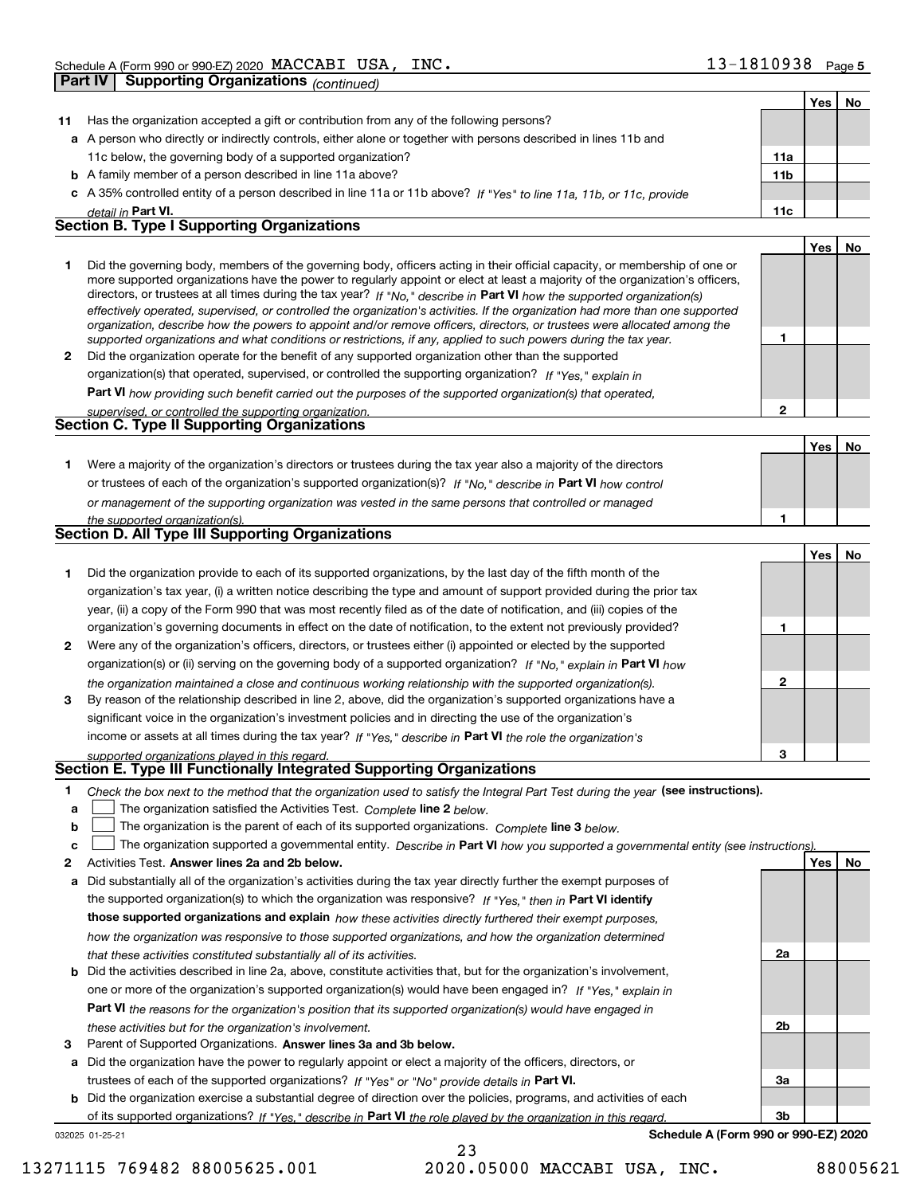Schedule A (Form 990 or 990-EZ) 2020 MACCABI USA, INC. 13-1810938 Page 5

**Part IV | Supporting Organizations** *(continued)*

| | | | Yes | No |
|---|---|---|---|---|
| **11** | Has the organization accepted a gift or contribution from any of the following persons? | | | |
| **a** | A person who directly or indirectly controls, either alone or together with persons described in lines 11b and 11c below, the governing body of a supported organization? | 11a | | |
| **b** | A family member of a person described in line 11a above? | 11b | | |
| **c** | A 35% controlled entity of a person described in line 11a or 11b above? *If "Yes" to line 11a, 11b, or 11c, provide detail in* **Part VI.** | 11c | | |

**Section B. Type I Supporting Organizations**

| | | | Yes | No |
|---|---|---|---|---|
| **1** | Did the governing body, members of the governing body, officers acting in their official capacity, or membership of one or more supported organizations have the power to regularly appoint or elect at least a majority of the organization's officers, directors, or trustees at all times during the tax year? *If "No," describe in* **Part VI** *how the supported organization(s) effectively operated, supervised, or controlled the organization's activities. If the organization had more than one supported organization, describe how the powers to appoint and/or remove officers, directors, or trustees were allocated among the supported organizations and what conditions or restrictions, if any, applied to such powers during the tax year.* | 1 | | |
| **2** | Did the organization operate for the benefit of any supported organization other than the supported organization(s) that operated, supervised, or controlled the supporting organization? *If "Yes," explain in* **Part VI** *how providing such benefit carried out the purposes of the supported organization(s) that operated, supervised, or controlled the supporting organization.* | 2 | | |

**Section C. Type II Supporting Organizations**

| | | | Yes | No |
|---|---|---|---|---|
| **1** | Were a majority of the organization's directors or trustees during the tax year also a majority of the directors or trustees of each of the organization's supported organization(s)? *If "No," describe in* **Part VI** *how control or management of the supporting organization was vested in the same persons that controlled or managed the supported organization(s).* | 1 | | |

**Section D. All Type III Supporting Organizations**

| | | | Yes | No |
|---|---|---|---|---|
| **1** | Did the organization provide to each of its supported organizations, by the last day of the fifth month of the organization's tax year, (i) a written notice describing the type and amount of support provided during the prior tax year, (ii) a copy of the Form 990 that was most recently filed as of the date of notification, and (iii) copies of the organization's governing documents in effect on the date of notification, to the extent not previously provided? | 1 | | |
| **2** | Were any of the organization's officers, directors, or trustees either (i) appointed or elected by the supported organization(s) or (ii) serving on the governing body of a supported organization? *If "No," explain in* **Part VI** *how the organization maintained a close and continuous working relationship with the supported organization(s).* | 2 | | |
| **3** | By reason of the relationship described in line 2, above, did the organization's supported organizations have a significant voice in the organization's investment policies and in directing the use of the organization's income or assets at all times during the tax year? *If "Yes," describe in* **Part VI** *the role the organization's supported organizations played in this regard.* | 3 | | |

**Section E. Type III Functionally Integrated Supporting Organizations**

**1** *Check the box next to the method that the organization used to satisfy the Integral Part Test during the year* **(see instructions).**

**a** ☐ The organization satisfied the Activities Test. *Complete* **line 2** *below.*

**b** ☐ The organization is the parent of each of its supported organizations. *Complete* **line 3** *below.*

**c** ☐ The organization supported a governmental entity. *Describe in* **Part VI** *how you supported a governmental entity (see instructions).*

| | | | Yes | No |
|---|---|---|---|---|
| **2** | Activities Test. **Answer lines 2a and 2b below.** | | | |
| **a** | Did substantially all of the organization's activities during the tax year directly further the exempt purposes of the supported organization(s) to which the organization was responsive? *If "Yes," then in* **Part VI identify those supported organizations and explain** *how these activities directly furthered their exempt purposes, how the organization was responsive to those supported organizations, and how the organization determined that these activities constituted substantially all of its activities.* | 2a | | |
| **b** | Did the activities described in line 2a, above, constitute activities that, but for the organization's involvement, one or more of the organization's supported organization(s) would have been engaged in? *If "Yes," explain in* **Part VI** *the reasons for the organization's position that its supported organization(s) would have engaged in these activities but for the organization's involvement.* | 2b | | |
| **3** | Parent of Supported Organizations. **Answer lines 3a and 3b below.** | | | |
| **a** | Did the organization have the power to regularly appoint or elect a majority of the officers, directors, or trustees of each of the supported organizations? *If "Yes" or "No" provide details in* **Part VI.** | 3a | | |
| **b** | Did the organization exercise a substantial degree of direction over the policies, programs, and activities of each of its supported organizations? *If "Yes," describe in* **Part VI** *the role played by the organization in this regard.* | 3b | | |

032025 01-25-21 **Schedule A (Form 990 or 990-EZ) 2020**

13271115 769482 88005625.001 2020.05000 MACCABI USA, INC. 88005621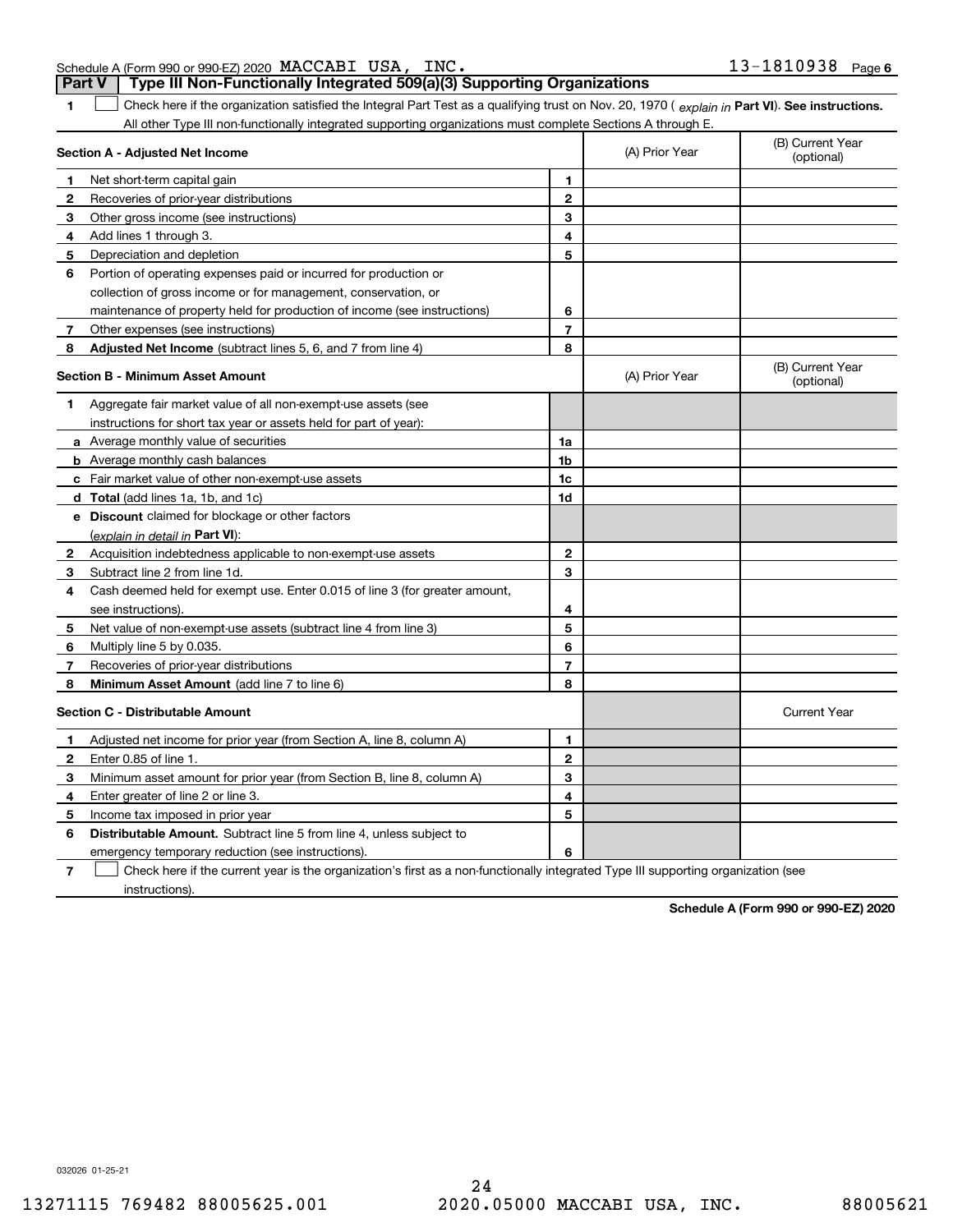Schedule A (Form 990 or 990-EZ) 2020 MACCABI USA, INC. 13-1810938 Page 6

## Part V Type III Non-Functionally Integrated 509(a)(3) Supporting Organizations

1 ☐ Check here if the organization satisfied the Integral Part Test as a qualifying trust on Nov. 20, 1970 ( *explain in* **Part VI**). **See instructions.** All other Type III non-functionally integrated supporting organizations must complete Sections A through E.

| **Section A - Adjusted Net Income** | | (A) Prior Year | (B) Current Year (optional) |
|---|---|---|---|
| **1** Net short-term capital gain | 1 | | |
| **2** Recoveries of prior-year distributions | 2 | | |
| **3** Other gross income (see instructions) | 3 | | |
| **4** Add lines 1 through 3. | 4 | | |
| **5** Depreciation and depletion | 5 | | |
| **6** Portion of operating expenses paid or incurred for production or collection of gross income or for management, conservation, or maintenance of property held for production of income (see instructions) | 6 | | |
| **7** Other expenses (see instructions) | 7 | | |
| **8** **Adjusted Net Income** (subtract lines 5, 6, and 7 from line 4) | 8 | | |

| **Section B - Minimum Asset Amount** | | (A) Prior Year | (B) Current Year (optional) |
|---|---|---|---|
| **1** Aggregate fair market value of all non-exempt-use assets (see instructions for short tax year or assets held for part of year): | | | |
| **a** Average monthly value of securities | 1a | | |
| **b** Average monthly cash balances | 1b | | |
| **c** Fair market value of other non-exempt-use assets | 1c | | |
| **d** **Total** (add lines 1a, 1b, and 1c) | 1d | | |
| **e** **Discount** claimed for blockage or other factors (*explain in detail in* **Part VI**): | | | |
| **2** Acquisition indebtedness applicable to non-exempt-use assets | 2 | | |
| **3** Subtract line 2 from line 1d. | 3 | | |
| **4** Cash deemed held for exempt use. Enter 0.015 of line 3 (for greater amount, see instructions). | 4 | | |
| **5** Net value of non-exempt-use assets (subtract line 4 from line 3) | 5 | | |
| **6** Multiply line 5 by 0.035. | 6 | | |
| **7** Recoveries of prior-year distributions | 7 | | |
| **8** **Minimum Asset Amount** (add line 7 to line 6) | 8 | | |

| **Section C - Distributable Amount** | | | Current Year |
|---|---|---|---|
| **1** Adjusted net income for prior year (from Section A, line 8, column A) | 1 | | |
| **2** Enter 0.85 of line 1. | 2 | | |
| **3** Minimum asset amount for prior year (from Section B, line 8, column A) | 3 | | |
| **4** Enter greater of line 2 or line 3. | 4 | | |
| **5** Income tax imposed in prior year | 5 | | |
| **6** **Distributable Amount.** Subtract line 5 from line 4, unless subject to emergency temporary reduction (see instructions). | 6 | | |

7 ☐ Check here if the current year is the organization's first as a non-functionally integrated Type III supporting organization (see instructions).

**Schedule A (Form 990 or 990-EZ) 2020**

032026 01-25-21

13271115 769482 88005625.001 2020.05000 MACCABI USA, INC. 88005621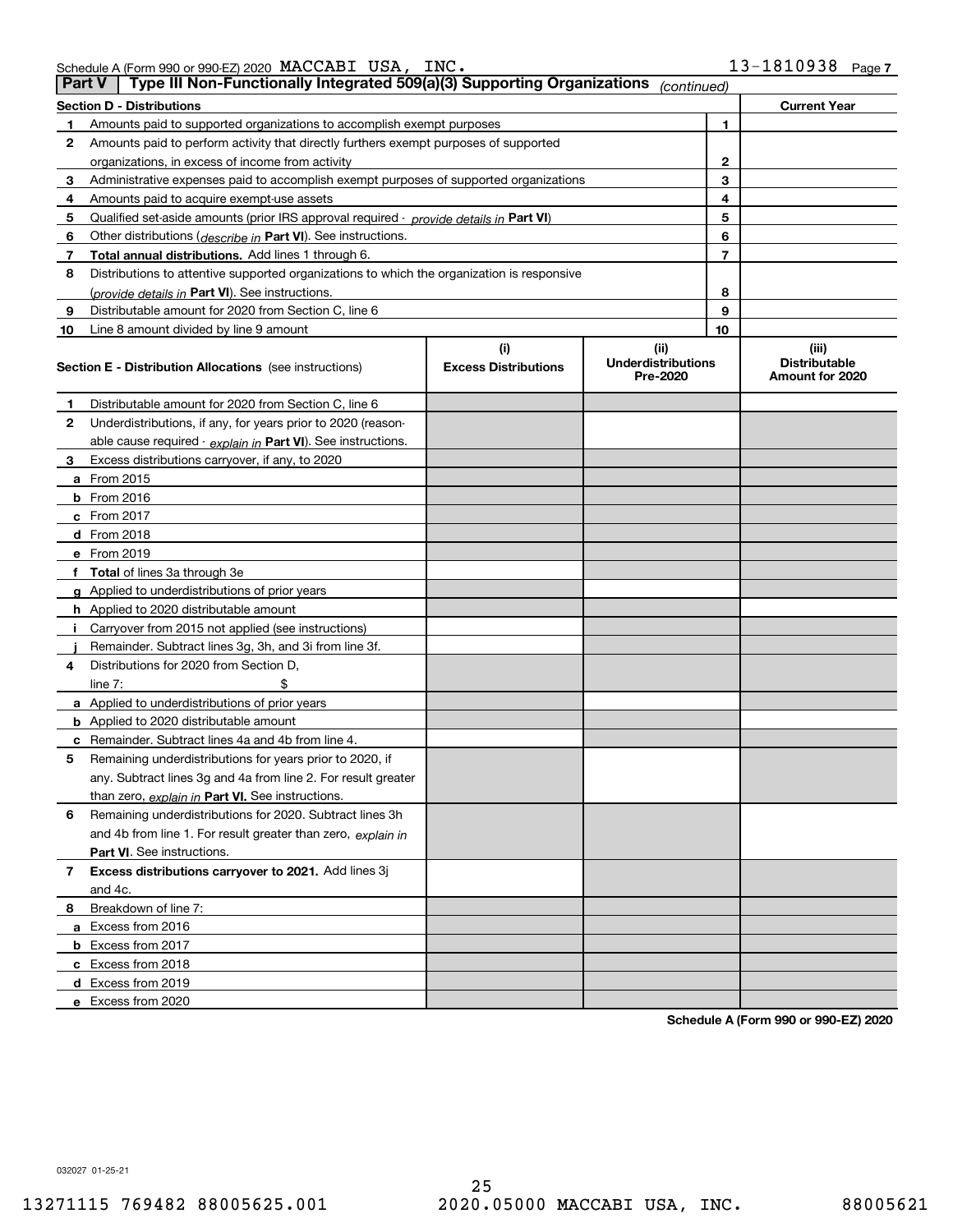Schedule A (Form 990 or 990-EZ) 2020 MACCABI USA, INC. 13-1810938 Page 7

**Part V | Type III Non-Functionally Integrated 509(a)(3) Supporting Organizations** *(continued)*

| Section D - Distributions | | | Current Year |
|---|---|---|---|
| 1 | Amounts paid to supported organizations to accomplish exempt purposes | 1 | |
| 2 | Amounts paid to perform activity that directly furthers exempt purposes of supported organizations, in excess of income from activity | 2 | |
| 3 | Administrative expenses paid to accomplish exempt purposes of supported organizations | 3 | |
| 4 | Amounts paid to acquire exempt-use assets | 4 | |
| 5 | Qualified set-aside amounts (prior IRS approval required - *provide details in* **Part VI**) | 5 | |
| 6 | Other distributions (*describe in* **Part VI**). See instructions. | 6 | |
| 7 | **Total annual distributions.** Add lines 1 through 6. | 7 | |
| 8 | Distributions to attentive supported organizations to which the organization is responsive (*provide details in* **Part VI**). See instructions. | 8 | |
| 9 | Distributable amount for 2020 from Section C, line 6 | 9 | |
| 10 | Line 8 amount divided by line 9 amount | 10 | |

| | Section E - Distribution Allocations (see instructions) | (i) Excess Distributions | (ii) Underdistributions Pre-2020 | (iii) Distributable Amount for 2020 |
|---|---|---|---|---|
| 1 | Distributable amount for 2020 from Section C, line 6 | | | |
| 2 | Underdistributions, if any, for years prior to 2020 (reasonable cause required - *explain in* **Part VI**). See instructions. | | | |
| 3 | Excess distributions carryover, if any, to 2020 | | | |
| a | From 2015 | | | |
| b | From 2016 | | | |
| c | From 2017 | | | |
| d | From 2018 | | | |
| e | From 2019 | | | |
| f | **Total** of lines 3a through 3e | | | |
| g | Applied to underdistributions of prior years | | | |
| h | Applied to 2020 distributable amount | | | |
| i | Carryover from 2015 not applied (see instructions) | | | |
| j | Remainder. Subtract lines 3g, 3h, and 3i from line 3f. | | | |
| 4 | Distributions for 2020 from Section D, line 7: $ | | | |
| a | Applied to underdistributions of prior years | | | |
| b | Applied to 2020 distributable amount | | | |
| c | Remainder. Subtract lines 4a and 4b from line 4. | | | |
| 5 | Remaining underdistributions for years prior to 2020, if any. Subtract lines 3g and 4a from line 2. For result greater than zero, *explain in* **Part VI.** See instructions. | | | |
| 6 | Remaining underdistributions for 2020. Subtract lines 3h and 4b from line 1. For result greater than zero, *explain in* **Part VI**. See instructions. | | | |
| 7 | **Excess distributions carryover to 2021.** Add lines 3j and 4c. | | | |
| 8 | Breakdown of line 7: | | | |
| a | Excess from 2016 | | | |
| b | Excess from 2017 | | | |
| c | Excess from 2018 | | | |
| d | Excess from 2019 | | | |
| e | Excess from 2020 | | | |

**Schedule A (Form 990 or 990-EZ) 2020**

032027 01-25-21

13271115 769482 88005625.001 2020.05000 MACCABI USA, INC. 88005621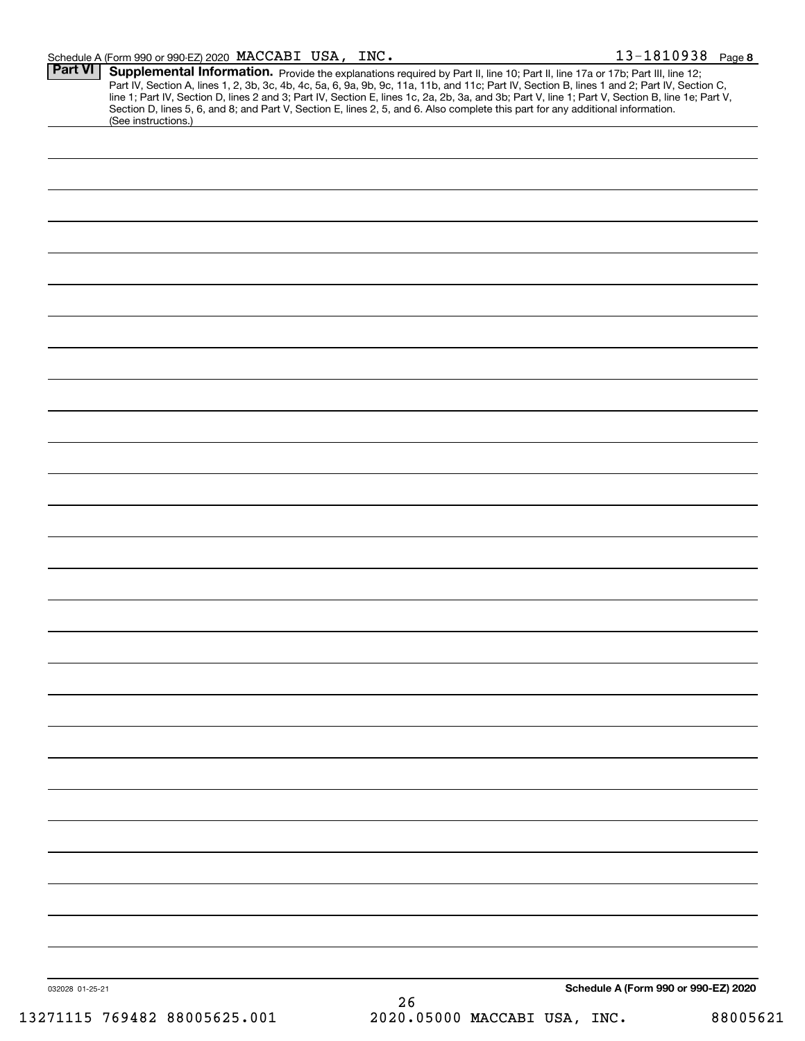Schedule A (Form 990 or 990-EZ) 2020 MACCABI USA, INC. 13-1810938 Page 8

**Part VI** **Supplemental Information.** Provide the explanations required by Part II, line 10; Part II, line 17a or 17b; Part III, line 12; Part IV, Section A, lines 1, 2, 3b, 3c, 4b, 4c, 5a, 6, 9a, 9b, 9c, 11a, 11b, and 11c; Part IV, Section B, lines 1 and 2; Part IV, Section C, line 1; Part IV, Section D, lines 2 and 3; Part IV, Section E, lines 1c, 2a, 2b, 3a, and 3b; Part V, line 1; Part V, Section B, line 1e; Part V, Section D, lines 5, 6, and 8; and Part V, Section E, lines 2, 5, and 6. Also complete this part for any additional information. (See instructions.)

032028 01-25-21

**Schedule A (Form 990 or 990-EZ) 2020**

13271115 769482 88005625.001 2020.05000 MACCABI USA, INC. 88005621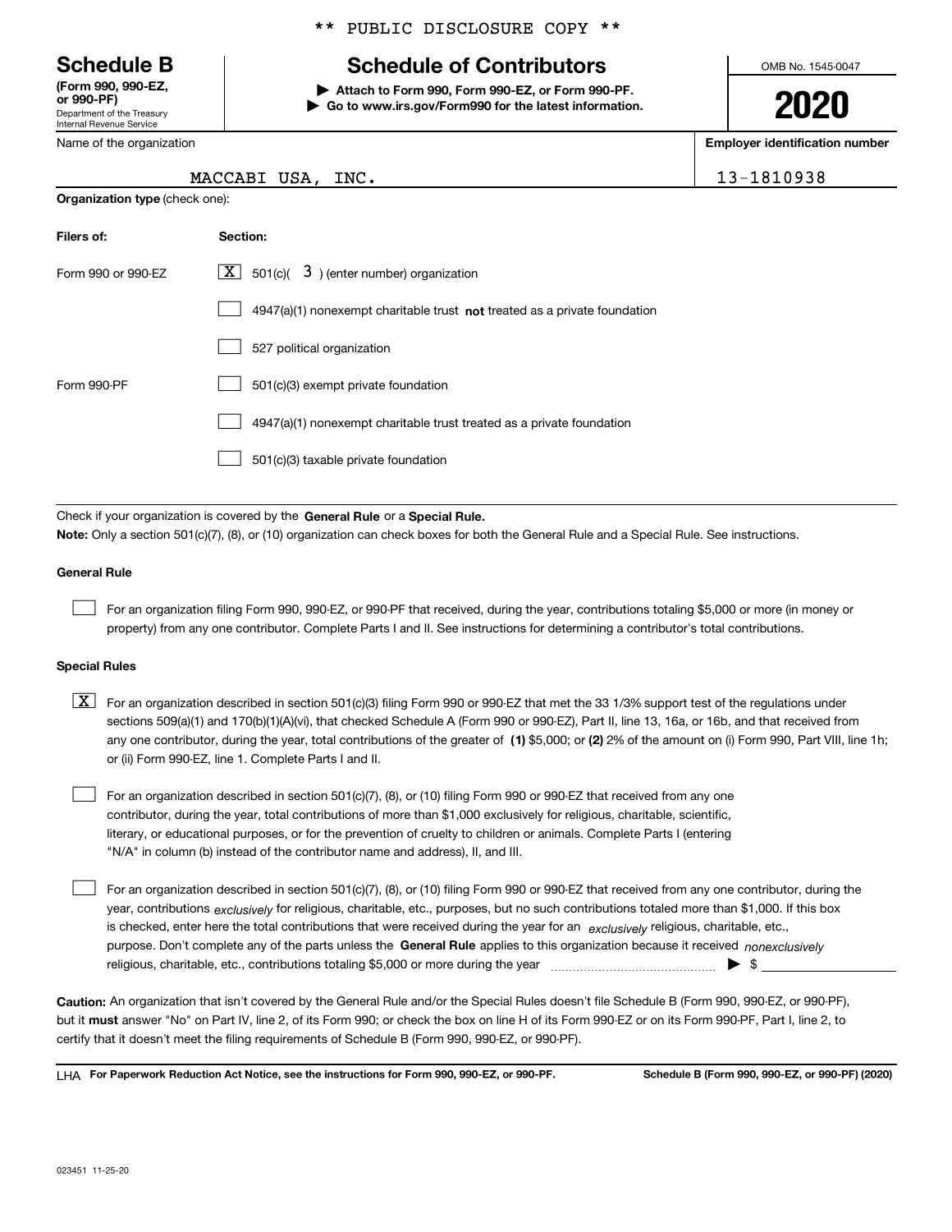\*\* PUBLIC DISCLOSURE COPY \*\*

# Schedule B

**(Form 990, 990-EZ, or 990-PF)**
Department of the Treasury
Internal Revenue Service

## Schedule of Contributors

▶ **Attach to Form 990, Form 990-EZ, or Form 990-PF.**
▶ **Go to www.irs.gov/Form990 for the latest information.**

OMB No. 1545-0047

**2020**

| Name of the organization | Employer identification number |
|---|---|
| MACCABI USA, INC. | 13-1810938 |

**Organization type** (check one):

| Filers of: | Section: |
|---|---|
| Form 990 or 990-EZ | [X] 501(c)( 3 ) (enter number) organization |
| | [ ] 4947(a)(1) nonexempt charitable trust **not** treated as a private foundation |
| | [ ] 527 political organization |
| Form 990-PF | [ ] 501(c)(3) exempt private foundation |
| | [ ] 4947(a)(1) nonexempt charitable trust treated as a private foundation |
| | [ ] 501(c)(3) taxable private foundation |

Check if your organization is covered by the **General Rule** or a **Special Rule.**

**Note:** Only a section 501(c)(7), (8), or (10) organization can check boxes for both the General Rule and a Special Rule. See instructions.

**General Rule**

[ ] For an organization filing Form 990, 990-EZ, or 990-PF that received, during the year, contributions totaling $5,000 or more (in money or property) from any one contributor. Complete Parts I and II. See instructions for determining a contributor's total contributions.

**Special Rules**

[X] For an organization described in section 501(c)(3) filing Form 990 or 990-EZ that met the 33 1/3% support test of the regulations under sections 509(a)(1) and 170(b)(1)(A)(vi), that checked Schedule A (Form 990 or 990-EZ), Part II, line 13, 16a, or 16b, and that received from any one contributor, during the year, total contributions of the greater of **(1)** $5,000; or **(2)** 2% of the amount on (i) Form 990, Part VIII, line 1h; or (ii) Form 990-EZ, line 1. Complete Parts I and II.

[ ] For an organization described in section 501(c)(7), (8), or (10) filing Form 990 or 990-EZ that received from any one contributor, during the year, total contributions of more than $1,000 exclusively for religious, charitable, scientific, literary, or educational purposes, or for the prevention of cruelty to children or animals. Complete Parts I (entering "N/A" in column (b) instead of the contributor name and address), II, and III.

[ ] For an organization described in section 501(c)(7), (8), or (10) filing Form 990 or 990-EZ that received from any one contributor, during the year, contributions *exclusively* for religious, charitable, etc., purposes, but no such contributions totaled more than $1,000. If this box is checked, enter here the total contributions that were received during the year for an *exclusively* religious, charitable, etc., purpose. Don't complete any of the parts unless the **General Rule** applies to this organization because it received *nonexclusively* religious, charitable, etc., contributions totaling $5,000 or more during the year ▶ $ ____________

**Caution:** An organization that isn't covered by the General Rule and/or the Special Rules doesn't file Schedule B (Form 990, 990-EZ, or 990-PF), but it **must** answer "No" on Part IV, line 2, of its Form 990; or check the box on line H of its Form 990-EZ or on its Form 990-PF, Part I, line 2, to certify that it doesn't meet the filing requirements of Schedule B (Form 990, 990-EZ, or 990-PF).

LHA **For Paperwork Reduction Act Notice, see the instructions for Form 990, 990-EZ, or 990-PF.** **Schedule B (Form 990, 990-EZ, or 990-PF) (2020)**

023451 11-25-20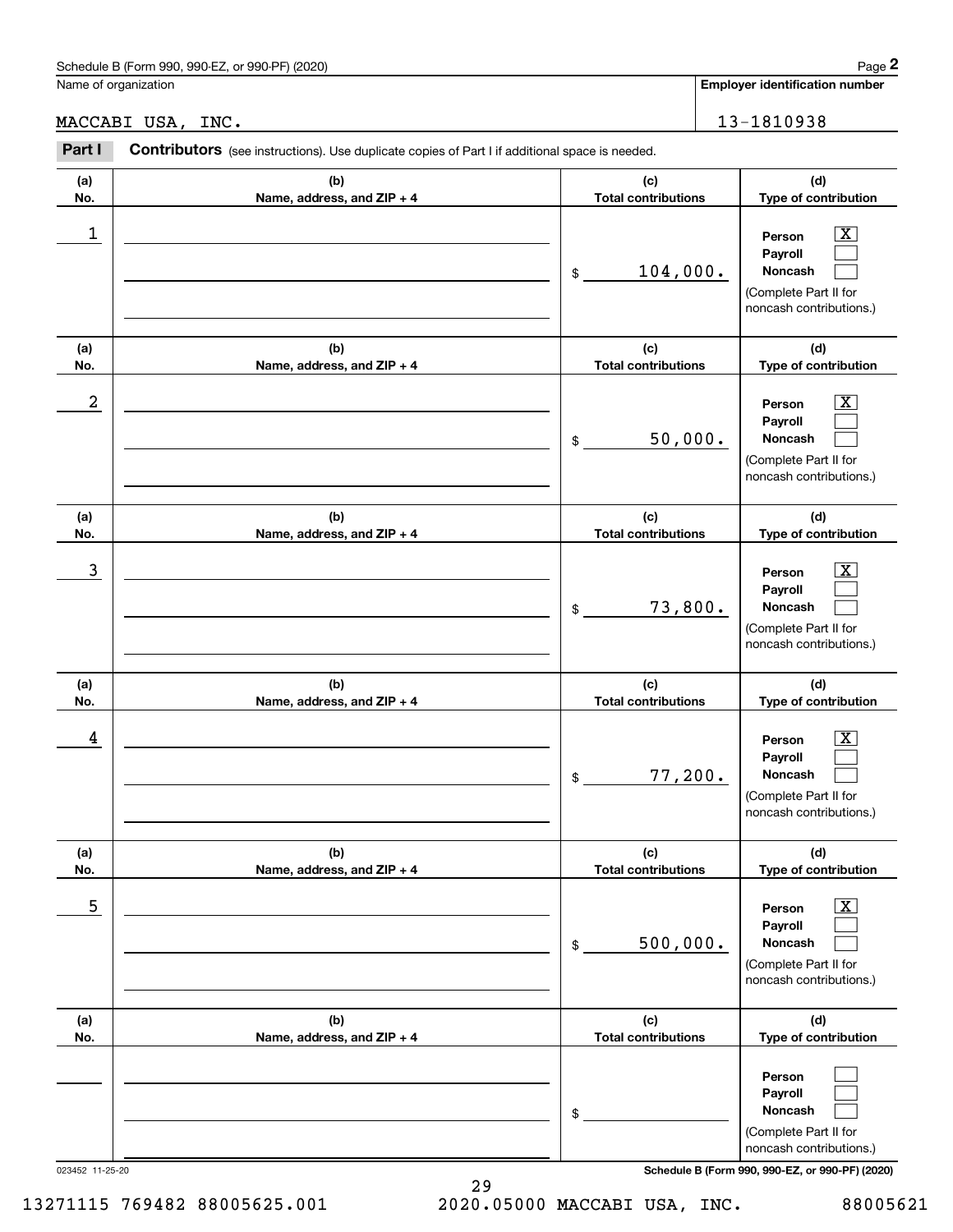Schedule B (Form 990, 990-EZ, or 990-PF) (2020)

Name of organization: MACCABI USA, INC.

Employer identification number: 13-1810938

**Part I** **Contributors** (see instructions). Use duplicate copies of Part I if additional space is needed.

| (a) No. | (b) Name, address, and ZIP + 4 | (c) Total contributions | (d) Type of contribution |
|---|---|---|---|
| 1 | | $ 104,000. | Person [X] Payroll [ ] Noncash [ ] (Complete Part II for noncash contributions.) |
| 2 | | $ 50,000. | Person [X] Payroll [ ] Noncash [ ] (Complete Part II for noncash contributions.) |
| 3 | | $ 73,800. | Person [X] Payroll [ ] Noncash [ ] (Complete Part II for noncash contributions.) |
| 4 | | $ 77,200. | Person [X] Payroll [ ] Noncash [ ] (Complete Part II for noncash contributions.) |
| 5 | | $ 500,000. | Person [X] Payroll [ ] Noncash [ ] (Complete Part II for noncash contributions.) |
| | | $ | Person [ ] Payroll [ ] Noncash [ ] (Complete Part II for noncash contributions.) |

023452 11-25-20

Schedule B (Form 990, 990-EZ, or 990-PF) (2020)

13271115 769482 88005625.001 2020.05000 MACCABI USA, INC. 88005621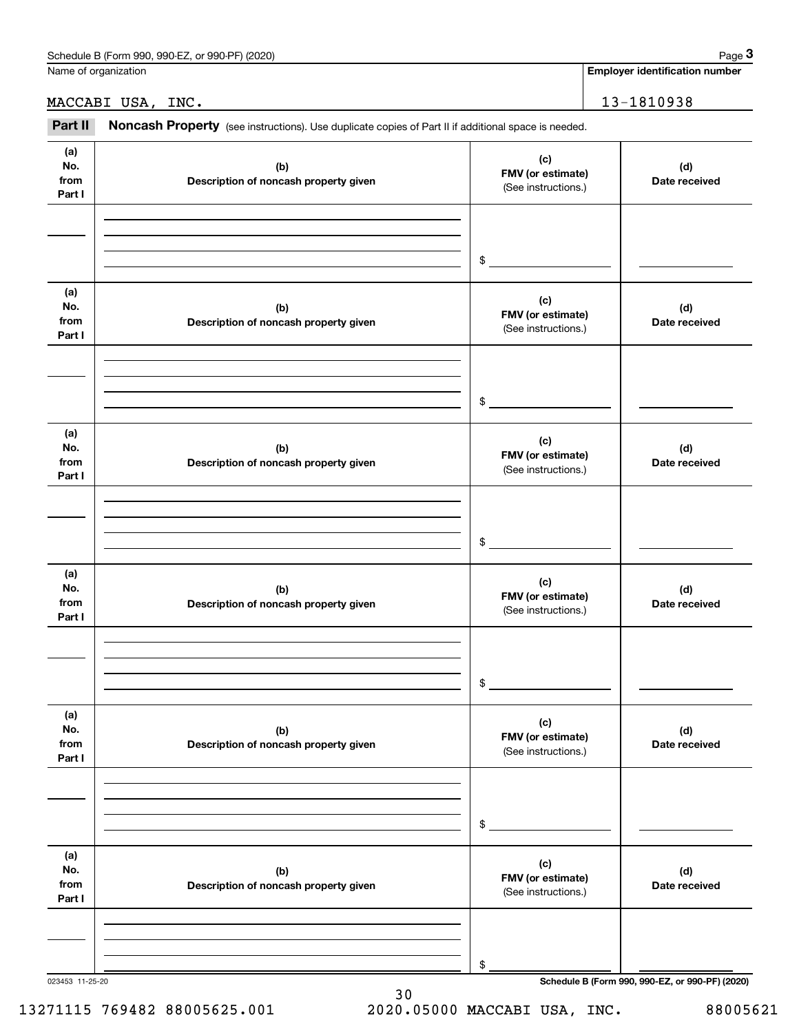Name of organization

MACCABI USA, INC.

**Employer identification number**

13-1810938

**Part II** **Noncash Property** (see instructions). Use duplicate copies of Part II if additional space is needed.

| (a) No. from Part I | (b) Description of noncash property given | (c) FMV (or estimate) (See instructions.) | (d) Date received |
|---|---|---|---|
| | | $ | |

| (a) No. from Part I | (b) Description of noncash property given | (c) FMV (or estimate) (See instructions.) | (d) Date received |
|---|---|---|---|
| | | $ | |

| (a) No. from Part I | (b) Description of noncash property given | (c) FMV (or estimate) (See instructions.) | (d) Date received |
|---|---|---|---|
| | | $ | |

| (a) No. from Part I | (b) Description of noncash property given | (c) FMV (or estimate) (See instructions.) | (d) Date received |
|---|---|---|---|
| | | $ | |

| (a) No. from Part I | (b) Description of noncash property given | (c) FMV (or estimate) (See instructions.) | (d) Date received |
|---|---|---|---|
| | | $ | |

| (a) No. from Part I | (b) Description of noncash property given | (c) FMV (or estimate) (See instructions.) | (d) Date received |
|---|---|---|---|
| | | $ | |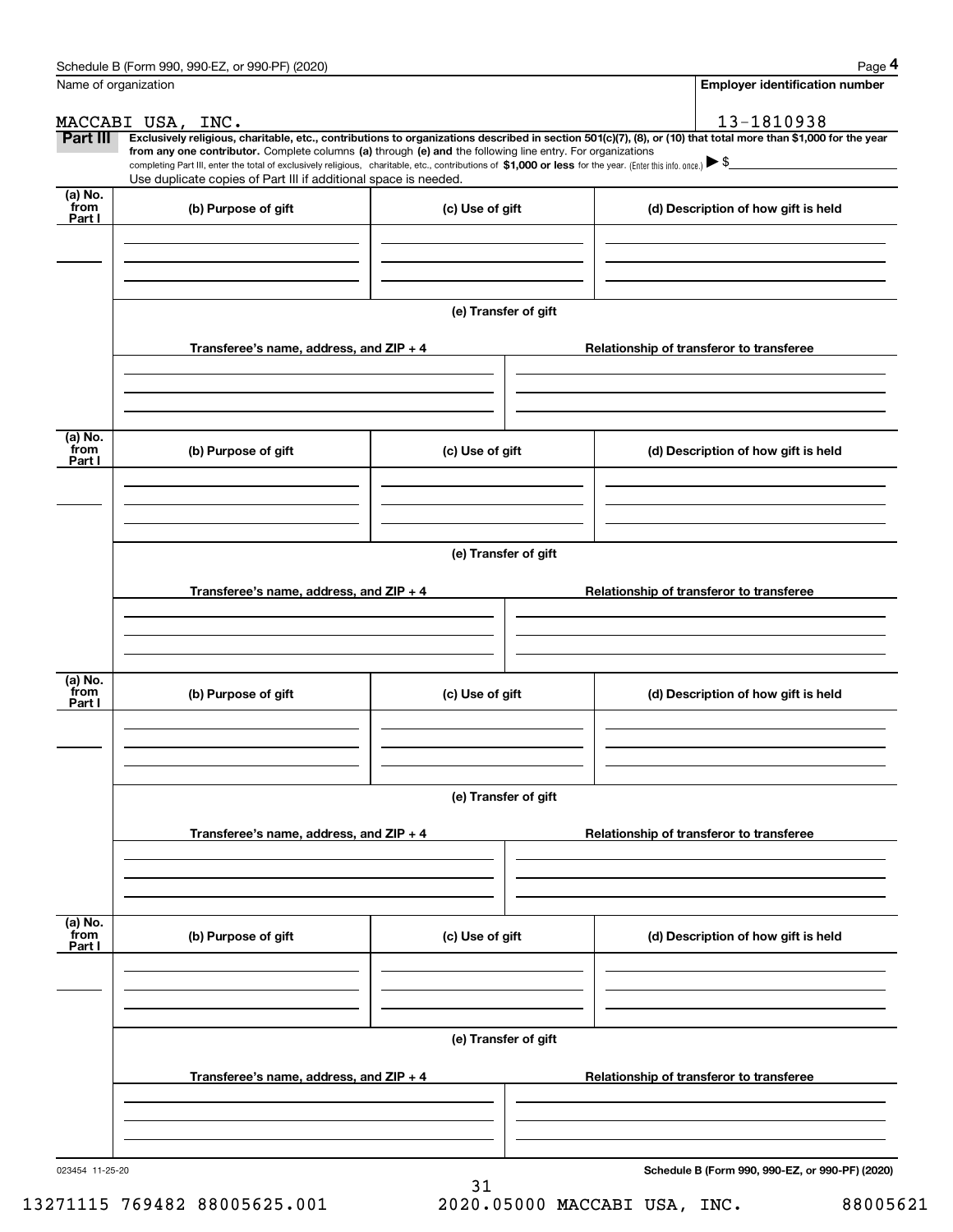Schedule B (Form 990, 990-EZ, or 990-PF) (2020)

Name of organization: MACCABI USA, INC.

Employer identification number: 13-1810938

**Part III** **Exclusively religious, charitable, etc., contributions to organizations described in section 501(c)(7), (8), or (10) that total more than $1,000 for the year from any one contributor.** Complete columns **(a)** through **(e)** and the following line entry. For organizations completing Part III, enter the total of exclusively religious, charitable, etc., contributions of **$1,000 or less** for the year. (Enter this info. once.) ▶ $

Use duplicate copies of Part III if additional space is needed.

| (a) No. from Part I | (b) Purpose of gift | (c) Use of gift | (d) Description of how gift is held |
|---|---|---|---|
| | | | |

**(e) Transfer of gift**

| Transferee's name, address, and ZIP + 4 | Relationship of transferor to transferee |
|---|---|
| | |

| (a) No. from Part I | (b) Purpose of gift | (c) Use of gift | (d) Description of how gift is held |
|---|---|---|---|
| | | | |

**(e) Transfer of gift**

| Transferee's name, address, and ZIP + 4 | Relationship of transferor to transferee |
|---|---|
| | |

| (a) No. from Part I | (b) Purpose of gift | (c) Use of gift | (d) Description of how gift is held |
|---|---|---|---|
| | | | |

**(e) Transfer of gift**

| Transferee's name, address, and ZIP + 4 | Relationship of transferor to transferee |
|---|---|
| | |

| (a) No. from Part I | (b) Purpose of gift | (c) Use of gift | (d) Description of how gift is held |
|---|---|---|---|
| | | | |

**(e) Transfer of gift**

| Transferee's name, address, and ZIP + 4 | Relationship of transferor to transferee |
|---|---|
| | |

023454 11-25-20

**Schedule B (Form 990, 990-EZ, or 990-PF) (2020)**

13271115 769482 88005625.001 2020.05000 MACCABI USA, INC. 88005621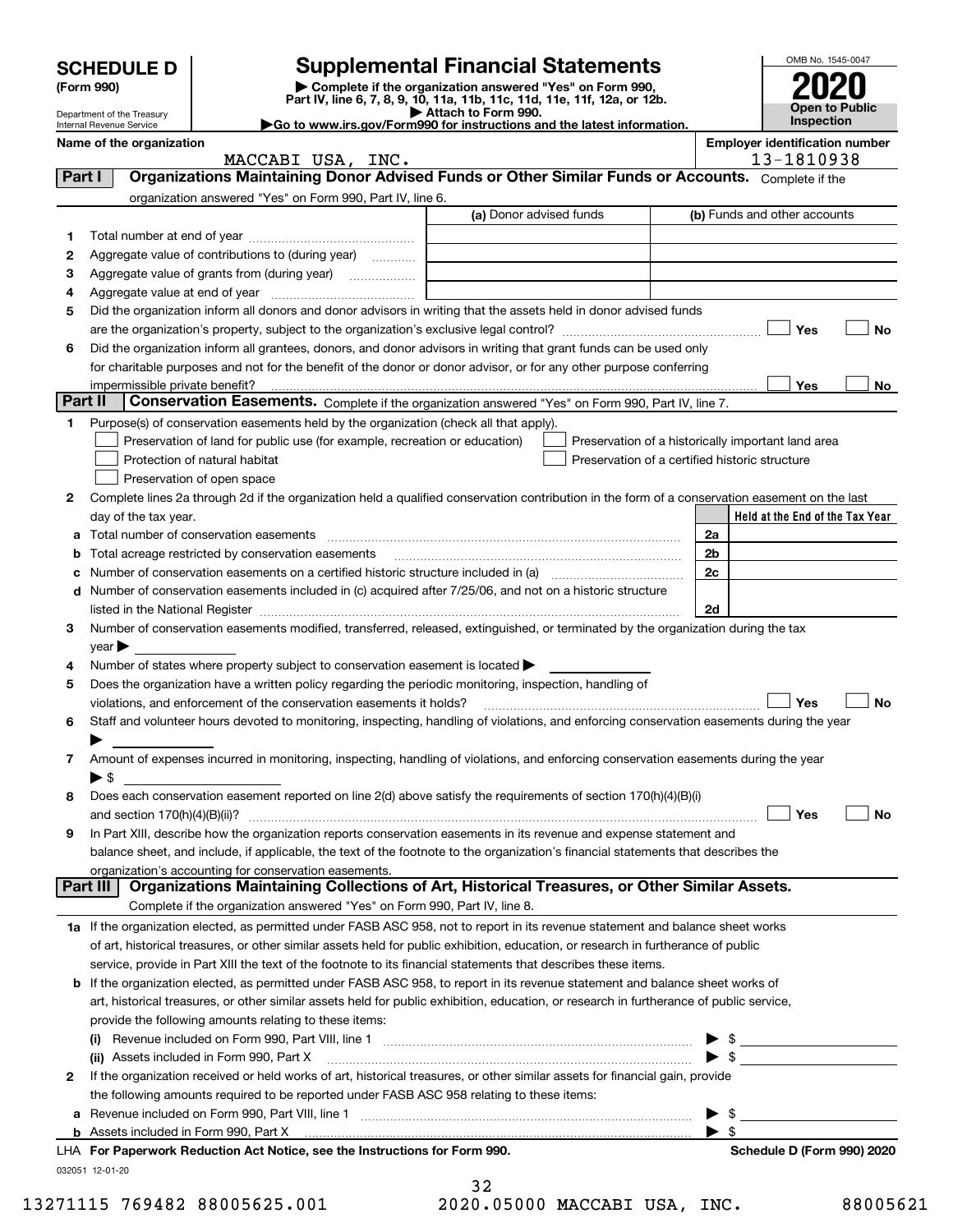**SCHEDULE D**
**(Form 990)**

Department of the Treasury
Internal Revenue Service

# Supplemental Financial Statements

▶ Complete if the organization answered "Yes" on Form 990, Part IV, line 6, 7, 8, 9, 10, 11a, 11b, 11c, 11d, 11e, 11f, 12a, or 12b.
▶ Attach to Form 990.
▶Go to www.irs.gov/Form990 for instructions and the latest information.

OMB No. 1545-0047
**2020**
**Open to Public Inspection**

**Name of the organization**
MACCABI USA, INC.

**Employer identification number**
13-1810938

## Part I — Organizations Maintaining Donor Advised Funds or Other Similar Funds or Accounts.
Complete if the organization answered "Yes" on Form 990, Part IV, line 6.

| | | (a) Donor advised funds | (b) Funds and other accounts |
|---|---|---|---|
| 1 | Total number at end of year | | |
| 2 | Aggregate value of contributions to (during year) | | |
| 3 | Aggregate value of grants from (during year) | | |
| 4 | Aggregate value at end of year | | |

5 Did the organization inform all donors and donor advisors in writing that the assets held in donor advised funds are the organization's property, subject to the organization's exclusive legal control? ☐ Yes ☐ No

6 Did the organization inform all grantees, donors, and donor advisors in writing that grant funds can be used only for charitable purposes and not for the benefit of the donor or donor advisor, or for any other purpose conferring impermissible private benefit? ☐ Yes ☐ No

## Part II — Conservation Easements.
Complete if the organization answered "Yes" on Form 990, Part IV, line 7.

1 Purpose(s) of conservation easements held by the organization (check all that apply).

- ☐ Preservation of land for public use (for example, recreation or education)
- ☐ Protection of natural habitat
- ☐ Preservation of open space
- ☐ Preservation of a historically important land area
- ☐ Preservation of a certified historic structure

2 Complete lines 2a through 2d if the organization held a qualified conservation contribution in the form of a conservation easement on the last day of the tax year.

| | | | Held at the End of the Tax Year |
|---|---|---|---|
| a | Total number of conservation easements | 2a | |
| b | Total acreage restricted by conservation easements | 2b | |
| c | Number of conservation easements on a certified historic structure included in (a) | 2c | |
| d | Number of conservation easements included in (c) acquired after 7/25/06, and not on a historic structure listed in the National Register | 2d | |

3 Number of conservation easements modified, transferred, released, extinguished, or terminated by the organization during the tax year ▶

4 Number of states where property subject to conservation easement is located ▶

5 Does the organization have a written policy regarding the periodic monitoring, inspection, handling of violations, and enforcement of the conservation easements it holds? ☐ Yes ☐ No

6 Staff and volunteer hours devoted to monitoring, inspecting, handling of violations, and enforcing conservation easements during the year ▶

7 Amount of expenses incurred in monitoring, inspecting, handling of violations, and enforcing conservation easements during the year ▶ $

8 Does each conservation easement reported on line 2(d) above satisfy the requirements of section 170(h)(4)(B)(i) and section 170(h)(4)(B)(ii)? ☐ Yes ☐ No

9 In Part XIII, describe how the organization reports conservation easements in its revenue and expense statement and balance sheet, and include, if applicable, the text of the footnote to the organization's financial statements that describes the organization's accounting for conservation easements.

## Part III — Organizations Maintaining Collections of Art, Historical Treasures, or Other Similar Assets.
Complete if the organization answered "Yes" on Form 990, Part IV, line 8.

1a If the organization elected, as permitted under FASB ASC 958, not to report in its revenue statement and balance sheet works of art, historical treasures, or other similar assets held for public exhibition, education, or research in furtherance of public service, provide in Part XIII the text of the footnote to its financial statements that describes these items.

b If the organization elected, as permitted under FASB ASC 958, to report in its revenue statement and balance sheet works of art, historical treasures, or other similar assets held for public exhibition, education, or research in furtherance of public service, provide the following amounts relating to these items:

(i) Revenue included on Form 990, Part VIII, line 1 ▶ $

(ii) Assets included in Form 990, Part X ▶ $

2 If the organization received or held works of art, historical treasures, or other similar assets for financial gain, provide the following amounts required to be reported under FASB ASC 958 relating to these items:

a Revenue included on Form 990, Part VIII, line 1 ▶ $

b Assets included in Form 990, Part X ▶ $

LHA **For Paperwork Reduction Act Notice, see the Instructions for Form 990.** **Schedule D (Form 990) 2020**

032051 12-01-20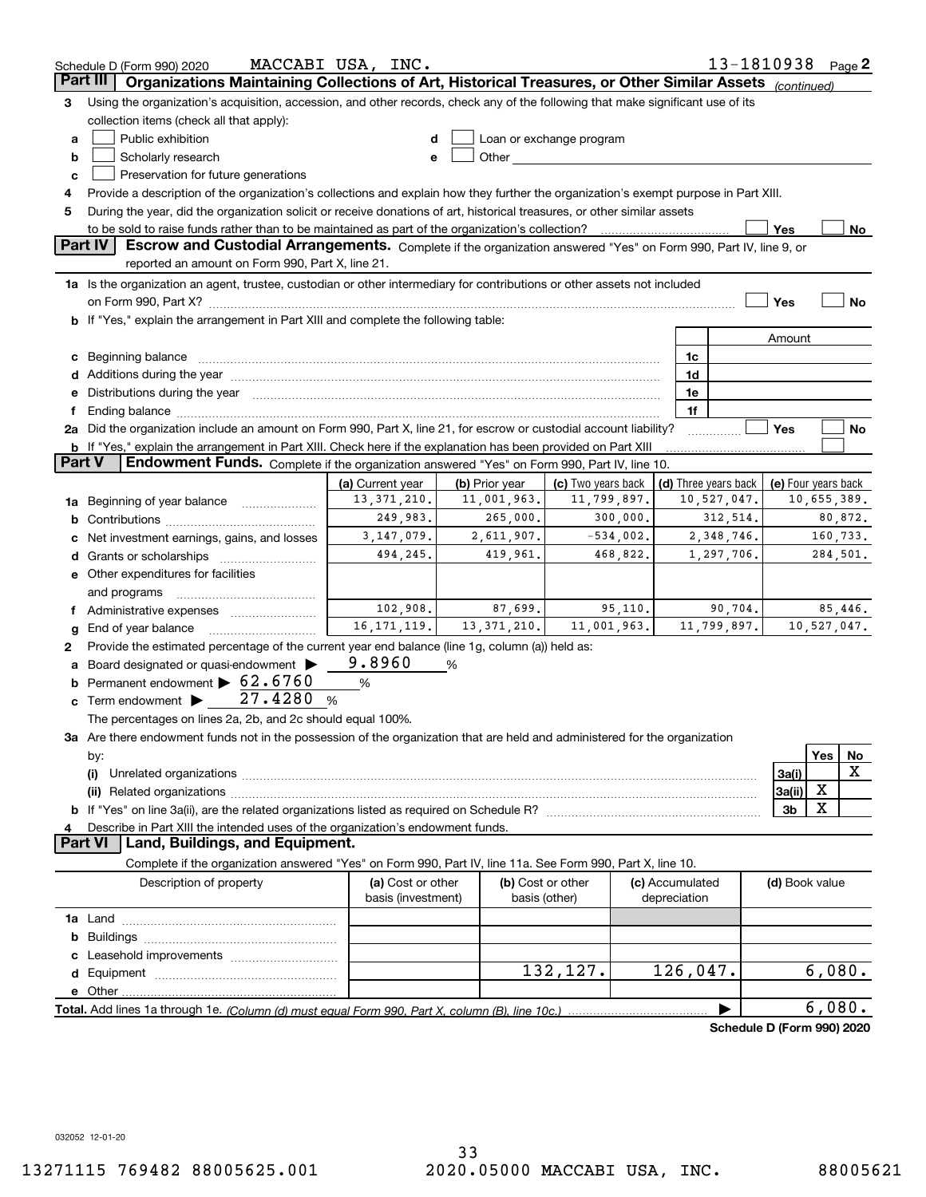Schedule D (Form 990) 2020 MACCABI USA, INC. 13-1810938 Page 2

## Part III Organizations Maintaining Collections of Art, Historical Treasures, or Other Similar Assets *(continued)*

**3** Using the organization's acquisition, accession, and other records, check any of the following that make significant use of its collection items (check all that apply):

- **a** ☐ Public exhibition
- **b** ☐ Scholarly research
- **c** ☐ Preservation for future generations
- **d** ☐ Loan or exchange program
- **e** ☐ Other

**4** Provide a description of the organization's collections and explain how they further the organization's exempt purpose in Part XIII.

**5** During the year, did the organization solicit or receive donations of art, historical treasures, or other similar assets to be sold to raise funds rather than to be maintained as part of the organization's collection? ☐ Yes ☐ No

## Part IV Escrow and Custodial Arrangements.

Complete if the organization answered "Yes" on Form 990, Part IV, line 9, or reported an amount on Form 990, Part X, line 21.

**1a** Is the organization an agent, trustee, custodian or other intermediary for contributions or other assets not included on Form 990, Part X? ☐ Yes ☐ No

**b** If "Yes," explain the arrangement in Part XIII and complete the following table:

| | | Amount |
|---|---|---|
| **c** Beginning balance | 1c | |
| **d** Additions during the year | 1d | |
| **e** Distributions during the year | 1e | |
| **f** Ending balance | 1f | |

**2a** Did the organization include an amount on Form 990, Part X, line 21, for escrow or custodial account liability? ☐ Yes ☐ No

**b** If "Yes," explain the arrangement in Part XIII. Check here if the explanation has been provided on Part XIII ☐

## Part V Endowment Funds.

Complete if the organization answered "Yes" on Form 990, Part IV, line 10.

| | (a) Current year | (b) Prior year | (c) Two years back | (d) Three years back | (e) Four years back |
|---|---|---|---|---|---|
| **1a** Beginning of year balance | 13,371,210. | 11,001,963. | 11,799,897. | 10,527,047. | 10,655,389. |
| **b** Contributions | 249,983. | 265,000. | 300,000. | 312,514. | 80,872. |
| **c** Net investment earnings, gains, and losses | 3,147,079. | 2,611,907. | -534,002. | 2,348,746. | 160,733. |
| **d** Grants or scholarships | 494,245. | 419,961. | 468,822. | 1,297,706. | 284,501. |
| **e** Other expenditures for facilities and programs | | | | | |
| **f** Administrative expenses | 102,908. | 87,699. | 95,110. | 90,704. | 85,446. |
| **g** End of year balance | 16,171,119. | 13,371,210. | 11,001,963. | 11,799,897. | 10,527,047. |

**2** Provide the estimated percentage of the current year end balance (line 1g, column (a)) held as:

- **a** Board designated or quasi-endowment ▶ 9.8960 %
- **b** Permanent endowment ▶ 62.6760 %
- **c** Term endowment ▶ 27.4280 %

The percentages on lines 2a, 2b, and 2c should equal 100%.

**3a** Are there endowment funds not in the possession of the organization that are held and administered for the organization by:

| | | Yes | No |
|---|---|---|---|
| **(i)** Unrelated organizations | 3a(i) | | X |
| **(ii)** Related organizations | 3a(ii) | X | |
| **b** If "Yes" on line 3a(ii), are the related organizations listed as required on Schedule R? | 3b | X | |

**4** Describe in Part XIII the intended uses of the organization's endowment funds.

## Part VI Land, Buildings, and Equipment.

Complete if the organization answered "Yes" on Form 990, Part IV, line 11a. See Form 990, Part X, line 10.

| Description of property | (a) Cost or other basis (investment) | (b) Cost or other basis (other) | (c) Accumulated depreciation | (d) Book value |
|---|---|---|---|---|
| **1a** Land | | | | |
| **b** Buildings | | | | |
| **c** Leasehold improvements | | | | |
| **d** Equipment | | 132,127. | 126,047. | 6,080. |
| **e** Other | | | | |
| **Total.** Add lines 1a through 1e. *(Column (d) must equal Form 990, Part X, column (B), line 10c.)* | | | ▶ | 6,080. |

Schedule D (Form 990) 2020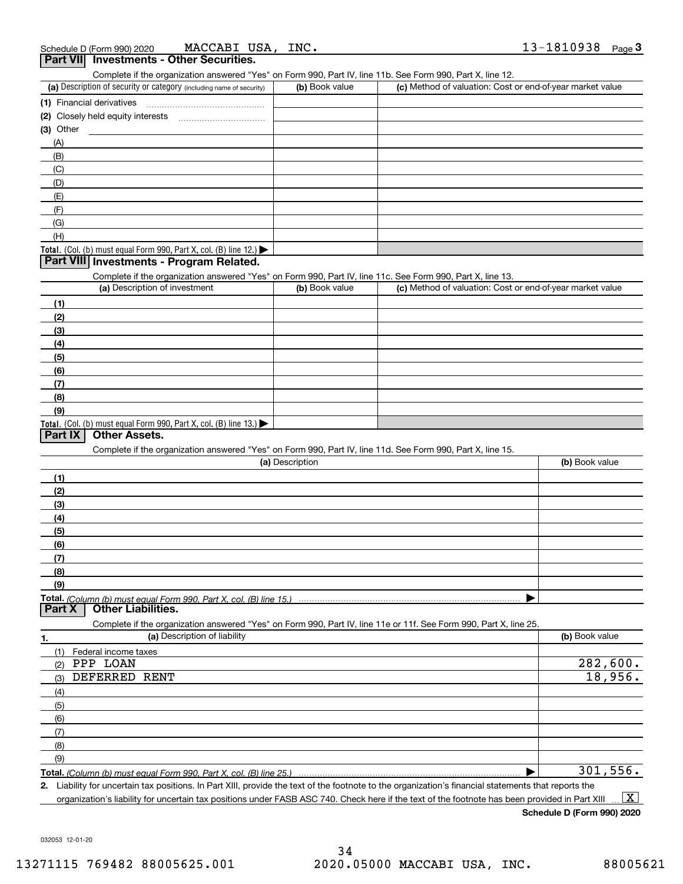Schedule D (Form 990) 2020 MACCABI USA, INC. 13-1810938 Page 3

## Part VII Investments - Other Securities.

Complete if the organization answered "Yes" on Form 990, Part IV, line 11b. See Form 990, Part X, line 12.

| (a) Description of security or category (including name of security) | (b) Book value | (c) Method of valuation: Cost or end-of-year market value |
|---|---|---|
| (1) Financial derivatives | | |
| (2) Closely held equity interests | | |
| (3) Other | | |
| (A) | | |
| (B) | | |
| (C) | | |
| (D) | | |
| (E) | | |
| (F) | | |
| (G) | | |
| (H) | | |
| **Total.** (Col. (b) must equal Form 990, Part X, col. (B) line 12.) ▶ | | |

## Part VIII Investments - Program Related.

Complete if the organization answered "Yes" on Form 990, Part IV, line 11c. See Form 990, Part X, line 13.

| (a) Description of investment | (b) Book value | (c) Method of valuation: Cost or end-of-year market value |
|---|---|---|
| (1) | | |
| (2) | | |
| (3) | | |
| (4) | | |
| (5) | | |
| (6) | | |
| (7) | | |
| (8) | | |
| (9) | | |
| **Total.** (Col. (b) must equal Form 990, Part X, col. (B) line 13.) ▶ | | |

## Part IX Other Assets.

Complete if the organization answered "Yes" on Form 990, Part IV, line 11d. See Form 990, Part X, line 15.

| (a) Description | (b) Book value |
|---|---|
| (1) | |
| (2) | |
| (3) | |
| (4) | |
| (5) | |
| (6) | |
| (7) | |
| (8) | |
| (9) | |
| **Total.** *(Column (b) must equal Form 990, Part X, col. (B) line 15.)* ▶ | |

## Part X Other Liabilities.

Complete if the organization answered "Yes" on Form 990, Part IV, line 11e or 11f. See Form 990, Part X, line 25.

| 1. (a) Description of liability | (b) Book value |
|---|---|
| (1) Federal income taxes | |
| (2) PPP LOAN | 282,600. |
| (3) DEFERRED RENT | 18,956. |
| (4) | |
| (5) | |
| (6) | |
| (7) | |
| (8) | |
| (9) | |
| **Total.** *(Column (b) must equal Form 990, Part X, col. (B) line 25.)* ▶ | 301,556. |

2. Liability for uncertain tax positions. In Part XIII, provide the text of the footnote to the organization's financial statements that reports the organization's liability for uncertain tax positions under FASB ASC 740. Check here if the text of the footnote has been provided in Part XIII ... [X]

**Schedule D (Form 990) 2020**

032053 12-01-20

13271115 769482 88005625.001 2020.05000 MACCABI USA, INC. 88005621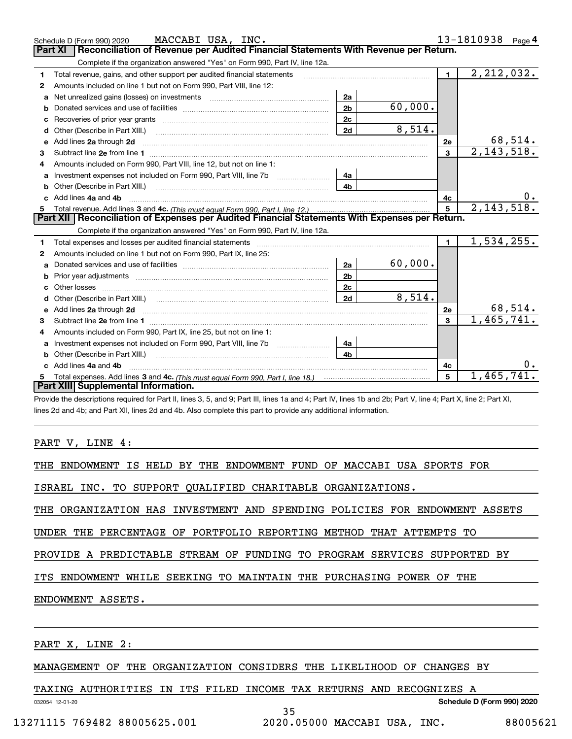Schedule D (Form 990) 2020 MACCABI USA, INC. 13-1810938 Page 4

## Part XI Reconciliation of Revenue per Audited Financial Statements With Revenue per Return.

Complete if the organization answered "Yes" on Form 990, Part IV, line 12a.

| | | | | | |
|---|---|---|---|---|---|
| 1 | Total revenue, gains, and other support per audited financial statements | | | 1 | 2,212,032. |
| 2 | Amounts included on line 1 but not on Form 990, Part VIII, line 12: | | | | |
| a | Net unrealized gains (losses) on investments | 2a | | | |
| b | Donated services and use of facilities | 2b | 60,000. | | |
| c | Recoveries of prior year grants | 2c | | | |
| d | Other (Describe in Part XIII.) | 2d | 8,514. | | |
| e | Add lines 2a through 2d | | | 2e | 68,514. |
| 3 | Subtract line 2e from line 1 | | | 3 | 2,143,518. |
| 4 | Amounts included on Form 990, Part VIII, line 12, but not on line 1: | | | | |
| a | Investment expenses not included on Form 990, Part VIII, line 7b | 4a | | | |
| b | Other (Describe in Part XIII.) | 4b | | | |
| c | Add lines 4a and 4b | | | 4c | 0. |
| 5 | Total revenue. Add lines 3 and 4c. *(This must equal Form 990, Part I, line 12.)* | | | 5 | 2,143,518. |

## Part XII Reconciliation of Expenses per Audited Financial Statements With Expenses per Return.

Complete if the organization answered "Yes" on Form 990, Part IV, line 12a.

| | | | | | |
|---|---|---|---|---|---|
| 1 | Total expenses and losses per audited financial statements | | | 1 | 1,534,255. |
| 2 | Amounts included on line 1 but not on Form 990, Part IX, line 25: | | | | |
| a | Donated services and use of facilities | 2a | 60,000. | | |
| b | Prior year adjustments | 2b | | | |
| c | Other losses | 2c | | | |
| d | Other (Describe in Part XIII.) | 2d | 8,514. | | |
| e | Add lines 2a through 2d | | | 2e | 68,514. |
| 3 | Subtract line 2e from line 1 | | | 3 | 1,465,741. |
| 4 | Amounts included on Form 990, Part IX, line 25, but not on line 1: | | | | |
| a | Investment expenses not included on Form 990, Part VIII, line 7b | 4a | | | |
| b | Other (Describe in Part XIII.) | 4b | | | |
| c | Add lines 4a and 4b | | | 4c | 0. |
| 5 | Total expenses. Add lines 3 and 4c. *(This must equal Form 990, Part I, line 18.)* | | | 5 | 1,465,741. |

## Part XIII Supplemental Information.

Provide the descriptions required for Part II, lines 3, 5, and 9; Part III, lines 1a and 4; Part IV, lines 1b and 2b; Part V, line 4; Part X, line 2; Part XI, lines 2d and 4b; and Part XII, lines 2d and 4b. Also complete this part to provide any additional information.

PART V, LINE 4:

THE ENDOWMENT IS HELD BY THE ENDOWMENT FUND OF MACCABI USA SPORTS FOR ISRAEL INC. TO SUPPORT QUALIFIED CHARITABLE ORGANIZATIONS.

THE ORGANIZATION HAS INVESTMENT AND SPENDING POLICIES FOR ENDOWMENT ASSETS UNDER THE PERCENTAGE OF PORTFOLIO REPORTING METHOD THAT ATTEMPTS TO PROVIDE A PREDICTABLE STREAM OF FUNDING TO PROGRAM SERVICES SUPPORTED BY ITS ENDOWMENT WHILE SEEKING TO MAINTAIN THE PURCHASING POWER OF THE ENDOWMENT ASSETS.

PART X, LINE 2:

MANAGEMENT OF THE ORGANIZATION CONSIDERS THE LIKELIHOOD OF CHANGES BY TAXING AUTHORITIES IN ITS FILED INCOME TAX RETURNS AND RECOGNIZES A

032054 12-01-20 Schedule D (Form 990) 2020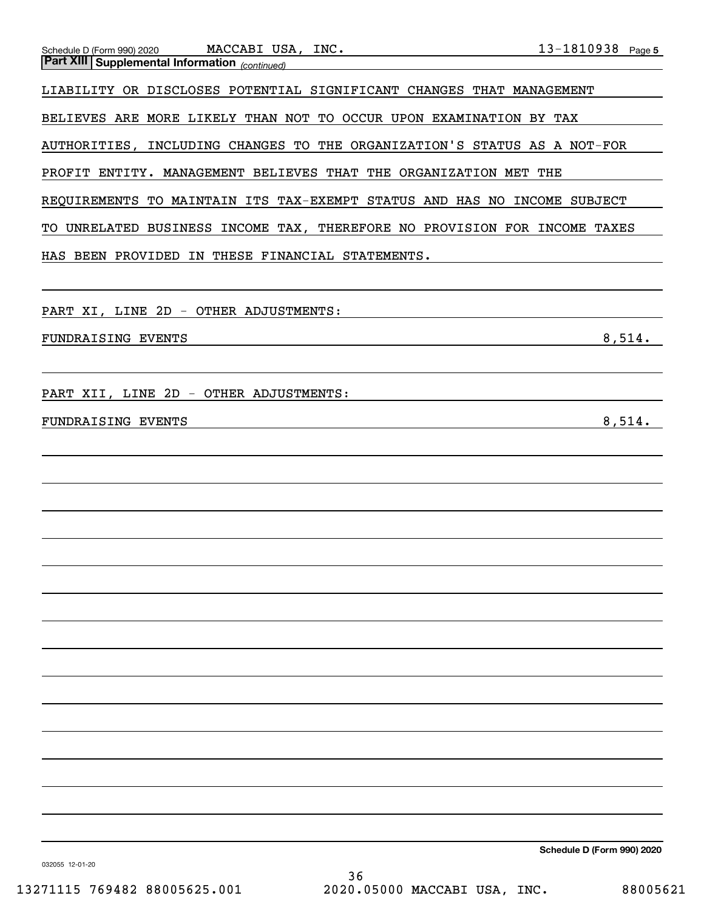**Part XIII | Supplemental Information** *(continued)*

LIABILITY OR DISCLOSES POTENTIAL SIGNIFICANT CHANGES THAT MANAGEMENT BELIEVES ARE MORE LIKELY THAN NOT TO OCCUR UPON EXAMINATION BY TAX AUTHORITIES, INCLUDING CHANGES TO THE ORGANIZATION'S STATUS AS A NOT-FOR PROFIT ENTITY. MANAGEMENT BELIEVES THAT THE ORGANIZATION MET THE REQUIREMENTS TO MAINTAIN ITS TAX-EXEMPT STATUS AND HAS NO INCOME SUBJECT TO UNRELATED BUSINESS INCOME TAX, THEREFORE NO PROVISION FOR INCOME TAXES HAS BEEN PROVIDED IN THESE FINANCIAL STATEMENTS.

PART XI, LINE 2D - OTHER ADJUSTMENTS:

| | |
|---|---|
| FUNDRAISING EVENTS | 8,514. |

PART XII, LINE 2D - OTHER ADJUSTMENTS:

| | |
|---|---|
| FUNDRAISING EVENTS | 8,514. |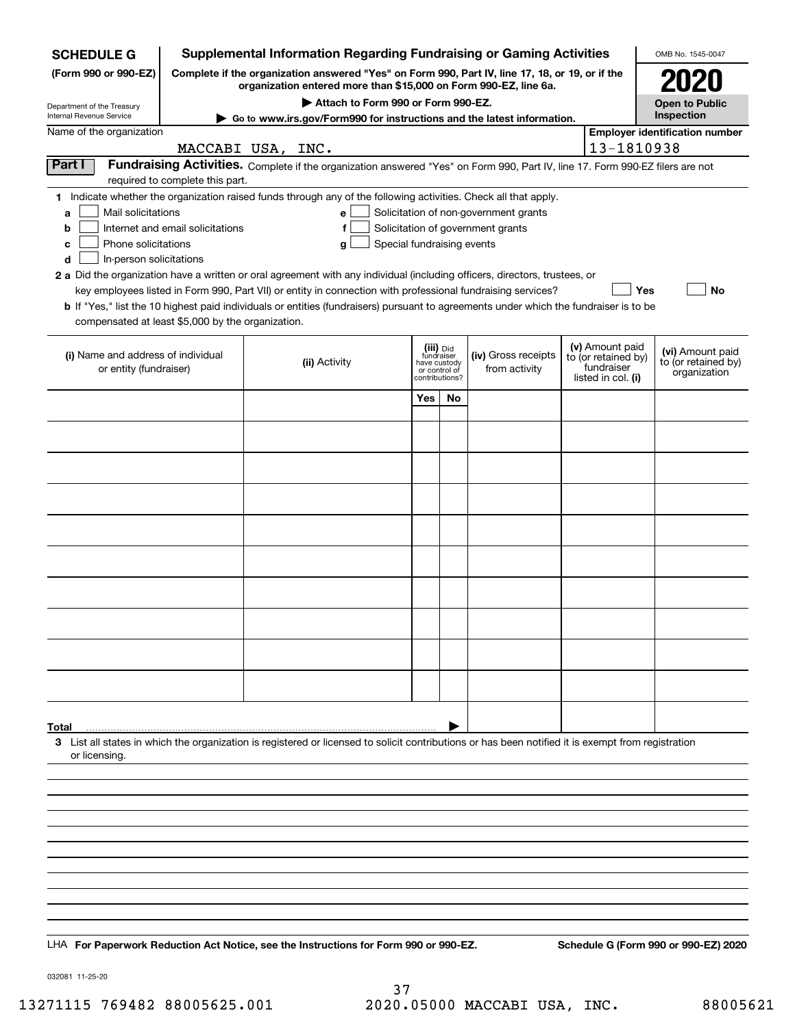**SCHEDULE G**
**(Form 990 or 990-EZ)**

Department of the Treasury
Internal Revenue Service

# Supplemental Information Regarding Fundraising or Gaming Activities

**Complete if the organization answered "Yes" on Form 990, Part IV, line 17, 18, or 19, or if the organization entered more than $15,000 on Form 990-EZ, line 6a.**

**▶ Attach to Form 990 or Form 990-EZ.**

**▶ Go to www.irs.gov/Form990 for instructions and the latest information.**

OMB No. 1545-0047

**2020**

**Open to Public Inspection**

Name of the organization: MACCABI USA, INC.

**Employer identification number:** 13-1810938

## Part I — Fundraising Activities.

Complete if the organization answered "Yes" on Form 990, Part IV, line 17. Form 990-EZ filers are not required to complete this part.

**1** Indicate whether the organization raised funds through any of the following activities. Check all that apply.

- **a** ☐ Mail solicitations
- **b** ☐ Internet and email solicitations
- **c** ☐ Phone solicitations
- **d** ☐ In-person solicitations
- **e** ☐ Solicitation of non-government grants
- **f** ☐ Solicitation of government grants
- **g** ☐ Special fundraising events

**2 a** Did the organization have a written or oral agreement with any individual (including officers, directors, trustees, or key employees listed in Form 990, Part VII) or entity in connection with professional fundraising services? ☐ **Yes** ☐ **No**

**b** If "Yes," list the 10 highest paid individuals or entities (fundraisers) pursuant to agreements under which the fundraiser is to be compensated at least $5,000 by the organization.

| (i) Name and address of individual or entity (fundraiser) | (ii) Activity | (iii) Did fundraiser have custody or control of contributions? Yes | No | (iv) Gross receipts from activity | (v) Amount paid to (or retained by) fundraiser listed in col. (i) | (vi) Amount paid to (or retained by) organization |
|---|---|---|---|---|---|---|
| | | | | | | |
| | | | | | | |
| | | | | | | |
| | | | | | | |
| | | | | | | |
| | | | | | | |
| | | | | | | |
| | | | | | | |
| | | | | | | |
| | | | | | | |
| **Total** ▶ | | | | | | |

**3** List all states in which the organization is registered or licensed to solicit contributions or has been notified it is exempt from registration or licensing.

LHA **For Paperwork Reduction Act Notice, see the Instructions for Form 990 or 990-EZ.** **Schedule G (Form 990 or 990-EZ) 2020**

032081 11-25-20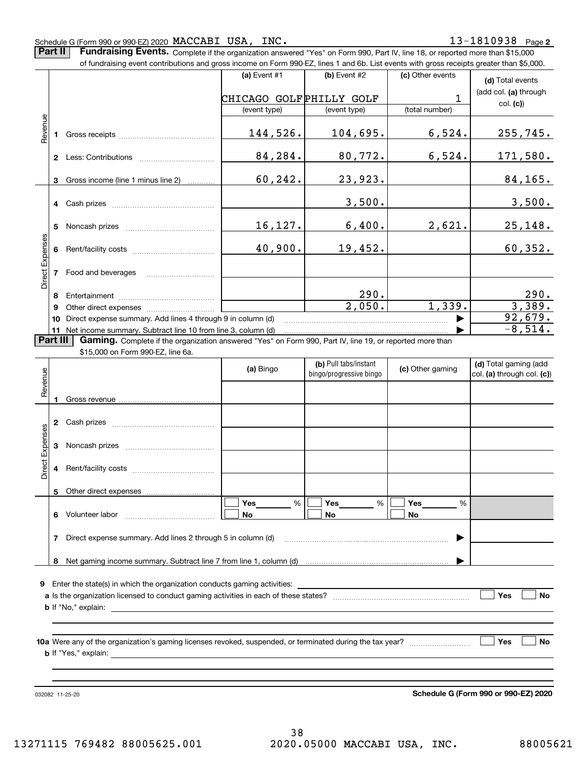Schedule G (Form 990 or 990-EZ) 2020 MACCABI USA, INC. 13-1810938 Page **2**

**Part II** **Fundraising Events.** Complete if the organization answered "Yes" on Form 990, Part IV, line 18, or reported more than $15,000 of fundraising event contributions and gross income on Form 990-EZ, lines 1 and 6b. List events with gross receipts greater than $5,000.

| | | (a) Event #1 | (b) Event #2 | (c) Other events | (d) Total events (add col. (a) through col. (c)) |
|---|---|---|---|---|---|
| | | CHICAGO GOLF | PHILLY GOLF | 1 | |
| | | (event type) | (event type) | (total number) | |
| Revenue | 1 Gross receipts | 144,526. | 104,695. | 6,524. | 255,745. |
| | 2 Less: Contributions | 84,284. | 80,772. | 6,524. | 171,580. |
| | 3 Gross income (line 1 minus line 2) | 60,242. | 23,923. | | 84,165. |
| Direct Expenses | 4 Cash prizes | | 3,500. | | 3,500. |
| | 5 Noncash prizes | 16,127. | 6,400. | 2,621. | 25,148. |
| | 6 Rent/facility costs | 40,900. | 19,452. | | 60,352. |
| | 7 Food and beverages | | | | |
| | 8 Entertainment | | 290. | | 290. |
| | 9 Other direct expenses | | 2,050. | 1,339. | 3,389. |
| | 10 Direct expense summary. Add lines 4 through 9 in column (d) | | | ▶ | 92,679. |
| | 11 Net income summary. Subtract line 10 from line 3, column (d) | | | ▶ | -8,514. |

**Part III** **Gaming.** Complete if the organization answered "Yes" on Form 990, Part IV, line 19, or reported more than $15,000 on Form 990-EZ, line 6a.

| | | (a) Bingo | (b) Pull tabs/instant bingo/progressive bingo | (c) Other gaming | (d) Total gaming (add col. (a) through col. (c)) |
|---|---|---|---|---|---|
| Revenue | 1 Gross revenue | | | | |
| Direct Expenses | 2 Cash prizes | | | | |
| | 3 Noncash prizes | | | | |
| | 4 Rent/facility costs | | | | |
| | 5 Other direct expenses | | | | |
| | 6 Volunteer labor | ☐ Yes ____ % ☐ No | ☐ Yes ____ % ☐ No | ☐ Yes ____ % ☐ No | |
| | 7 Direct expense summary. Add lines 2 through 5 in column (d) | | | ▶ | |
| | 8 Net gaming income summary. Subtract line 7 from line 1, column (d) | | | ▶ | |

**9** Enter the state(s) in which the organization conducts gaming activities: ____________

**a** Is the organization licensed to conduct gaming activities in each of these states? ☐ Yes ☐ No

**b** If "No," explain: ____________

**10a** Were any of the organization's gaming licenses revoked, suspended, or terminated during the tax year? ☐ Yes ☐ No

**b** If "Yes," explain: ____________

032082 11-25-20 **Schedule G (Form 990 or 990-EZ) 2020**

13271115 769482 88005625.001 2020.05000 MACCABI USA, INC. 88005621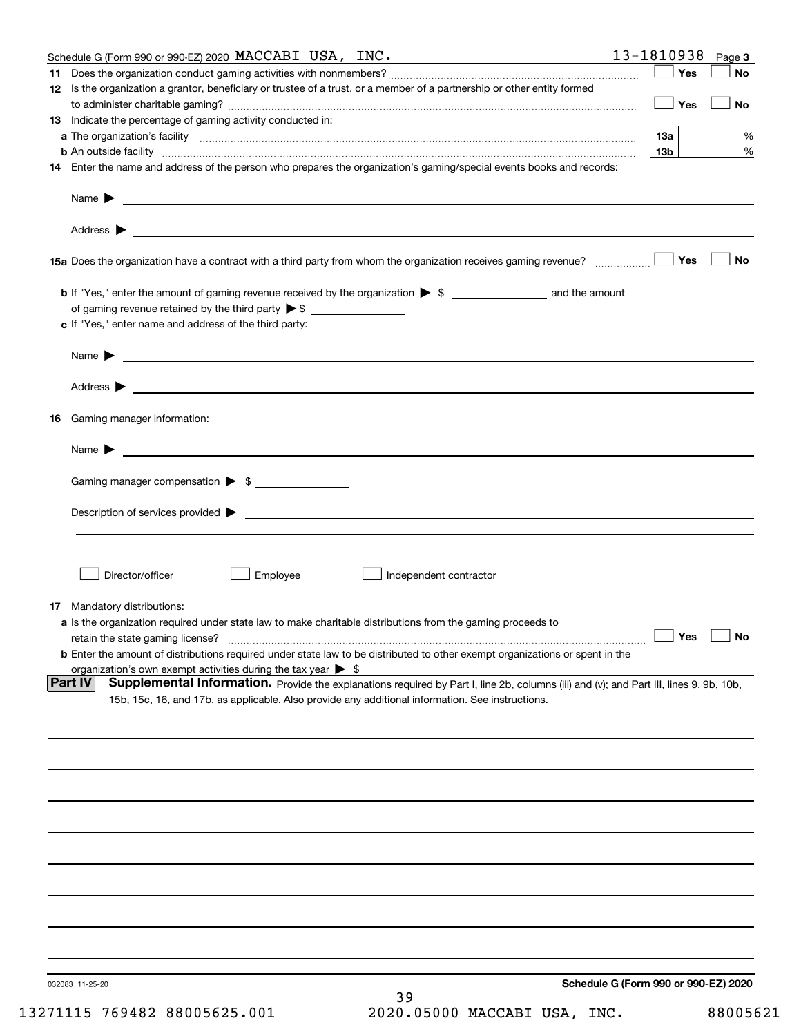Schedule G (Form 990 or 990-EZ) 2020 MACCABI USA, INC. 13-1810938 Page 3

**11** Does the organization conduct gaming activities with nonmembers? ☐ Yes ☐ No

**12** Is the organization a grantor, beneficiary or trustee of a trust, or a member of a partnership or other entity formed to administer charitable gaming? ☐ Yes ☐ No

**13** Indicate the percentage of gaming activity conducted in:

**a** The organization's facility **13a** %

**b** An outside facility **13b** %

**14** Enter the name and address of the person who prepares the organization's gaming/special events books and records:

Name ▶

Address ▶

**15a** Does the organization have a contract with a third party from whom the organization receives gaming revenue? ☐ Yes ☐ No

**b** If "Yes," enter the amount of gaming revenue received by the organization ▶ $ ________ and the amount of gaming revenue retained by the third party ▶ $ ________

**c** If "Yes," enter name and address of the third party:

Name ▶

Address ▶

**16** Gaming manager information:

Name ▶

Gaming manager compensation ▶ $ ________

Description of services provided ▶

☐ Director/officer ☐ Employee ☐ Independent contractor

**17** Mandatory distributions:

**a** Is the organization required under state law to make charitable distributions from the gaming proceeds to retain the state gaming license? ☐ Yes ☐ No

**b** Enter the amount of distributions required under state law to be distributed to other exempt organizations or spent in the organization's own exempt activities during the tax year ▶ $

**Part IV** **Supplemental Information.** Provide the explanations required by Part I, line 2b, columns (iii) and (v); and Part III, lines 9, 9b, 10b, 15b, 15c, 16, and 17b, as applicable. Also provide any additional information. See instructions.

032083 11-25-20 **Schedule G (Form 990 or 990-EZ) 2020**

13271115 769482 88005625.001 2020.05000 MACCABI USA, INC. 88005621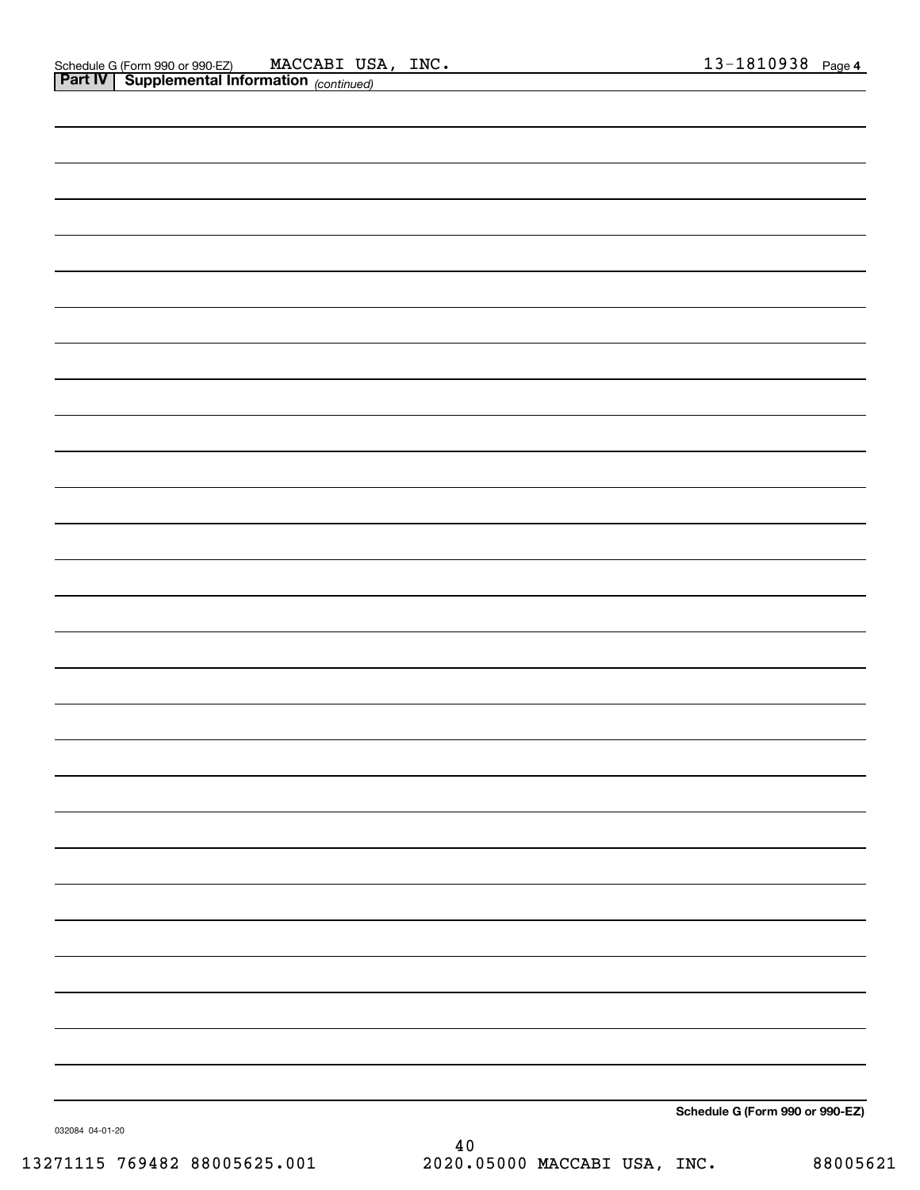Schedule G (Form 990 or 990-EZ) MACCABI USA, INC. 13-1810938 Page 4

**Part IV | Supplemental Information** *(continued)*

**Schedule G (Form 990 or 990-EZ)**

032084 04-01-20

13271115 769482 88005625.001 2020.05000 MACCABI USA, INC. 88005621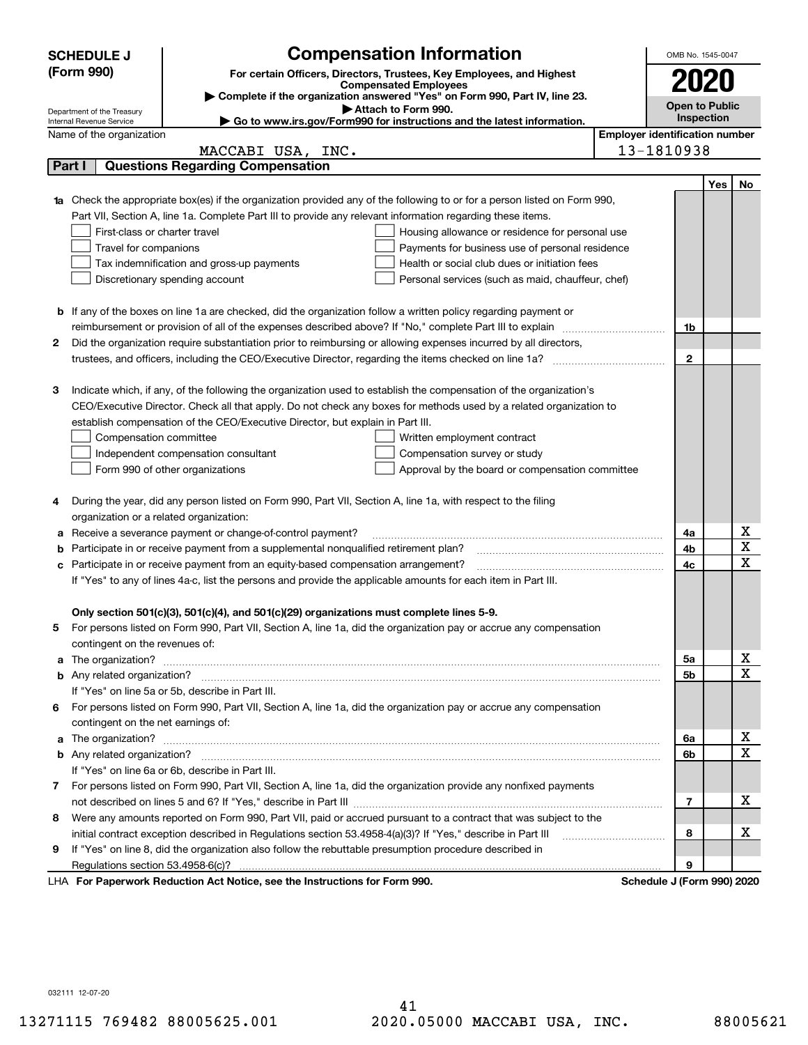**SCHEDULE J (Form 990)**

Department of the Treasury
Internal Revenue Service

# Compensation Information

**For certain Officers, Directors, Trustees, Key Employees, and Highest Compensated Employees**

▶ Complete if the organization answered "Yes" on Form 990, Part IV, line 23.
▶ Attach to Form 990.
▶ Go to www.irs.gov/Form990 for instructions and the latest information.

OMB No. 1545-0047

**2020**

**Open to Public Inspection**

Name of the organization: MACCABI USA, INC.

Employer identification number: 13-1810938

## Part I Questions Regarding Compensation

| | | | Yes | No |
|---|---|---|---|---|
| **1a** | Check the appropriate box(es) if the organization provided any of the following to or for a person listed on Form 990, Part VII, Section A, line 1a. Complete Part III to provide any relevant information regarding these items.<br>☐ First-class or charter travel ☐ Housing allowance or residence for personal use<br>☐ Travel for companions ☐ Payments for business use of personal residence<br>☐ Tax indemnification and gross-up payments ☐ Health or social club dues or initiation fees<br>☐ Discretionary spending account ☐ Personal services (such as maid, chauffeur, chef) | | | |
| **b** | If any of the boxes on line 1a are checked, did the organization follow a written policy regarding payment or reimbursement or provision of all of the expenses described above? If "No," complete Part III to explain | 1b | | |
| **2** | Did the organization require substantiation prior to reimbursing or allowing expenses incurred by all directors, trustees, and officers, including the CEO/Executive Director, regarding the items checked on line 1a? | 2 | | |
| **3** | Indicate which, if any, of the following the organization used to establish the compensation of the organization's CEO/Executive Director. Check all that apply. Do not check any boxes for methods used by a related organization to establish compensation of the CEO/Executive Director, but explain in Part III.<br>☐ Compensation committee ☐ Written employment contract<br>☐ Independent compensation consultant ☐ Compensation survey or study<br>☐ Form 990 of other organizations ☐ Approval by the board or compensation committee | | | |
| **4** | During the year, did any person listed on Form 990, Part VII, Section A, line 1a, with respect to the filing organization or a related organization: | | | |
| **a** | Receive a severance payment or change-of-control payment? | 4a | | X |
| **b** | Participate in or receive payment from a supplemental nonqualified retirement plan? | 4b | | X |
| **c** | Participate in or receive payment from an equity-based compensation arrangement? | 4c | | X |
| | If "Yes" to any of lines 4a-c, list the persons and provide the applicable amounts for each item in Part III. | | | |
| | **Only section 501(c)(3), 501(c)(4), and 501(c)(29) organizations must complete lines 5-9.** | | | |
| **5** | For persons listed on Form 990, Part VII, Section A, line 1a, did the organization pay or accrue any compensation contingent on the revenues of: | | | |
| **a** | The organization? | 5a | | X |
| **b** | Any related organization? | 5b | | X |
| | If "Yes" on line 5a or 5b, describe in Part III. | | | |
| **6** | For persons listed on Form 990, Part VII, Section A, line 1a, did the organization pay or accrue any compensation contingent on the net earnings of: | | | |
| **a** | The organization? | 6a | | X |
| **b** | Any related organization? | 6b | | X |
| | If "Yes" on line 6a or 6b, describe in Part III. | | | |
| **7** | For persons listed on Form 990, Part VII, Section A, line 1a, did the organization provide any nonfixed payments not described on lines 5 and 6? If "Yes," describe in Part III | 7 | | X |
| **8** | Were any amounts reported on Form 990, Part VII, paid or accrued pursuant to a contract that was subject to the initial contract exception described in Regulations section 53.4958-4(a)(3)? If "Yes," describe in Part III | 8 | | X |
| **9** | If "Yes" on line 8, did the organization also follow the rebuttable presumption procedure described in Regulations section 53.4958-6(c)? | 9 | | |

LHA **For Paperwork Reduction Act Notice, see the Instructions for Form 990.** **Schedule J (Form 990) 2020**

032111 12-07-20

13271115 769482 88005625.001 2020.05000 MACCABI USA, INC. 88005621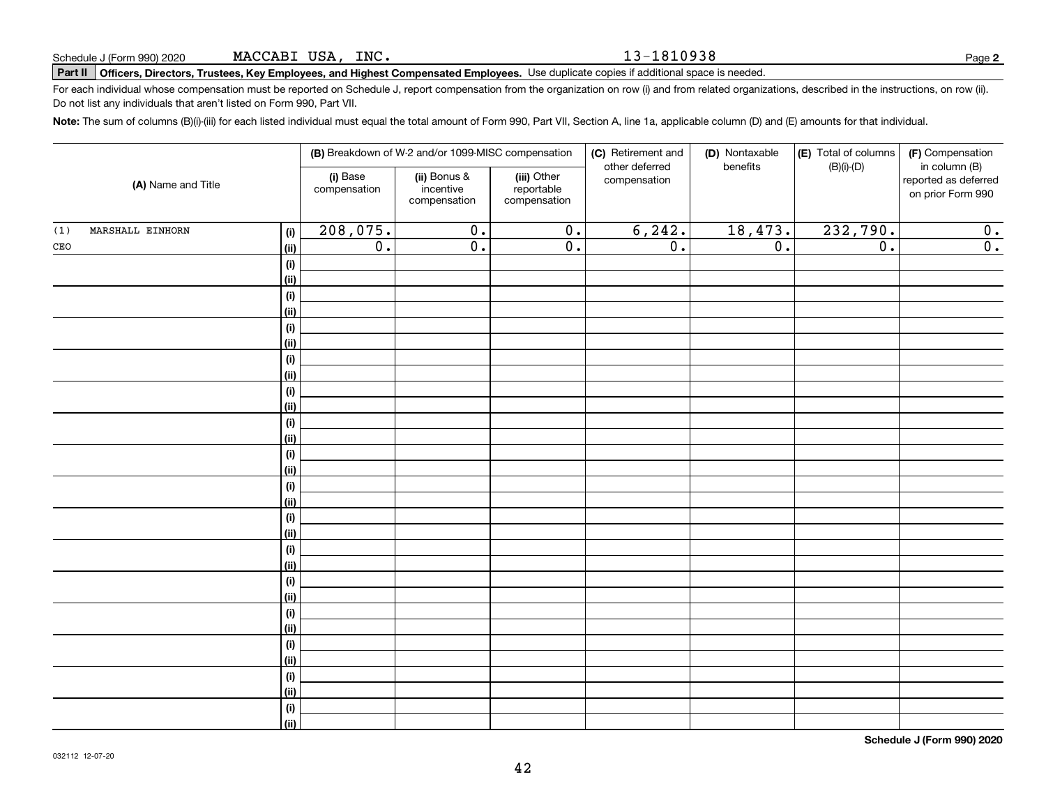Schedule J (Form 990) 2020 MACCABI USA, INC. 13-1810938 Page **2**

**Part II** **Officers, Directors, Trustees, Key Employees, and Highest Compensated Employees.** Use duplicate copies if additional space is needed.

For each individual whose compensation must be reported on Schedule J, report compensation from the organization on row (i) and from related organizations, described in the instructions, on row (ii). Do not list any individuals that aren't listed on Form 990, Part VII.

**Note:** The sum of columns (B)(i)-(iii) for each listed individual must equal the total amount of Form 990, Part VII, Section A, line 1a, applicable column (D) and (E) amounts for that individual.

| (A) Name and Title | | (B) Breakdown of W-2 and/or 1099-MISC compensation | | | (C) Retirement and other deferred compensation | (D) Nontaxable benefits | (E) Total of columns (B)(i)-(D) | (F) Compensation in column (B) reported as deferred on prior Form 990 |
|---|---|---|---|---|---|---|---|---|
| | | (i) Base compensation | (ii) Bonus & incentive compensation | (iii) Other reportable compensation | | | | |
| (1) MARSHALL EINHORN | (i) | 208,075. | 0. | 0. | 6,242. | 18,473. | 232,790. | 0. |
| CEO | (ii) | 0. | 0. | 0. | 0. | 0. | 0. | 0. |
| | (i) | | | | | | | |
| | (ii) | | | | | | | |
| | (i) | | | | | | | |
| | (ii) | | | | | | | |
| | (i) | | | | | | | |
| | (ii) | | | | | | | |
| | (i) | | | | | | | |
| | (ii) | | | | | | | |
| | (i) | | | | | | | |
| | (ii) | | | | | | | |
| | (i) | | | | | | | |
| | (ii) | | | | | | | |
| | (i) | | | | | | | |
| | (ii) | | | | | | | |
| | (i) | | | | | | | |
| | (ii) | | | | | | | |
| | (i) | | | | | | | |
| | (ii) | | | | | | | |
| | (i) | | | | | | | |
| | (ii) | | | | | | | |
| | (i) | | | | | | | |
| | (ii) | | | | | | | |
| | (i) | | | | | | | |
| | (ii) | | | | | | | |
| | (i) | | | | | | | |
| | (ii) | | | | | | | |
| | (i) | | | | | | | |
| | (ii) | | | | | | | |
| | (i) | | | | | | | |
| | (ii) | | | | | | | |

**Schedule J (Form 990) 2020**

032112 12-07-20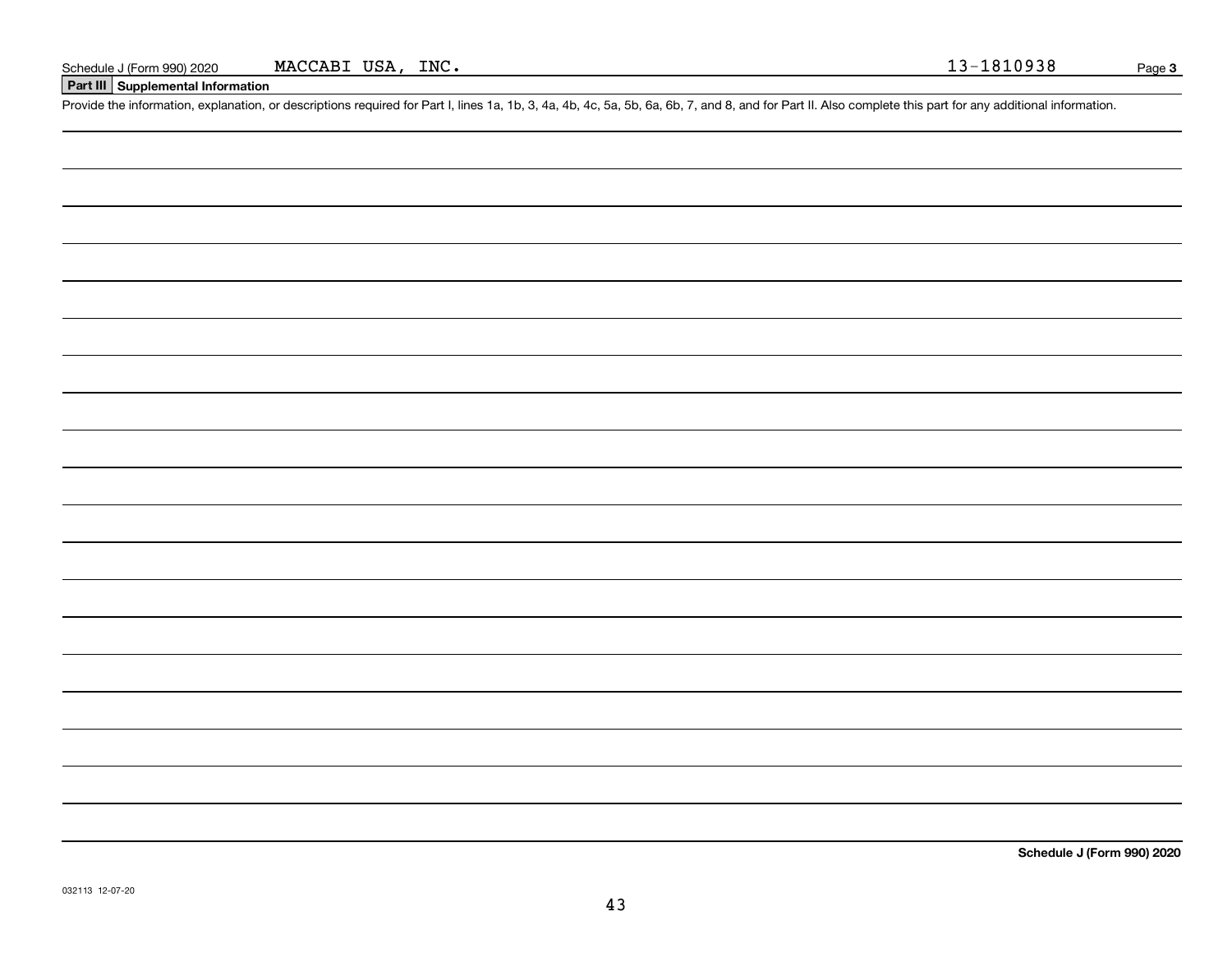## Part III Supplemental Information

Provide the information, explanation, or descriptions required for Part I, lines 1a, 1b, 3, 4a, 4b, 4c, 5a, 5b, 6a, 6b, 7, and 8, and for Part II. Also complete this part for any additional information.

**Schedule J (Form 990) 2020**

032113 12-07-20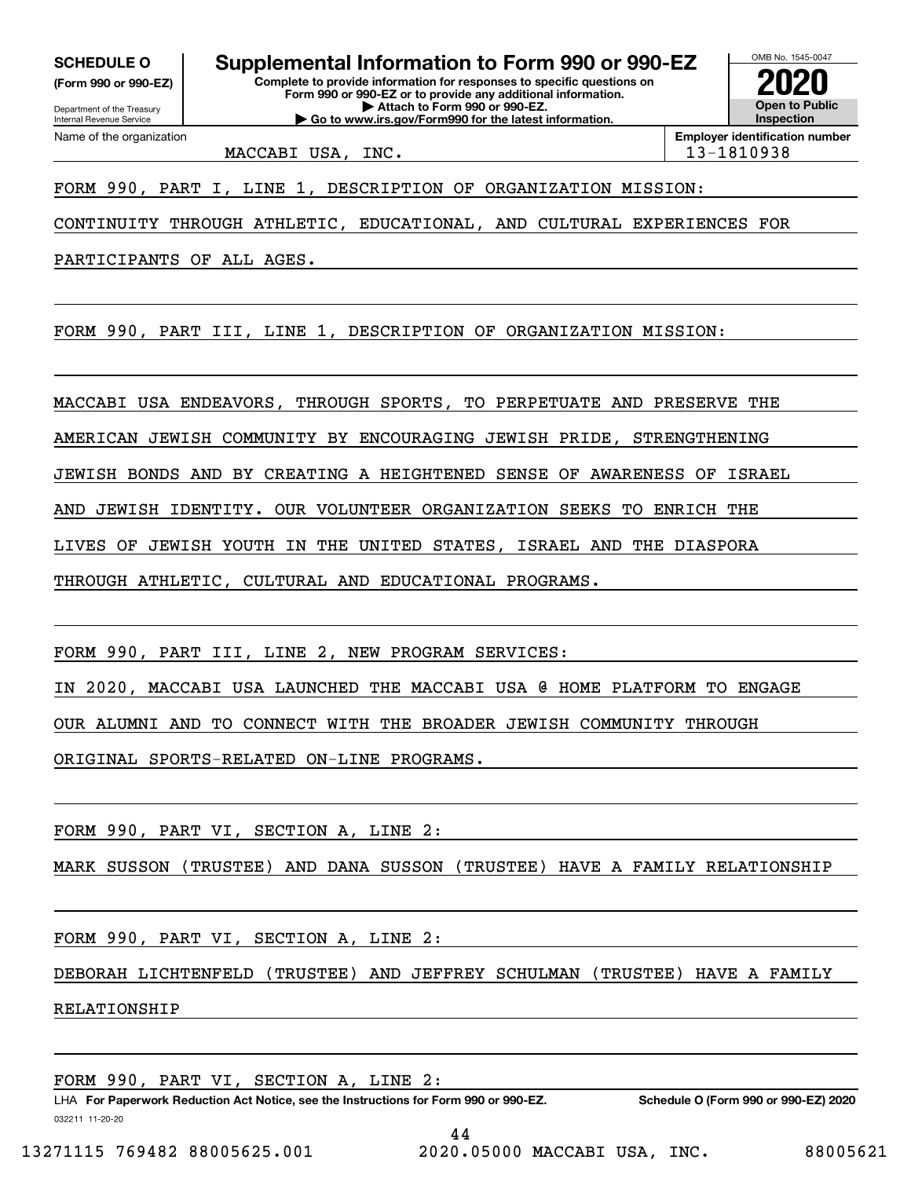**SCHEDULE O**
**(Form 990 or 990-EZ)**

Department of the Treasury
Internal Revenue Service

# Supplemental Information to Form 990 or 990-EZ

**Complete to provide information for responses to specific questions on Form 990 or 990-EZ or to provide any additional information.**
**▶ Attach to Form 990 or 990-EZ.**
**▶ Go to www.irs.gov/Form990 for the latest information.**

OMB No. 1545-0047
**2020**
**Open to Public Inspection**

Name of the organization: MACCABI USA, INC.
**Employer identification number:** 13-1810938

FORM 990, PART I, LINE 1, DESCRIPTION OF ORGANIZATION MISSION:

CONTINUITY THROUGH ATHLETIC, EDUCATIONAL, AND CULTURAL EXPERIENCES FOR PARTICIPANTS OF ALL AGES.

FORM 990, PART III, LINE 1, DESCRIPTION OF ORGANIZATION MISSION:

MACCABI USA ENDEAVORS, THROUGH SPORTS, TO PERPETUATE AND PRESERVE THE AMERICAN JEWISH COMMUNITY BY ENCOURAGING JEWISH PRIDE, STRENGTHENING JEWISH BONDS AND BY CREATING A HEIGHTENED SENSE OF AWARENESS OF ISRAEL AND JEWISH IDENTITY. OUR VOLUNTEER ORGANIZATION SEEKS TO ENRICH THE LIVES OF JEWISH YOUTH IN THE UNITED STATES, ISRAEL AND THE DIASPORA THROUGH ATHLETIC, CULTURAL AND EDUCATIONAL PROGRAMS.

FORM 990, PART III, LINE 2, NEW PROGRAM SERVICES:

IN 2020, MACCABI USA LAUNCHED THE MACCABI USA @ HOME PLATFORM TO ENGAGE OUR ALUMNI AND TO CONNECT WITH THE BROADER JEWISH COMMUNITY THROUGH ORIGINAL SPORTS-RELATED ON-LINE PROGRAMS.

FORM 990, PART VI, SECTION A, LINE 2:

MARK SUSSON (TRUSTEE) AND DANA SUSSON (TRUSTEE) HAVE A FAMILY RELATIONSHIP

FORM 990, PART VI, SECTION A, LINE 2:

DEBORAH LICHTENFELD (TRUSTEE) AND JEFFREY SCHULMAN (TRUSTEE) HAVE A FAMILY RELATIONSHIP

FORM 990, PART VI, SECTION A, LINE 2:

LHA **For Paperwork Reduction Act Notice, see the Instructions for Form 990 or 990-EZ.** **Schedule O (Form 990 or 990-EZ) 2020**

032211 11-20-20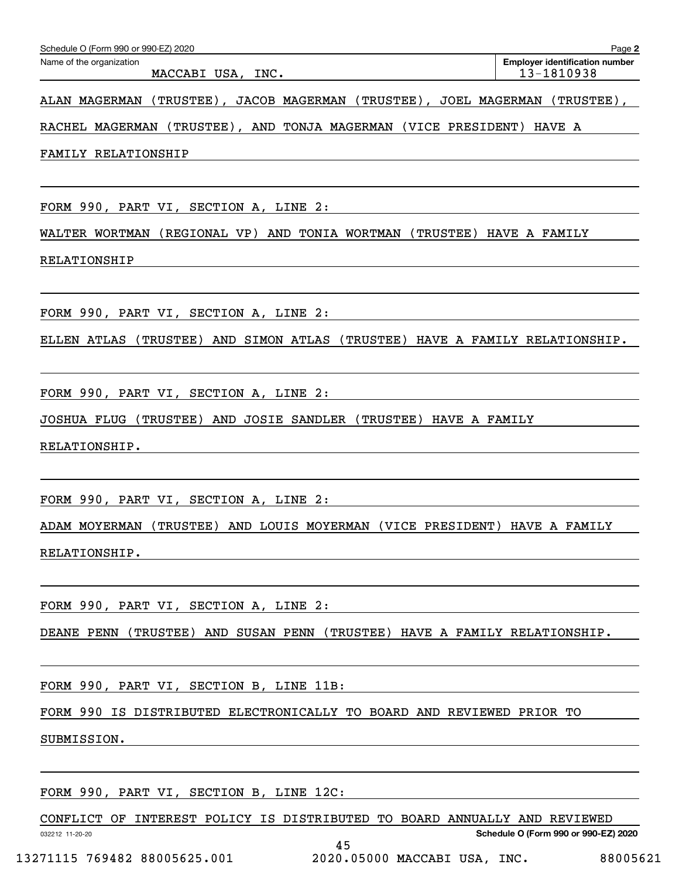Schedule O (Form 990 or 990-EZ) 2020

Name of the organization: MACCABI USA, INC.

Employer identification number: 13-1810938

ALAN MAGERMAN (TRUSTEE), JACOB MAGERMAN (TRUSTEE), JOEL MAGERMAN (TRUSTEE), RACHEL MAGERMAN (TRUSTEE), AND TONJA MAGERMAN (VICE PRESIDENT) HAVE A FAMILY RELATIONSHIP

FORM 990, PART VI, SECTION A, LINE 2:

WALTER WORTMAN (REGIONAL VP) AND TONIA WORTMAN (TRUSTEE) HAVE A FAMILY RELATIONSHIP

FORM 990, PART VI, SECTION A, LINE 2:

ELLEN ATLAS (TRUSTEE) AND SIMON ATLAS (TRUSTEE) HAVE A FAMILY RELATIONSHIP.

FORM 990, PART VI, SECTION A, LINE 2:

JOSHUA FLUG (TRUSTEE) AND JOSIE SANDLER (TRUSTEE) HAVE A FAMILY RELATIONSHIP.

FORM 990, PART VI, SECTION A, LINE 2:

ADAM MOYERMAN (TRUSTEE) AND LOUIS MOYERMAN (VICE PRESIDENT) HAVE A FAMILY RELATIONSHIP.

FORM 990, PART VI, SECTION A, LINE 2:

DEANE PENN (TRUSTEE) AND SUSAN PENN (TRUSTEE) HAVE A FAMILY RELATIONSHIP.

FORM 990, PART VI, SECTION B, LINE 11B:

FORM 990 IS DISTRIBUTED ELECTRONICALLY TO BOARD AND REVIEWED PRIOR TO SUBMISSION.

FORM 990, PART VI, SECTION B, LINE 12C:

CONFLICT OF INTEREST POLICY IS DISTRIBUTED TO BOARD ANNUALLY AND REVIEWED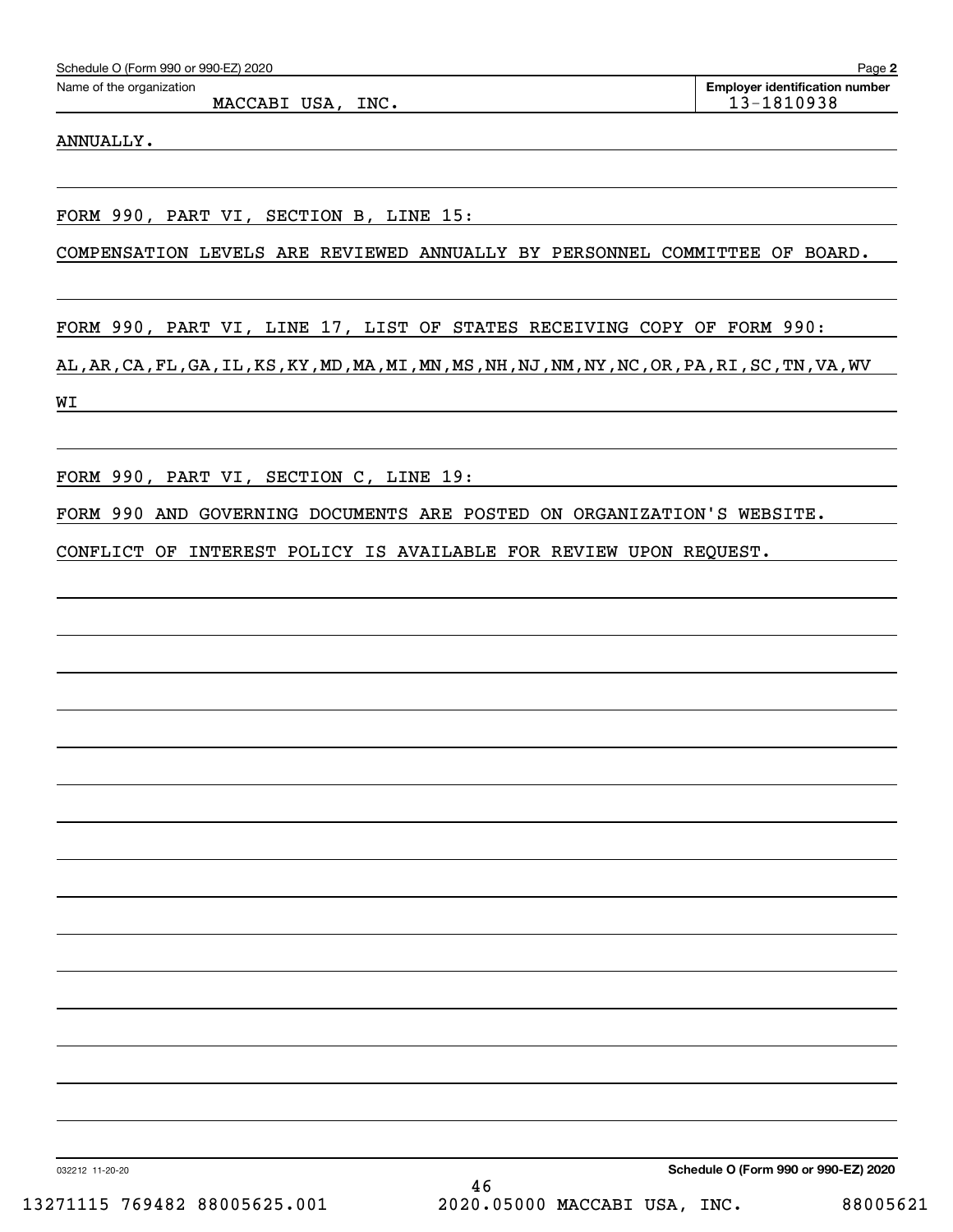Schedule O (Form 990 or 990-EZ) 2020

Name of the organization: MACCABI USA, INC.

Employer identification number: 13-1810938

ANNUALLY.

FORM 990, PART VI, SECTION B, LINE 15:

COMPENSATION LEVELS ARE REVIEWED ANNUALLY BY PERSONNEL COMMITTEE OF BOARD.

FORM 990, PART VI, LINE 17, LIST OF STATES RECEIVING COPY OF FORM 990:

AL,AR,CA,FL,GA,IL,KS,KY,MD,MA,MI,MN,MS,NH,NJ,NM,NY,NC,OR,PA,RI,SC,TN,VA,WV

WI

FORM 990, PART VI, SECTION C, LINE 19:

FORM 990 AND GOVERNING DOCUMENTS ARE POSTED ON ORGANIZATION'S WEBSITE.

CONFLICT OF INTEREST POLICY IS AVAILABLE FOR REVIEW UPON REQUEST.

Schedule O (Form 990 or 990-EZ) 2020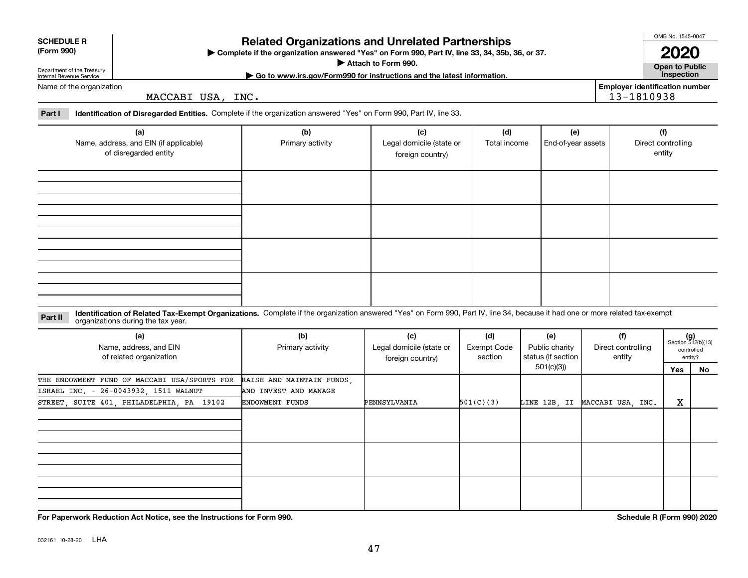**SCHEDULE R (Form 990)**

Department of the Treasury
Internal Revenue Service

# Related Organizations and Unrelated Partnerships

▶ Complete if the organization answered "Yes" on Form 990, Part IV, line 33, 34, 35b, 36, or 37.
▶ Attach to Form 990.
▶ Go to www.irs.gov/Form990 for instructions and the latest information.

OMB No. 1545-0047
**2020**
**Open to Public Inspection**

Name of the organization: MACCABI USA, INC.
Employer identification number: 13-1810938

**Part I** **Identification of Disregarded Entities.** Complete if the organization answered "Yes" on Form 990, Part IV, line 33.

| (a) Name, address, and EIN (if applicable) of disregarded entity | (b) Primary activity | (c) Legal domicile (state or foreign country) | (d) Total income | (e) End-of-year assets | (f) Direct controlling entity |
|---|---|---|---|---|---|
| | | | | | |
| | | | | | |
| | | | | | |
| | | | | | |

**Part II** **Identification of Related Tax-Exempt Organizations.** Complete if the organization answered "Yes" on Form 990, Part IV, line 34, because it had one or more related tax-exempt organizations during the tax year.

| (a) Name, address, and EIN of related organization | (b) Primary activity | (c) Legal domicile (state or foreign country) | (d) Exempt Code section | (e) Public charity status (if section 501(c)(3)) | (f) Direct controlling entity | (g) Section 512(b)(13) controlled entity? Yes | No |
|---|---|---|---|---|---|---|---|
| THE ENDOWMENT FUND OF MACCABI USA/SPORTS FOR ISRAEL INC. - 26-0043932, 1511 WALNUT STREET, SUITE 401, PHILADELPHIA, PA 19102 | RAISE AND MAINTAIN FUNDS, AND INVEST AND MANAGE ENDOWMENT FUNDS | PENNSYLVANIA | 501(C)(3) | LINE 12B, II | MACCABI USA, INC. | X | |
| | | | | | | | |
| | | | | | | | |
| | | | | | | | |

**For Paperwork Reduction Act Notice, see the Instructions for Form 990.**

**Schedule R (Form 990) 2020**

032161 10-28-20 LHA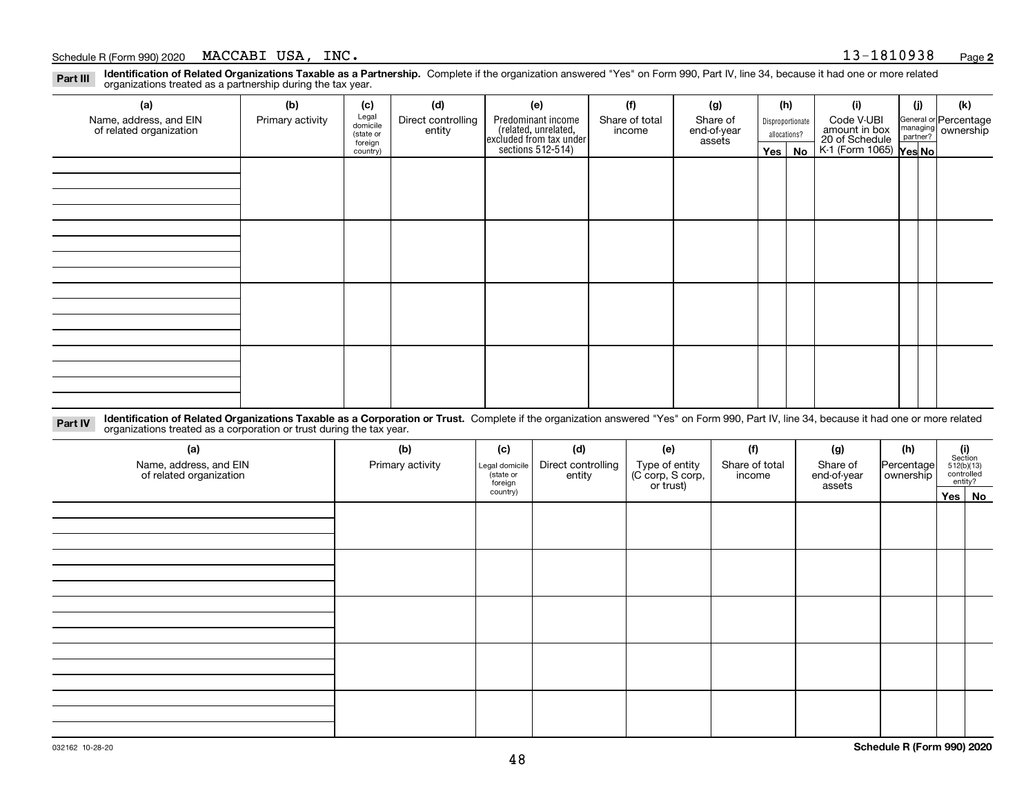Schedule R (Form 990) 2020 MACCABI USA, INC. 13-1810938 Page **2**

**Part III** **Identification of Related Organizations Taxable as a Partnership.** Complete if the organization answered "Yes" on Form 990, Part IV, line 34, because it had one or more related organizations treated as a partnership during the tax year.

| (a) Name, address, and EIN of related organization | (b) Primary activity | (c) Legal domicile (state or foreign country) | (d) Direct controlling entity | (e) Predominant income (related, unrelated, excluded from tax under sections 512-514) | (f) Share of total income | (g) Share of end-of-year assets | (h) Disproportionate allocations? Yes | No | (i) Code V-UBI amount in box 20 of Schedule K-1 (Form 1065) | (j) General or managing partner? Yes | No | (k) Percentage ownership |
|---|---|---|---|---|---|---|---|---|---|---|---|---|
| | | | | | | | | | | | | |
| | | | | | | | | | | | | |
| | | | | | | | | | | | | |
| | | | | | | | | | | | | |

**Part IV** **Identification of Related Organizations Taxable as a Corporation or Trust.** Complete if the organization answered "Yes" on Form 990, Part IV, line 34, because it had one or more related organizations treated as a corporation or trust during the tax year.

| (a) Name, address, and EIN of related organization | (b) Primary activity | (c) Legal domicile (state or foreign country) | (d) Direct controlling entity | (e) Type of entity (C corp, S corp, or trust) | (f) Share of total income | (g) Share of end-of-year assets | (h) Percentage ownership | (i) Section 512(b)(13) controlled entity? Yes | No |
|---|---|---|---|---|---|---|---|---|---|
| | | | | | | | | | |
| | | | | | | | | | |
| | | | | | | | | | |
| | | | | | | | | | |
| | | | | | | | | | |

032162 10-28-20 **Schedule R (Form 990) 2020**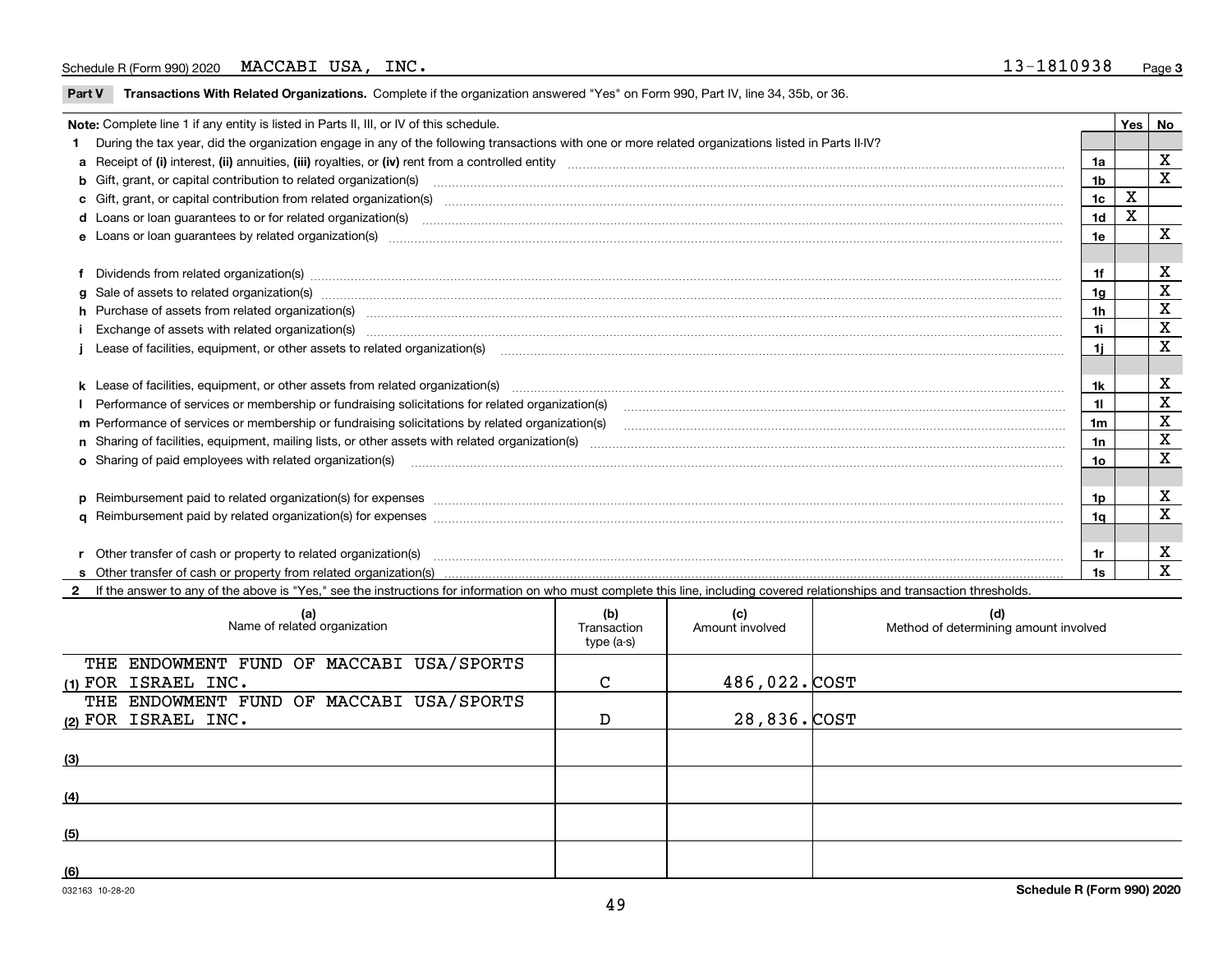Schedule R (Form 990) 2020 MACCABI USA, INC. 13-1810938 Page 3

**Part V Transactions With Related Organizations.** Complete if the organization answered "Yes" on Form 990, Part IV, line 34, 35b, or 36.

| Note: Complete line 1 if any entity is listed in Parts II, III, or IV of this schedule. | | Yes | No |
|---|---|---|---|
| **1** During the tax year, did the organization engage in any of the following transactions with one or more related organizations listed in Parts II-IV? | | | |
| **a** Receipt of **(i)** interest, **(ii)** annuities, **(iii)** royalties, or **(iv)** rent from a controlled entity | 1a | | X |
| **b** Gift, grant, or capital contribution to related organization(s) | 1b | | X |
| **c** Gift, grant, or capital contribution from related organization(s) | 1c | X | |
| **d** Loans or loan guarantees to or for related organization(s) | 1d | X | |
| **e** Loans or loan guarantees by related organization(s) | 1e | | X |
| **f** Dividends from related organization(s) | 1f | | X |
| **g** Sale of assets to related organization(s) | 1g | | X |
| **h** Purchase of assets from related organization(s) | 1h | | X |
| **i** Exchange of assets with related organization(s) | 1i | | X |
| **j** Lease of facilities, equipment, or other assets to related organization(s) | 1j | | X |
| **k** Lease of facilities, equipment, or other assets from related organization(s) | 1k | | X |
| **l** Performance of services or membership or fundraising solicitations for related organization(s) | 1l | | X |
| **m** Performance of services or membership or fundraising solicitations by related organization(s) | 1m | | X |
| **n** Sharing of facilities, equipment, mailing lists, or other assets with related organization(s) | 1n | | X |
| **o** Sharing of paid employees with related organization(s) | 1o | | X |
| **p** Reimbursement paid to related organization(s) for expenses | 1p | | X |
| **q** Reimbursement paid by related organization(s) for expenses | 1q | | X |
| **r** Other transfer of cash or property to related organization(s) | 1r | | X |
| **s** Other transfer of cash or property from related organization(s) | 1s | | X |

**2** If the answer to any of the above is "Yes," see the instructions for information on who must complete this line, including covered relationships and transaction thresholds.

| | (a) Name of related organization | (b) Transaction type (a-s) | (c) Amount involved | (d) Method of determining amount involved |
|---|---|---|---|---|
| (1) | THE ENDOWMENT FUND OF MACCABI USA/SPORTS FOR ISRAEL INC. | C | 486,022. | COST |
| (2) | THE ENDOWMENT FUND OF MACCABI USA/SPORTS FOR ISRAEL INC. | D | 28,836. | COST |
| (3) | | | | |
| (4) | | | | |
| (5) | | | | |
| (6) | | | | |

032163 10-28-20 **Schedule R (Form 990) 2020**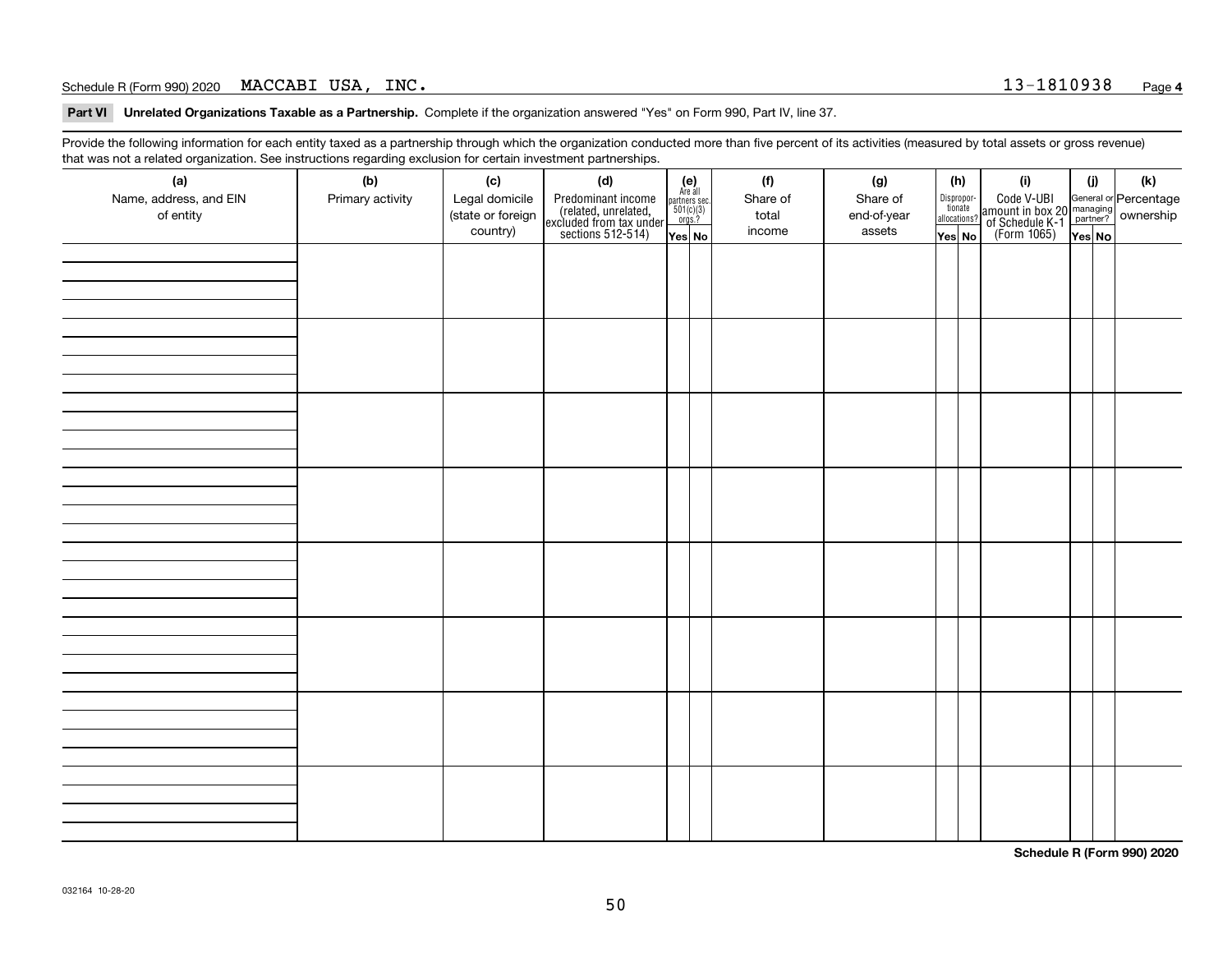Schedule R (Form 990) 2020 MACCABI USA, INC. 13-1810938 Page **4**

**Part VI Unrelated Organizations Taxable as a Partnership.** Complete if the organization answered "Yes" on Form 990, Part IV, line 37.

Provide the following information for each entity taxed as a partnership through which the organization conducted more than five percent of its activities (measured by total assets or gross revenue) that was not a related organization. See instructions regarding exclusion for certain investment partnerships.

| (a) Name, address, and EIN of entity | (b) Primary activity | (c) Legal domicile (state or foreign country) | (d) Predominant income (related, unrelated, excluded from tax under sections 512-514) | (e) Are all partners sec. 501(c)(3) orgs.? Yes | (e) No | (f) Share of total income | (g) Share of end-of-year assets | (h) Disproportionate allocations? Yes | (h) No | (i) Code V-UBI amount in box 20 of Schedule K-1 (Form 1065) | (j) General or managing partner? Yes | (j) No | (k) Percentage ownership |
|---|---|---|---|---|---|---|---|---|---|---|---|---|---|
| | | | | | | | | | | | | | |
| | | | | | | | | | | | | | |
| | | | | | | | | | | | | | |
| | | | | | | | | | | | | | |
| | | | | | | | | | | | | | |
| | | | | | | | | | | | | | |
| | | | | | | | | | | | | | |
| | | | | | | | | | | | | | |

**Schedule R (Form 990) 2020**

032164 10-28-20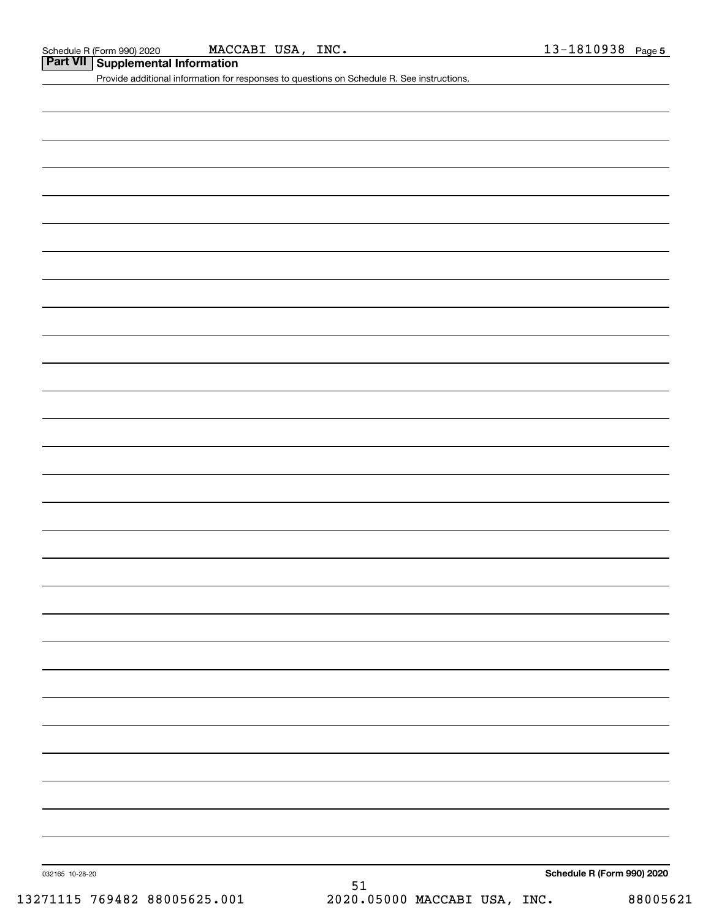Schedule R (Form 990) 2020 MACCABI USA, INC. 13-1810938 Page 5

## Part VII Supplemental Information

Provide additional information for responses to questions on Schedule R. See instructions.

032165 10-28-20

**Schedule R (Form 990) 2020**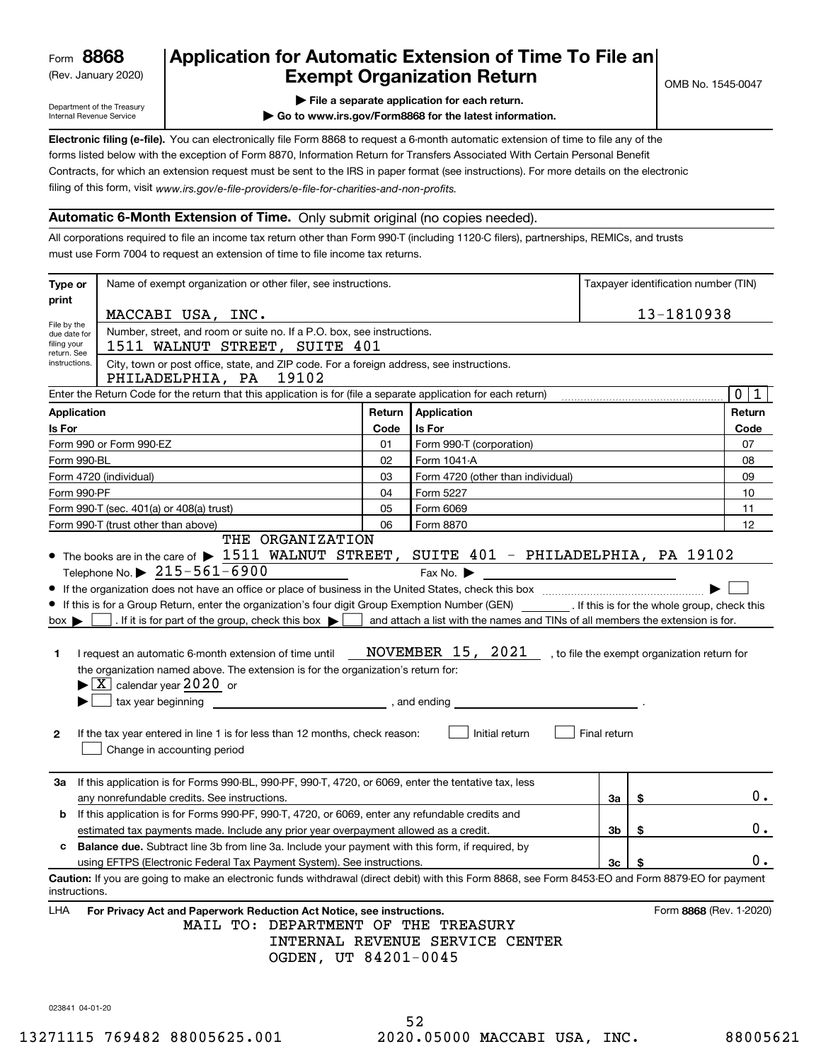Form **8868**
(Rev. January 2020)

Department of the Treasury
Internal Revenue Service

# Application for Automatic Extension of Time To File an Exempt Organization Return

▶ File a separate application for each return.
▶ Go to www.irs.gov/Form8868 for the latest information.

OMB No. 1545-0047

**Electronic filing (e-file).** You can electronically file Form 8868 to request a 6-month automatic extension of time to file any of the forms listed below with the exception of Form 8870, Information Return for Transfers Associated With Certain Personal Benefit Contracts, for which an extension request must be sent to the IRS in paper format (see instructions). For more details on the electronic filing of this form, visit *www.irs.gov/e-file-providers/e-file-for-charities-and-non-profits.*

## Automatic 6-Month Extension of Time. Only submit original (no copies needed).

All corporations required to file an income tax return other than Form 990-T (including 1120-C filers), partnerships, REMICs, and trusts must use Form 7004 to request an extension of time to file income tax returns.

**Type or print** — File by the due date for filing your return. See instructions.

Name of exempt organization or other filer, see instructions: MACCABI USA, INC.

Taxpayer identification number (TIN): 13-1810938

Number, street, and room or suite no. If a P.O. box, see instructions: 1511 WALNUT STREET, SUITE 401

City, town or post office, state, and ZIP code. For a foreign address, see instructions: PHILADELPHIA, PA 19102

Enter the Return Code for the return that this application is for (file a separate application for each return): 01

| Application Is For | Return Code | Application Is For | Return Code |
|---|---|---|---|
| Form 990 or Form 990-EZ | 01 | Form 990-T (corporation) | 07 |
| Form 990-BL | 02 | Form 1041-A | 08 |
| Form 4720 (individual) | 03 | Form 4720 (other than individual) | 09 |
| Form 990-PF | 04 | Form 5227 | 10 |
| Form 990-T (sec. 401(a) or 408(a) trust) | 05 | Form 6069 | 11 |
| Form 990-T (trust other than above) | 06 | Form 8870 | 12 |

- The books are in the care of ▶ THE ORGANIZATION 1511 WALNUT STREET, SUITE 401 - PHILADELPHIA, PA 19102
  Telephone No. ▶ 215-561-6900 Fax No. ▶
- If the organization does not have an office or place of business in the United States, check this box ▶ ☐
- If this is for a Group Return, enter the organization's four digit Group Exemption Number (GEN) ______. If this is for the whole group, check this box ▶ ☐. If it is for part of the group, check this box ▶ ☐ and attach a list with the names and TINs of all members the extension is for.

**1** I request an automatic 6-month extension of time until NOVEMBER 15, 2021, to file the exempt organization return for the organization named above. The extension is for the organization's return for:
▶ ☒ calendar year 2020 or
▶ ☐ tax year beginning ______, and ending ______.

**2** If the tax year entered in line 1 is for less than 12 months, check reason: ☐ Initial return ☐ Final return ☐ Change in accounting period

| | | | |
|---|---|---|---|
| **3a** | If this application is for Forms 990-BL, 990-PF, 990-T, 4720, or 6069, enter the tentative tax, less any nonrefundable credits. See instructions. | 3a | $ 0. |
| **b** | If this application is for Forms 990-PF, 990-T, 4720, or 6069, enter any refundable credits and estimated tax payments made. Include any prior year overpayment allowed as a credit. | 3b | $ 0. |
| **c** | **Balance due.** Subtract line 3b from line 3a. Include your payment with this form, if required, by using EFTPS (Electronic Federal Tax Payment System). See instructions. | 3c | $ 0. |

**Caution:** If you are going to make an electronic funds withdrawal (direct debit) with this Form 8868, see Form 8453-EO and Form 8879-EO for payment instructions.

LHA **For Privacy Act and Paperwork Reduction Act Notice, see instructions.** Form **8868** (Rev. 1-2020)

MAIL TO: DEPARTMENT OF THE TREASURY
INTERNAL REVENUE SERVICE CENTER
OGDEN, UT 84201-0045

023841 04-01-20

13271115 769482 88005625.001 2020.05000 MACCABI USA, INC. 88005621